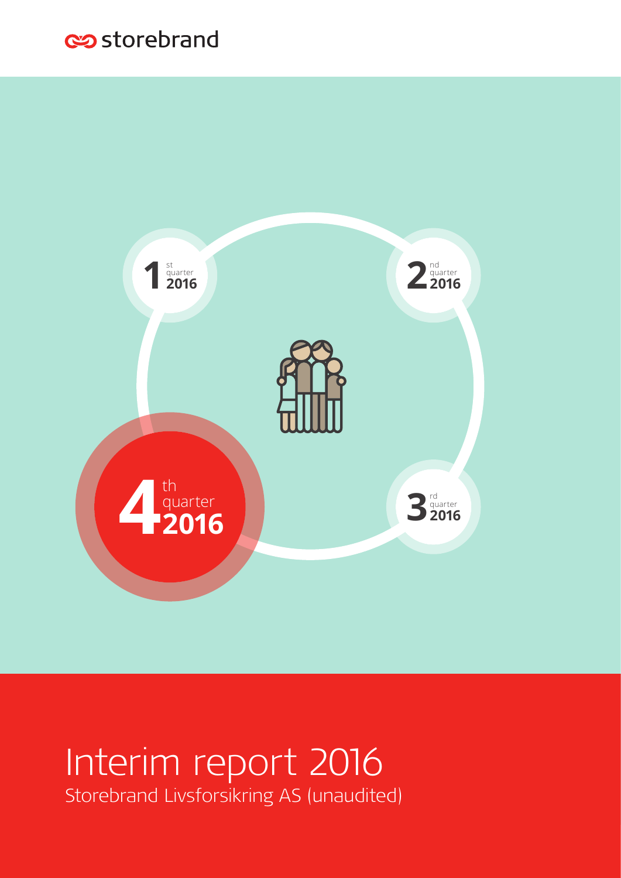storebrand

1st quarter 2016

2nd quarter 2016

3rd quarter 2016

4th quarter 2016

# Interim report 2016

Storebrand Livsforsikring AS (unaudited)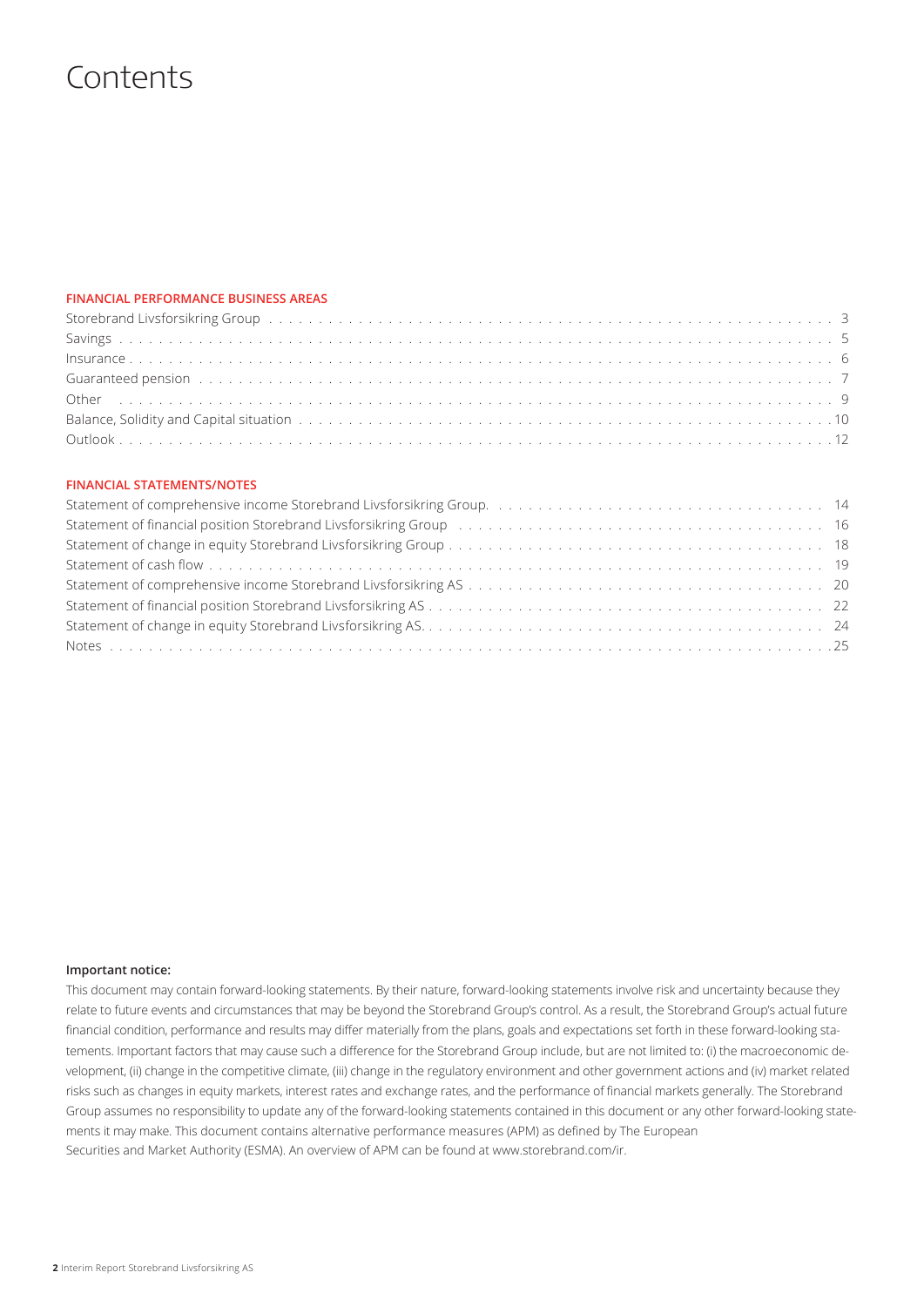# Contents

**FINANCIAL PERFORMANCE BUSINESS AREAS**

| | |
|---|---|
| Storebrand Livsforsikring Group | 3 |
| Savings | 5 |
| Insurance | 6 |
| Guaranteed pension | 7 |
| Other | 9 |
| Balance, Solidity and Capital situation | 10 |
| Outlook | 12 |

**FINANCIAL STATEMENTS/NOTES**

| | |
|---|---|
| Statement of comprehensive income Storebrand Livsforsikring Group. | 14 |
| Statement of financial position Storebrand Livsforsikring Group | 16 |
| Statement of change in equity Storebrand Livsforsikring Group | 18 |
| Statement of cash flow | 19 |
| Statement of comprehensive income Storebrand Livsforsikring AS | 20 |
| Statement of financial position Storebrand Livsforsikring AS | 22 |
| Statement of change in equity Storebrand Livsforsikring AS. | 24 |
| Notes | 25 |

**Important notice:**

This document may contain forward-looking statements. By their nature, forward-looking statements involve risk and uncertainty because they relate to future events and circumstances that may be beyond the Storebrand Group's control. As a result, the Storebrand Group's actual future financial condition, performance and results may differ materially from the plans, goals and expectations set forth in these forward-looking statements. Important factors that may cause such a difference for the Storebrand Group include, but are not limited to: (i) the macroeconomic development, (ii) change in the competitive climate, (iii) change in the regulatory environment and other government actions and (iv) market related risks such as changes in equity markets, interest rates and exchange rates, and the performance of financial markets generally. The Storebrand Group assumes no responsibility to update any of the forward-looking statements contained in this document or any other forward-looking statements it may make. This document contains alternative performance measures (APM) as defined by The European Securities and Market Authority (ESMA). An overview of APM can be found at www.storebrand.com/ir.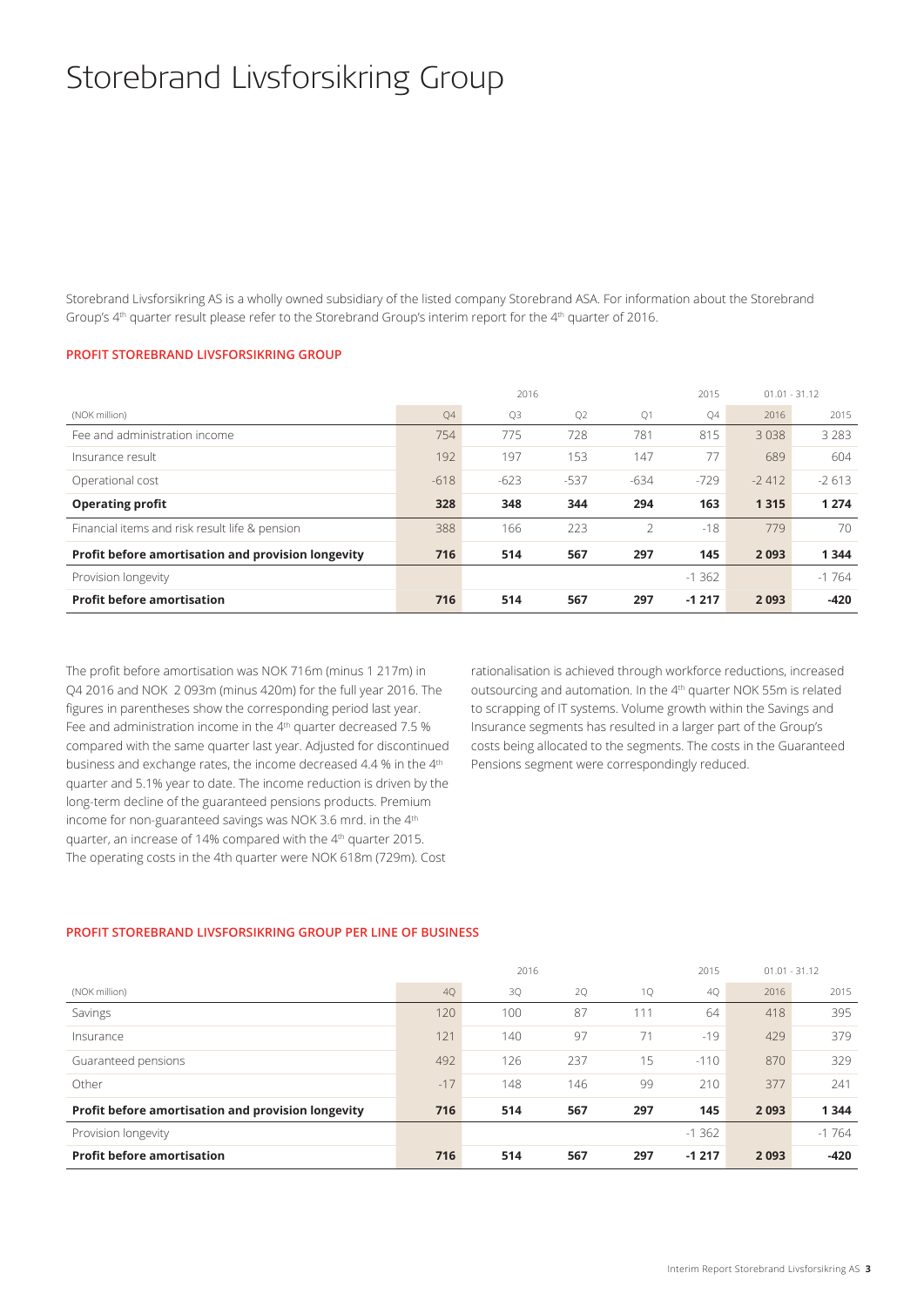# Storebrand Livsforsikring Group

Storebrand Livsforsikring AS is a wholly owned subsidiary of the listed company Storebrand ASA. For information about the Storebrand Group's 4th quarter result please refer to the Storebrand Group's interim report for the 4th quarter of 2016.

### PROFIT STOREBRAND LIVSFORSIKRING GROUP

| | 2016 | | | | 2015 | 01.01 - 31.12 | |
|---|---|---|---|---|---|---|---|
| (NOK million) | Q4 | Q3 | Q2 | Q1 | Q4 | 2016 | 2015 |
| Fee and administration income | 754 | 775 | 728 | 781 | 815 | 3 038 | 3 283 |
| Insurance result | 192 | 197 | 153 | 147 | 77 | 689 | 604 |
| Operational cost | -618 | -623 | -537 | -634 | -729 | -2 412 | -2 613 |
| **Operating profit** | **328** | **348** | **344** | **294** | **163** | **1 315** | **1 274** |
| Financial items and risk result life & pension | 388 | 166 | 223 | 2 | -18 | 779 | 70 |
| **Profit before amortisation and provision longevity** | **716** | **514** | **567** | **297** | **145** | **2 093** | **1 344** |
| Provision longevity | | | | | -1 362 | | -1 764 |
| **Profit before amortisation** | **716** | **514** | **567** | **297** | **-1 217** | **2 093** | **-420** |

The profit before amortisation was NOK 716m (minus 1 217m) in Q4 2016 and NOK 2 093m (minus 420m) for the full year 2016. The figures in parentheses show the corresponding period last year. Fee and administration income in the 4th quarter decreased 7.5 % compared with the same quarter last year. Adjusted for discontinued business and exchange rates, the income decreased 4.4 % in the 4th quarter and 5.1% year to date. The income reduction is driven by the long-term decline of the guaranteed pensions products. Premium income for non-guaranteed savings was NOK 3.6 mrd. in the 4th quarter, an increase of 14% compared with the 4th quarter 2015. The operating costs in the 4th quarter were NOK 618m (729m). Cost rationalisation is achieved through workforce reductions, increased outsourcing and automation. In the 4th quarter NOK 55m is related to scrapping of IT systems. Volume growth within the Savings and Insurance segments has resulted in a larger part of the Group's costs being allocated to the segments. The costs in the Guaranteed Pensions segment were correspondingly reduced.

### PROFIT STOREBRAND LIVSFORSIKRING GROUP PER LINE OF BUSINESS

| | 2016 | | | | 2015 | 01.01 - 31.12 | |
|---|---|---|---|---|---|---|---|
| (NOK million) | 4Q | 3Q | 2Q | 1Q | 4Q | 2016 | 2015 |
| Savings | 120 | 100 | 87 | 111 | 64 | 418 | 395 |
| Insurance | 121 | 140 | 97 | 71 | -19 | 429 | 379 |
| Guaranteed pensions | 492 | 126 | 237 | 15 | -110 | 870 | 329 |
| Other | -17 | 148 | 146 | 99 | 210 | 377 | 241 |
| **Profit before amortisation and provision longevity** | **716** | **514** | **567** | **297** | **145** | **2 093** | **1 344** |
| Provision longevity | | | | | -1 362 | | -1 764 |
| **Profit before amortisation** | **716** | **514** | **567** | **297** | **-1 217** | **2 093** | **-420** |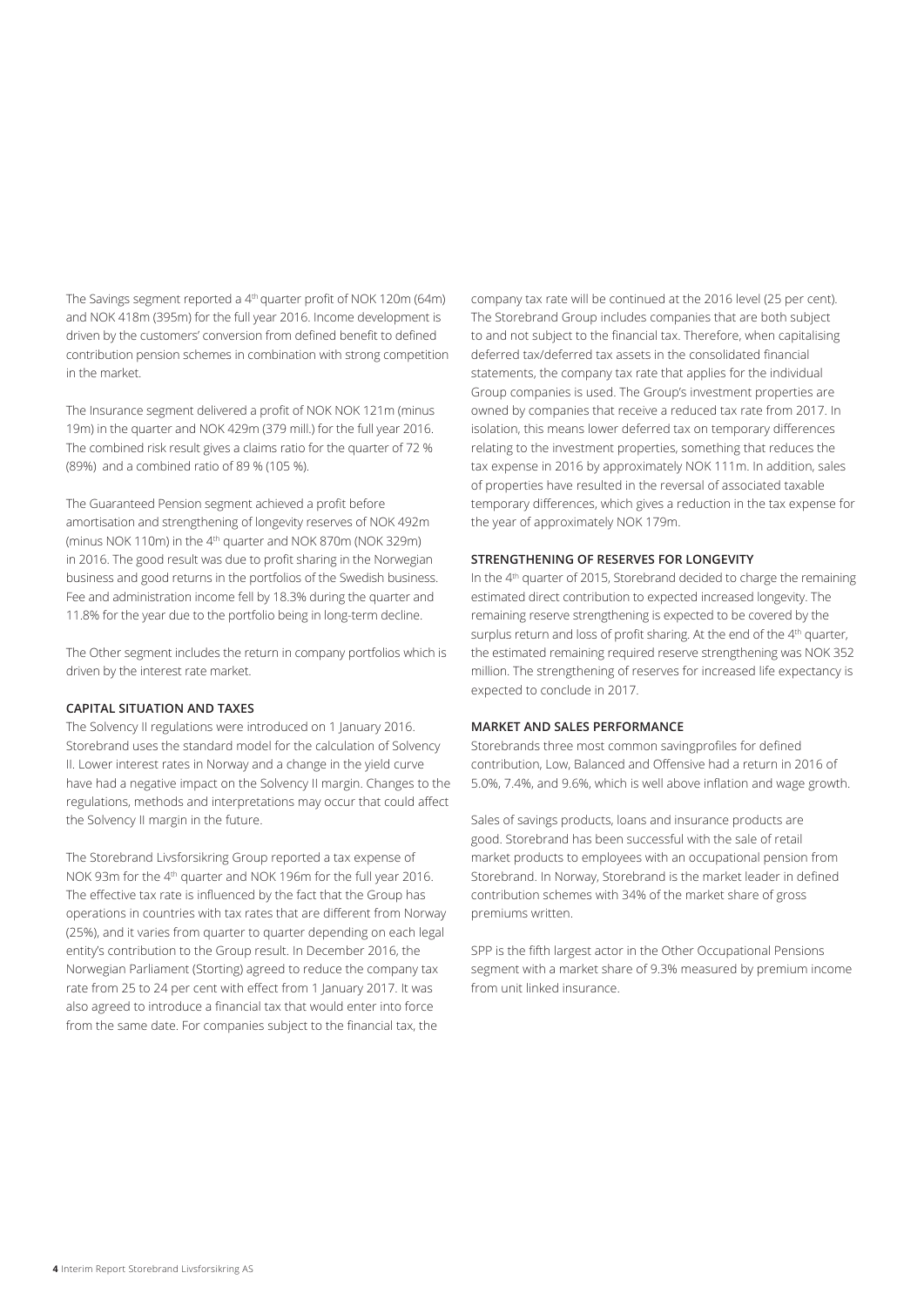The Savings segment reported a 4th quarter profit of NOK 120m (64m) and NOK 418m (395m) for the full year 2016. Income development is driven by the customers' conversion from defined benefit to defined contribution pension schemes in combination with strong competition in the market.

The Insurance segment delivered a profit of NOK NOK 121m (minus 19m) in the quarter and NOK 429m (379 mill.) for the full year 2016. The combined risk result gives a claims ratio for the quarter of 72 % (89%) and a combined ratio of 89 % (105 %).

The Guaranteed Pension segment achieved a profit before amortisation and strengthening of longevity reserves of NOK 492m (minus NOK 110m) in the 4th quarter and NOK 870m (NOK 329m) in 2016. The good result was due to profit sharing in the Norwegian business and good returns in the portfolios of the Swedish business. Fee and administration income fell by 18.3% during the quarter and 11.8% for the year due to the portfolio being in long-term decline.

The Other segment includes the return in company portfolios which is driven by the interest rate market.

**CAPITAL SITUATION AND TAXES**

The Solvency II regulations were introduced on 1 January 2016. Storebrand uses the standard model for the calculation of Solvency II. Lower interest rates in Norway and a change in the yield curve have had a negative impact on the Solvency II margin. Changes to the regulations, methods and interpretations may occur that could affect the Solvency II margin in the future.

The Storebrand Livsforsikring Group reported a tax expense of NOK 93m for the 4th quarter and NOK 196m for the full year 2016. The effective tax rate is influenced by the fact that the Group has operations in countries with tax rates that are different from Norway (25%), and it varies from quarter to quarter depending on each legal entity's contribution to the Group result. In December 2016, the Norwegian Parliament (Storting) agreed to reduce the company tax rate from 25 to 24 per cent with effect from 1 January 2017. It was also agreed to introduce a financial tax that would enter into force from the same date. For companies subject to the financial tax, the company tax rate will be continued at the 2016 level (25 per cent). The Storebrand Group includes companies that are both subject to and not subject to the financial tax. Therefore, when capitalising deferred tax/deferred tax assets in the consolidated financial statements, the company tax rate that applies for the individual Group companies is used. The Group's investment properties are owned by companies that receive a reduced tax rate from 2017. In isolation, this means lower deferred tax on temporary differences relating to the investment properties, something that reduces the tax expense in 2016 by approximately NOK 111m. In addition, sales of properties have resulted in the reversal of associated taxable temporary differences, which gives a reduction in the tax expense for the year of approximately NOK 179m.

**STRENGTHENING OF RESERVES FOR LONGEVITY**

In the 4th quarter of 2015, Storebrand decided to charge the remaining estimated direct contribution to expected increased longevity. The remaining reserve strengthening is expected to be covered by the surplus return and loss of profit sharing. At the end of the 4th quarter, the estimated remaining required reserve strengthening was NOK 352 million. The strengthening of reserves for increased life expectancy is expected to conclude in 2017.

**MARKET AND SALES PERFORMANCE**

Storebrands three most common savingprofiles for defined contribution, Low, Balanced and Offensive had a return in 2016 of 5.0%, 7.4%, and 9.6%, which is well above inflation and wage growth.

Sales of savings products, loans and insurance products are good. Storebrand has been successful with the sale of retail market products to employees with an occupational pension from Storebrand. In Norway, Storebrand is the market leader in defined contribution schemes with 34% of the market share of gross premiums written.

SPP is the fifth largest actor in the Other Occupational Pensions segment with a market share of 9.3% measured by premium income from unit linked insurance.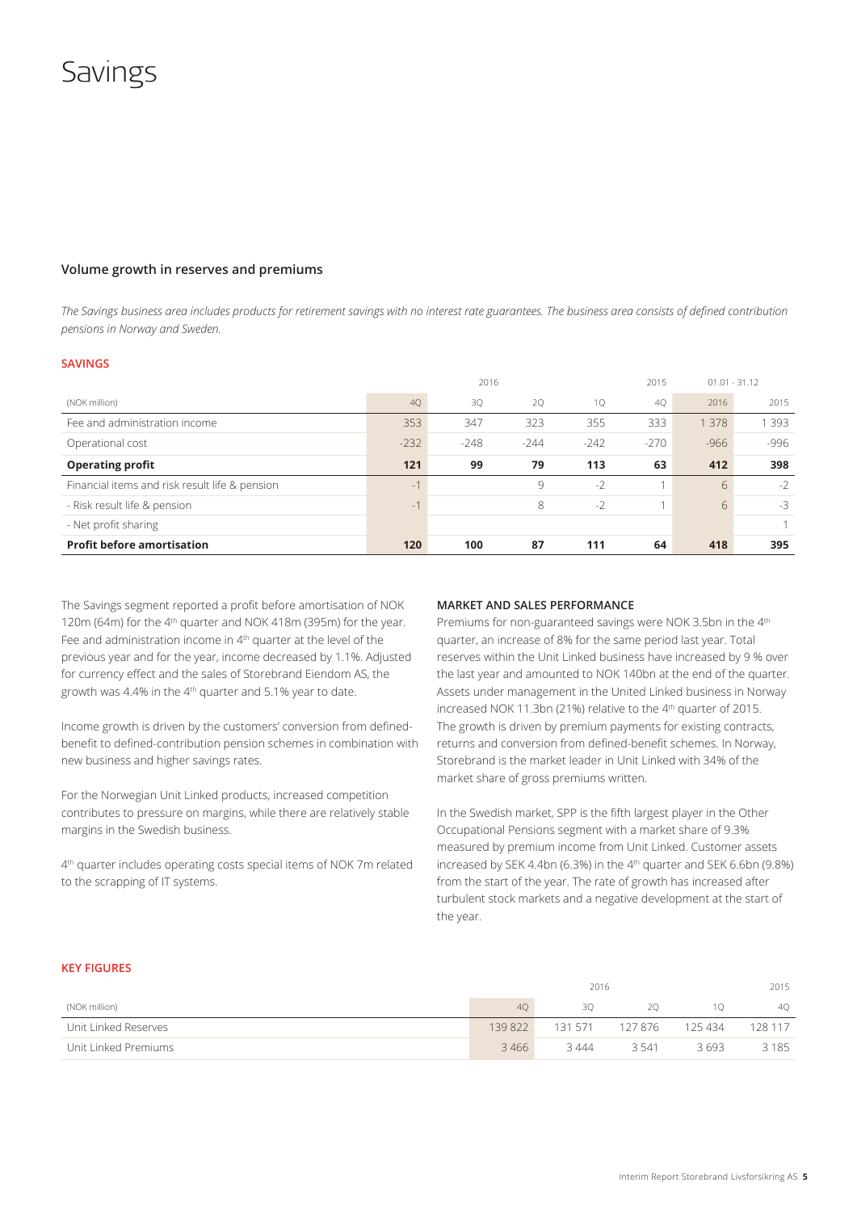# Savings

### Volume growth in reserves and premiums

*The Savings business area includes products for retirement savings with no interest rate guarantees. The business area consists of defined contribution pensions in Norway and Sweden.*

#### SAVINGS

| | 2016 | | | | 2015 | 01.01 - 31.12 | |
|---|---|---|---|---|---|---|---|
| (NOK million) | 4Q | 3Q | 2Q | 1Q | 4Q | 2016 | 2015 |
| Fee and administration income | 353 | 347 | 323 | 355 | 333 | 1 378 | 1 393 |
| Operational cost | -232 | -248 | -244 | -242 | -270 | -966 | -996 |
| **Operating profit** | **121** | **99** | **79** | **113** | **63** | **412** | **398** |
| Financial items and risk result life & pension | -1 | | 9 | -2 | 1 | 6 | -2 |
| - Risk result life & pension | -1 | | 8 | -2 | 1 | 6 | -3 |
| - Net profit sharing | | | | | | | 1 |
| **Profit before amortisation** | **120** | **100** | **87** | **111** | **64** | **418** | **395** |

The Savings segment reported a profit before amortisation of NOK 120m (64m) for the 4th quarter and NOK 418m (395m) for the year. Fee and administration income in 4th quarter at the level of the previous year and for the year, income decreased by 1.1%. Adjusted for currency effect and the sales of Storebrand Eiendom AS, the growth was 4.4% in the 4th quarter and 5.1% year to date.

Income growth is driven by the customers' conversion from defined-benefit to defined-contribution pension schemes in combination with new business and higher savings rates.

For the Norwegian Unit Linked products, increased competition contributes to pressure on margins, while there are relatively stable margins in the Swedish business.

4th quarter includes operating costs special items of NOK 7m related to the scrapping of IT systems.

#### MARKET AND SALES PERFORMANCE

Premiums for non-guaranteed savings were NOK 3.5bn in the 4th quarter, an increase of 8% for the same period last year. Total reserves within the Unit Linked business have increased by 9 % over the last year and amounted to NOK 140bn at the end of the quarter. Assets under management in the United Linked business in Norway increased NOK 11.3bn (21%) relative to the 4th quarter of 2015. The growth is driven by premium payments for existing contracts, returns and conversion from defined-benefit schemes. In Norway, Storebrand is the market leader in Unit Linked with 34% of the market share of gross premiums written.

In the Swedish market, SPP is the fifth largest player in the Other Occupational Pensions segment with a market share of 9.3% measured by premium income from Unit Linked. Customer assets increased by SEK 4.4bn (6.3%) in the 4th quarter and SEK 6.6bn (9.8%) from the start of the year. The rate of growth has increased after turbulent stock markets and a negative development at the start of the year.

#### KEY FIGURES

| | 2016 | | | | 2015 |
|---|---|---|---|---|---|
| (NOK million) | 4Q | 3Q | 2Q | 1Q | 4Q |
| Unit Linked Reserves | 139 822 | 131 571 | 127 876 | 125 434 | 128 117 |
| Unit Linked Premiums | 3 466 | 3 444 | 3 541 | 3 693 | 3 185 |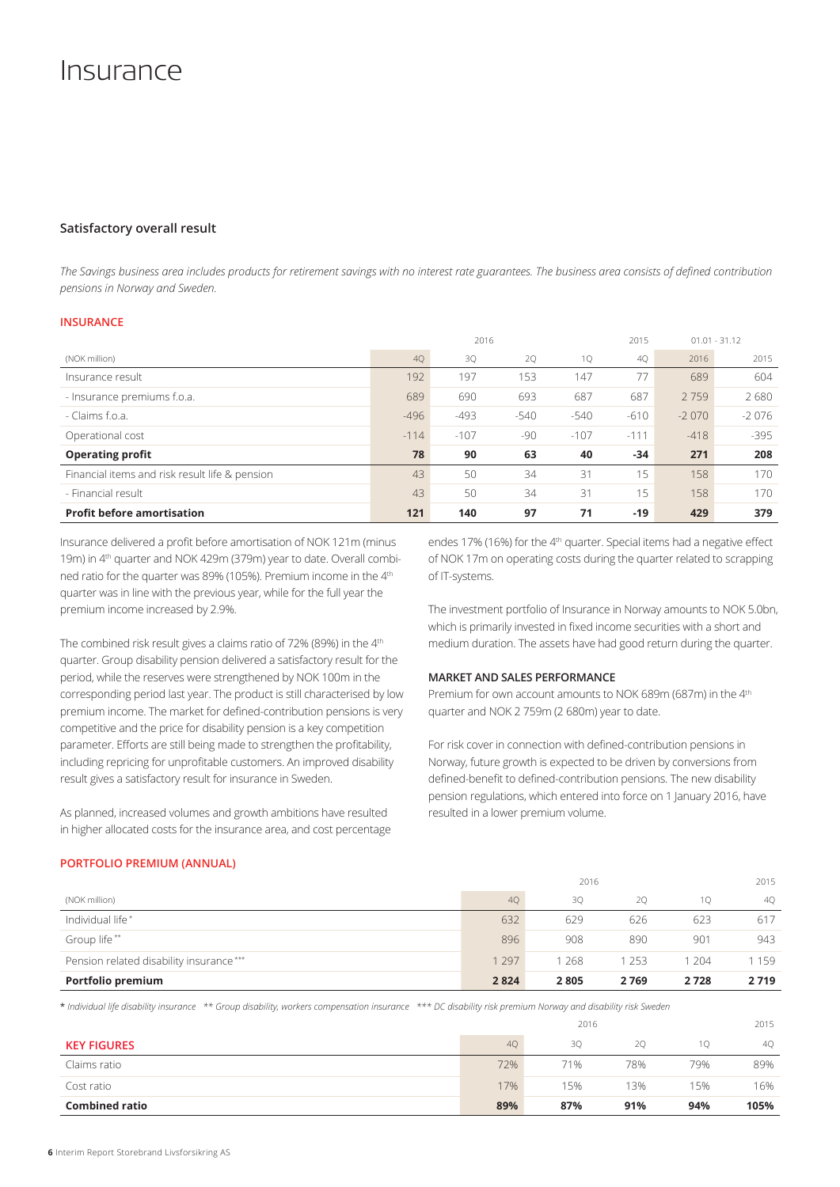# Insurance

## Satisfactory overall result

*The Savings business area includes products for retirement savings with no interest rate guarantees. The business area consists of defined contribution pensions in Norway and Sweden.*

### INSURANCE

| | 2016 | | | | 2015 | 01.01 - 31.12 | |
|---|---|---|---|---|---|---|---|
| (NOK million) | 4Q | 3Q | 2Q | 1Q | 4Q | 2016 | 2015 |
| Insurance result | 192 | 197 | 153 | 147 | 77 | 689 | 604 |
| - Insurance premiums f.o.a. | 689 | 690 | 693 | 687 | 687 | 2 759 | 2 680 |
| - Claims f.o.a. | -496 | -493 | -540 | -540 | -610 | -2 070 | -2 076 |
| Operational cost | -114 | -107 | -90 | -107 | -111 | -418 | -395 |
| **Operating profit** | **78** | **90** | **63** | **40** | **-34** | **271** | **208** |
| Financial items and risk result life & pension | 43 | 50 | 34 | 31 | 15 | 158 | 170 |
| - Financial result | 43 | 50 | 34 | 31 | 15 | 158 | 170 |
| **Profit before amortisation** | **121** | **140** | **97** | **71** | **-19** | **429** | **379** |

Insurance delivered a profit before amortisation of NOK 121m (minus 19m) in 4th quarter and NOK 429m (379m) year to date. Overall combined ratio for the quarter was 89% (105%). Premium income in the 4th quarter was in line with the previous year, while for the full year the premium income increased by 2.9%.

The combined risk result gives a claims ratio of 72% (89%) in the 4th quarter. Group disability pension delivered a satisfactory result for the period, while the reserves were strengthened by NOK 100m in the corresponding period last year. The product is still characterised by low premium income. The market for defined-contribution pensions is very competitive and the price for disability pension is a key competition parameter. Efforts are still being made to strengthen the profitability, including repricing for unprofitable customers. An improved disability result gives a satisfactory result for insurance in Sweden.

As planned, increased volumes and growth ambitions have resulted in higher allocated costs for the insurance area, and cost percentage endes 17% (16%) for the 4th quarter. Special items had a negative effect of NOK 17m on operating costs during the quarter related to scrapping of IT-systems.

The investment portfolio of Insurance in Norway amounts to NOK 5.0bn, which is primarily invested in fixed income securities with a short and medium duration. The assets have had good return during the quarter.

### MARKET AND SALES PERFORMANCE

Premium for own account amounts to NOK 689m (687m) in the 4th quarter and NOK 2 759m (2 680m) year to date.

For risk cover in connection with defined-contribution pensions in Norway, future growth is expected to be driven by conversions from defined-benefit to defined-contribution pensions. The new disability pension regulations, which entered into force on 1 January 2016, have resulted in a lower premium volume.

### PORTFOLIO PREMIUM (ANNUAL)

| | 2016 | | | | 2015 |
|---|---|---|---|---|---|
| (NOK million) | 4Q | 3Q | 2Q | 1Q | 4Q |
| Individual life * | 632 | 629 | 626 | 623 | 617 |
| Group life ** | 896 | 908 | 890 | 901 | 943 |
| Pension related disability insurance *** | 1 297 | 1 268 | 1 253 | 1 204 | 1 159 |
| **Portfolio premium** | **2 824** | **2 805** | **2 769** | **2 728** | **2 719** |

* *Individual life disability insurance* ** *Group disability, workers compensation insurance* *** *DC disability risk premium Norway and disability risk Sweden*

| | 2016 | | | | 2015 |
|---|---|---|---|---|---|
| **KEY FIGURES** | 4Q | 3Q | 2Q | 1Q | 4Q |
| Claims ratio | 72% | 71% | 78% | 79% | 89% |
| Cost ratio | 17% | 15% | 13% | 15% | 16% |
| **Combined ratio** | **89%** | **87%** | **91%** | **94%** | **105%** |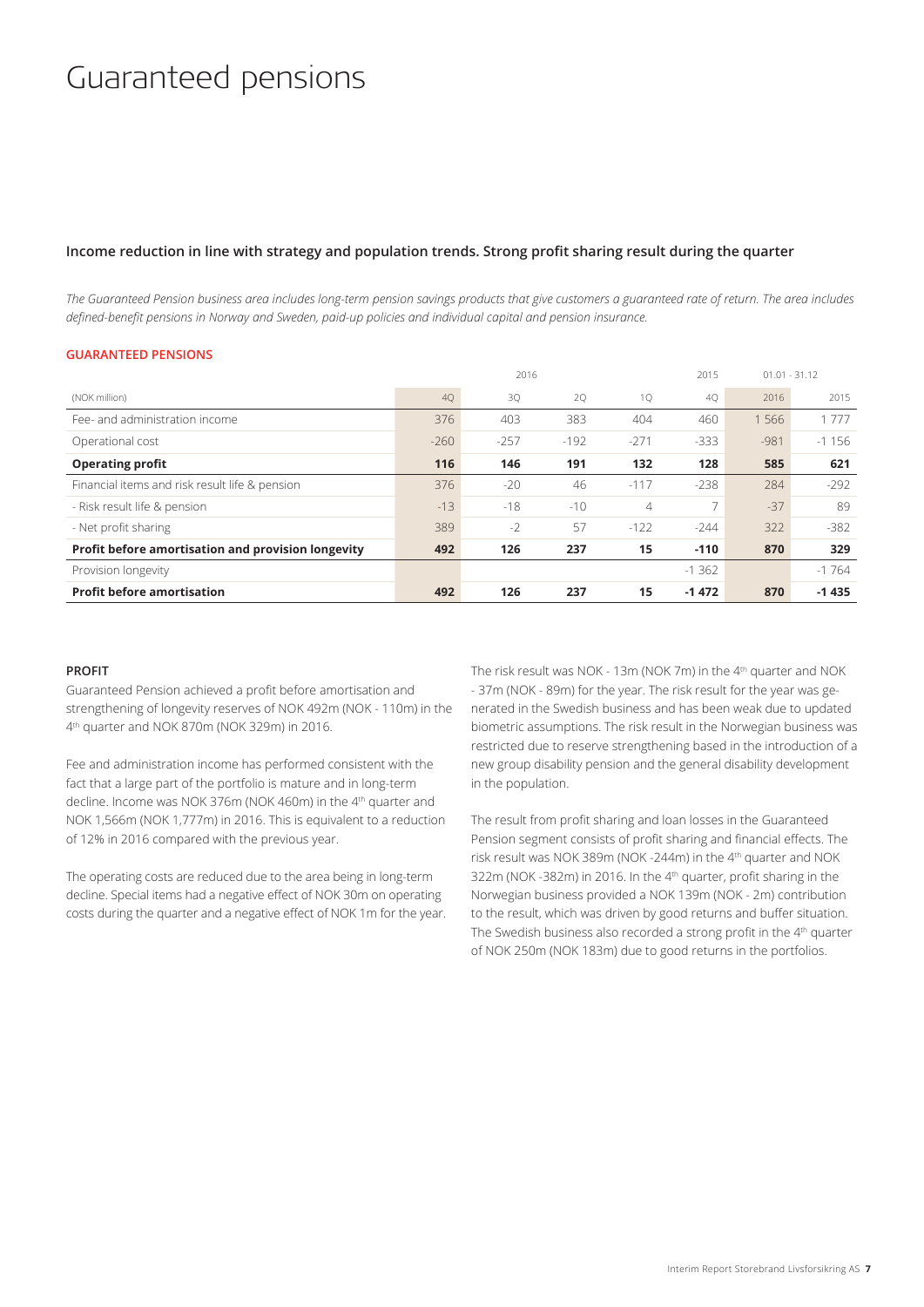# Guaranteed pensions

### Income reduction in line with strategy and population trends. Strong profit sharing result during the quarter

*The Guaranteed Pension business area includes long-term pension savings products that give customers a guaranteed rate of return. The area includes defined-benefit pensions in Norway and Sweden, paid-up policies and individual capital and pension insurance.*

**GUARANTEED PENSIONS**

| | 2016 | | | | 2015 | 01.01 - 31.12 | |
|---|---|---|---|---|---|---|---|
| (NOK million) | 4Q | 3Q | 2Q | 1Q | 4Q | 2016 | 2015 |
| Fee- and administration income | 376 | 403 | 383 | 404 | 460 | 1 566 | 1 777 |
| Operational cost | -260 | -257 | -192 | -271 | -333 | -981 | -1 156 |
| **Operating profit** | **116** | **146** | **191** | **132** | **128** | **585** | **621** |
| Financial items and risk result life & pension | 376 | -20 | 46 | -117 | -238 | 284 | -292 |
| - Risk result life & pension | -13 | -18 | -10 | 4 | 7 | -37 | 89 |
| - Net profit sharing | 389 | -2 | 57 | -122 | -244 | 322 | -382 |
| **Profit before amortisation and provision longevity** | **492** | **126** | **237** | **15** | **-110** | **870** | **329** |
| Provision longevity | | | | | -1 362 | | -1 764 |
| **Profit before amortisation** | **492** | **126** | **237** | **15** | **-1 472** | **870** | **-1 435** |

**PROFIT**

Guaranteed Pension achieved a profit before amortisation and strengthening of longevity reserves of NOK 492m (NOK - 110m) in the 4th quarter and NOK 870m (NOK 329m) in 2016.

Fee and administration income has performed consistent with the fact that a large part of the portfolio is mature and in long-term decline. Income was NOK 376m (NOK 460m) in the 4th quarter and NOK 1,566m (NOK 1,777m) in 2016. This is equivalent to a reduction of 12% in 2016 compared with the previous year.

The operating costs are reduced due to the area being in long-term decline. Special items had a negative effect of NOK 30m on operating costs during the quarter and a negative effect of NOK 1m for the year.

The risk result was NOK - 13m (NOK 7m) in the 4th quarter and NOK - 37m (NOK - 89m) for the year. The risk result for the year was generated in the Swedish business and has been weak due to updated biometric assumptions. The risk result in the Norwegian business was restricted due to reserve strengthening based in the introduction of a new group disability pension and the general disability development in the population.

The result from profit sharing and loan losses in the Guaranteed Pension segment consists of profit sharing and financial effects. The risk result was NOK 389m (NOK -244m) in the 4th quarter and NOK 322m (NOK -382m) in 2016. In the 4th quarter, profit sharing in the Norwegian business provided a NOK 139m (NOK - 2m) contribution to the result, which was driven by good returns and buffer situation. The Swedish business also recorded a strong profit in the 4th quarter of NOK 250m (NOK 183m) due to good returns in the portfolios.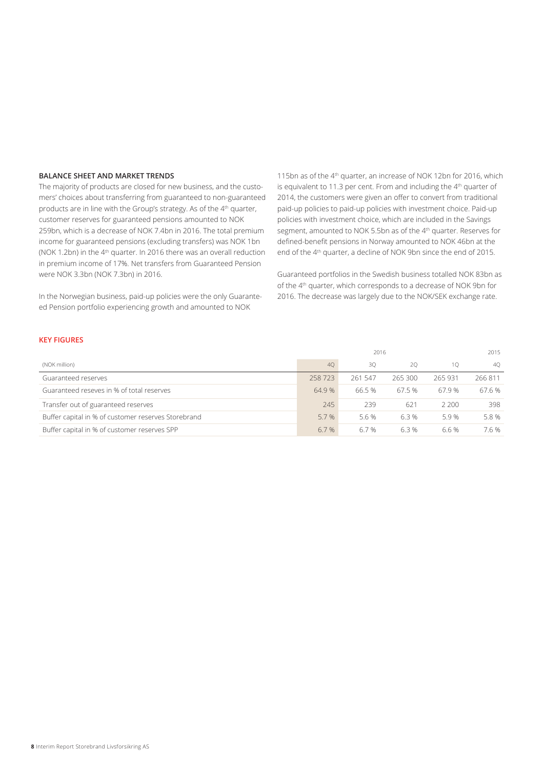## BALANCE SHEET AND MARKET TRENDS

The majority of products are closed for new business, and the customers' choices about transferring from guaranteed to non-guaranteed products are in line with the Group's strategy. As of the 4th quarter, customer reserves for guaranteed pensions amounted to NOK 259bn, which is a decrease of NOK 7.4bn in 2016. The total premium income for guaranteed pensions (excluding transfers) was NOK 1bn (NOK 1.2bn) in the 4th quarter. In 2016 there was an overall reduction in premium income of 17%. Net transfers from Guaranteed Pension were NOK 3.3bn (NOK 7.3bn) in 2016.

In the Norwegian business, paid-up policies were the only Guaranteed Pension portfolio experiencing growth and amounted to NOK 115bn as of the 4th quarter, an increase of NOK 12bn for 2016, which is equivalent to 11.3 per cent. From and including the 4th quarter of 2014, the customers were given an offer to convert from traditional paid-up policies to paid-up policies with investment choice. Paid-up policies with investment choice, which are included in the Savings segment, amounted to NOK 5.5bn as of the 4th quarter. Reserves for defined-benefit pensions in Norway amounted to NOK 46bn at the end of the 4th quarter, a decline of NOK 9bn since the end of 2015.

Guaranteed portfolios in the Swedish business totalled NOK 83bn as of the 4th quarter, which corresponds to a decrease of NOK 9bn for 2016. The decrease was largely due to the NOK/SEK exchange rate.

## KEY FIGURES

| | 2016 | | | | 2015 |
|---|---|---|---|---|---|
| (NOK million) | 4Q | 3Q | 2Q | 1Q | 4Q |
| Guaranteed reserves | 258 723 | 261 547 | 265 300 | 265 931 | 266 811 |
| Guaranteed reseves in % of total reserves | 64.9 % | 66.5 % | 67.5 % | 67.9 % | 67.6 % |
| Transfer out of guaranteed reserves | 245 | 239 | 621 | 2 200 | 398 |
| Buffer capital in % of customer reserves Storebrand | 5.7 % | 5.6 % | 6.3 % | 5.9 % | 5.8 % |
| Buffer capital in % of customer reserves SPP | 6.7 % | 6.7 % | 6.3 % | 6.6 % | 7.6 % |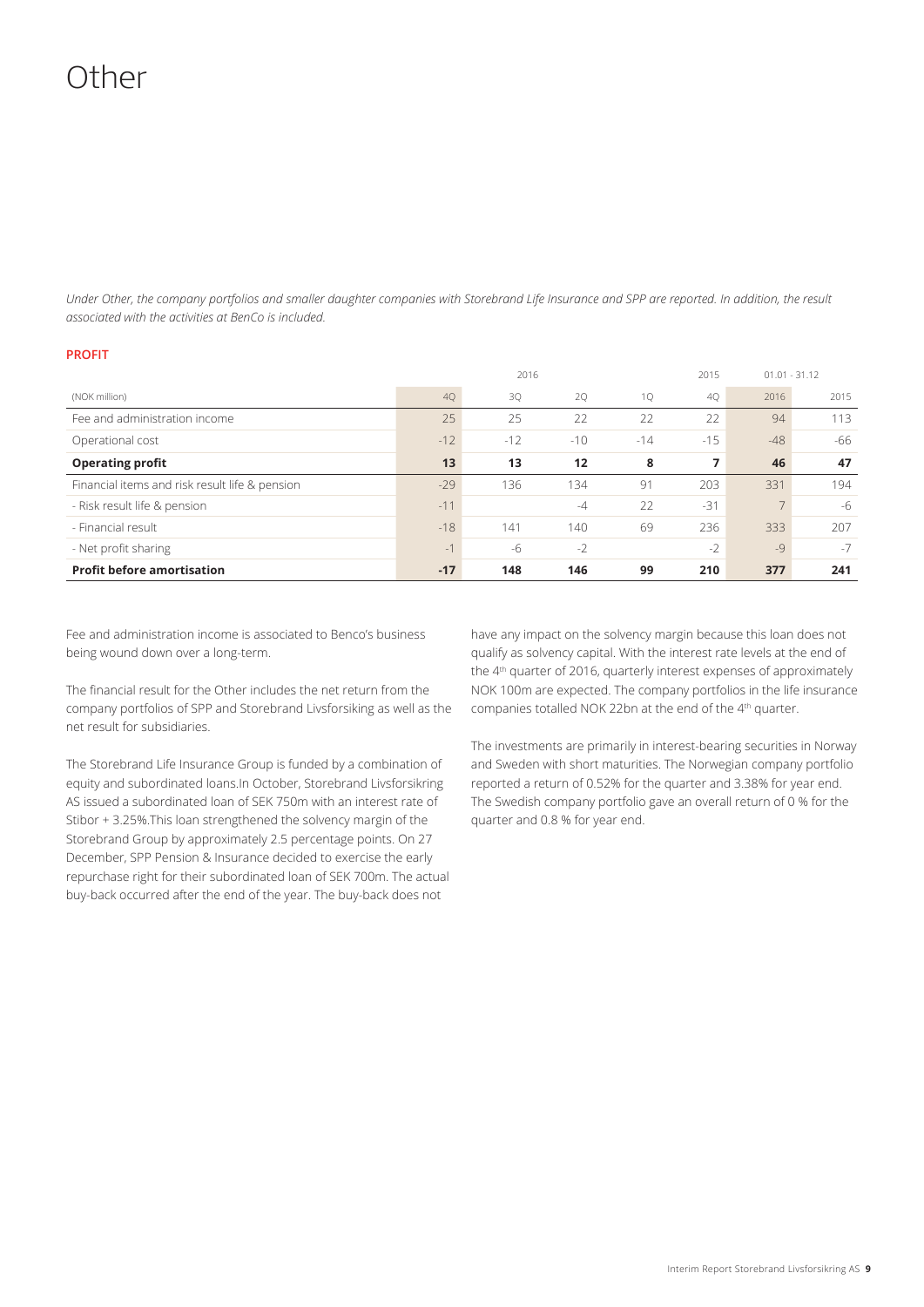# Other

*Under Other, the company portfolios and smaller daughter companies with Storebrand Life Insurance and SPP are reported. In addition, the result associated with the activities at BenCo is included.*

**PROFIT**

| | 2016 | | | | 2015 | 01.01 - 31.12 | |
|---|---|---|---|---|---|---|---|
| (NOK million) | 4Q | 3Q | 2Q | 1Q | 4Q | 2016 | 2015 |
| Fee and administration income | 25 | 25 | 22 | 22 | 22 | 94 | 113 |
| Operational cost | -12 | -12 | -10 | -14 | -15 | -48 | -66 |
| **Operating profit** | **13** | **13** | **12** | **8** | **7** | **46** | **47** |
| Financial items and risk result life & pension | -29 | 136 | 134 | 91 | 203 | 331 | 194 |
| - Risk result life & pension | -11 | | -4 | 22 | -31 | 7 | -6 |
| - Financial result | -18 | 141 | 140 | 69 | 236 | 333 | 207 |
| - Net profit sharing | -1 | -6 | -2 | | -2 | -9 | -7 |
| **Profit before amortisation** | **-17** | **148** | **146** | **99** | **210** | **377** | **241** |

Fee and administration income is associated to Benco's business being wound down over a long-term.

The financial result for the Other includes the net return from the company portfolios of SPP and Storebrand Livsforsiking as well as the net result for subsidiaries.

The Storebrand Life Insurance Group is funded by a combination of equity and subordinated loans.In October, Storebrand Livsforsikring AS issued a subordinated loan of SEK 750m with an interest rate of Stibor + 3.25%.This loan strengthened the solvency margin of the Storebrand Group by approximately 2.5 percentage points. On 27 December, SPP Pension & Insurance decided to exercise the early repurchase right for their subordinated loan of SEK 700m. The actual buy-back occurred after the end of the year. The buy-back does not have any impact on the solvency margin because this loan does not qualify as solvency capital. With the interest rate levels at the end of the 4th quarter of 2016, quarterly interest expenses of approximately NOK 100m are expected. The company portfolios in the life insurance companies totalled NOK 22bn at the end of the 4th quarter.

The investments are primarily in interest-bearing securities in Norway and Sweden with short maturities. The Norwegian company portfolio reported a return of 0.52% for the quarter and 3.38% for year end. The Swedish company portfolio gave an overall return of 0 % for the quarter and 0.8 % for year end.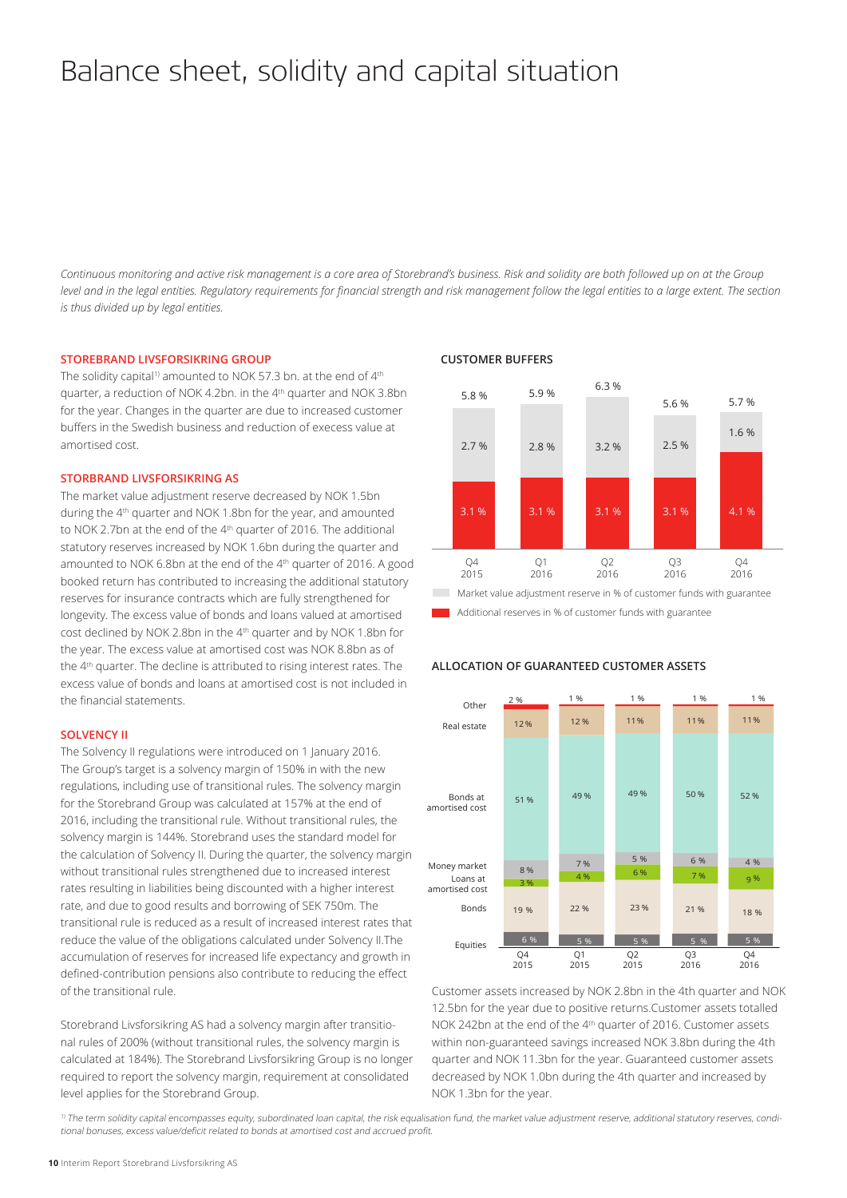# Balance sheet, solidity and capital situation

*Continuous monitoring and active risk management is a core area of Storebrand's business. Risk and solidity are both followed up on at the Group level and in the legal entities. Regulatory requirements for financial strength and risk management follow the legal entities to a large extent. The section is thus divided up by legal entities.*

### STOREBRAND LIVSFORSIKRING GROUP

The solidity capital[1] amounted to NOK 57.3 bn. at the end of 4th quarter, a reduction of NOK 4.2bn. in the 4th quarter and NOK 3.8bn for the year. Changes in the quarter are due to increased customer buffers in the Swedish business and reduction of execess value at amortised cost.

### STORBRAND LIVSFORSIKRING AS

The market value adjustment reserve decreased by NOK 1.5bn during the 4th quarter and NOK 1.8bn for the year, and amounted to NOK 2.7bn at the end of the 4th quarter of 2016. The additional statutory reserves increased by NOK 1.6bn during the quarter and amounted to NOK 6.8bn at the end of the 4th quarter of 2016. A good booked return has contributed to increasing the additional statutory reserves for insurance contracts which are fully strengthened for longevity. The excess value of bonds and loans valued at amortised cost declined by NOK 2.8bn in the 4th quarter and by NOK 1.8bn for the year. The excess value at amortised cost was NOK 8.8bn as of the 4th quarter. The decline is attributed to rising interest rates. The excess value of bonds and loans at amortised cost is not included in the financial statements.

### SOLVENCY II

The Solvency II regulations were introduced on 1 January 2016. The Group's target is a solvency margin of 150% in with the new regulations, including use of transitional rules. The solvency margin for the Storebrand Group was calculated at 157% at the end of 2016, including the transitional rule. Without transitional rules, the solvency margin is 144%. Storebrand uses the standard model for the calculation of Solvency II. During the quarter, the solvency margin without transitional rules strengthened due to increased interest rates resulting in liabilities being discounted with a higher interest rate, and due to good results and borrowing of SEK 750m. The transitional rule is reduced as a result of increased interest rates that reduce the value of the obligations calculated under Solvency II.The accumulation of reserves for increased life expectancy and growth in defined-contribution pensions also contribute to reducing the effect of the transitional rule.

Storebrand Livsforsikring AS had a solvency margin after transitional rules of 200% (without transitional rules, the solvency margin is calculated at 184%). The Storebrand Livsforsikring Group is no longer required to report the solvency margin, requirement at consolidated level applies for the Storebrand Group.

### CUSTOMER BUFFERS

| | Q4 2015 | Q1 2016 | Q2 2016 | Q3 2016 | Q4 2016 |
|---|---|---|---|---|---|
| Market value adjustment reserve in % of customer funds with guarantee | 2.7 % | 2.8 % | 3.2 % | 2.5 % | 1.6 % |
| Additional reserves in % of customer funds with guarantee | 3.1 % | 3.1 % | 3.1 % | 3.1 % | 4.1 % |
| Total | 5.8 % | 5.9 % | 6.3 % | 5.6 % | 5.7 % |

### ALLOCATION OF GUARANTEED CUSTOMER ASSETS

| | Q4 2015 | Q1 2015 | Q2 2015 | Q3 2016 | Q4 2016 |
|---|---|---|---|---|---|
| Other | 2 % | 1 % | 1 % | 1 % | 1 % |
| Real estate | 12 % | 12 % | 11 % | 11 % | 11 % |
| Bonds at amortised cost | 51 % | 49 % | 49 % | 50 % | 52 % |
| Money market | 8 % | 7 % | 5 % | 6 % | 4 % |
| Loans at amortised cost | 3 % | 4 % | 6 % | 7 % | 9 % |
| Bonds | 19 % | 22 % | 23 % | 21 % | 18 % |
| Equities | 6 % | 5 % | 5 % | 5 % | 5 % |

Customer assets increased by NOK 2.8bn in the 4th quarter and NOK 12.5bn for the year due to positive returns.Customer assets totalled NOK 242bn at the end of the 4th quarter of 2016. Customer assets within non-guaranteed savings increased NOK 3.8bn during the 4th quarter and NOK 11.3bn for the year. Guaranteed customer assets decreased by NOK 1.0bn during the 4th quarter and increased by NOK 1.3bn for the year.

*[1] The term solidity capital encompasses equity, subordinated loan capital, the risk equalisation fund, the market value adjustment reserve, additional statutory reserves, conditional bonuses, excess value/deficit related to bonds at amortised cost and accrued profit.*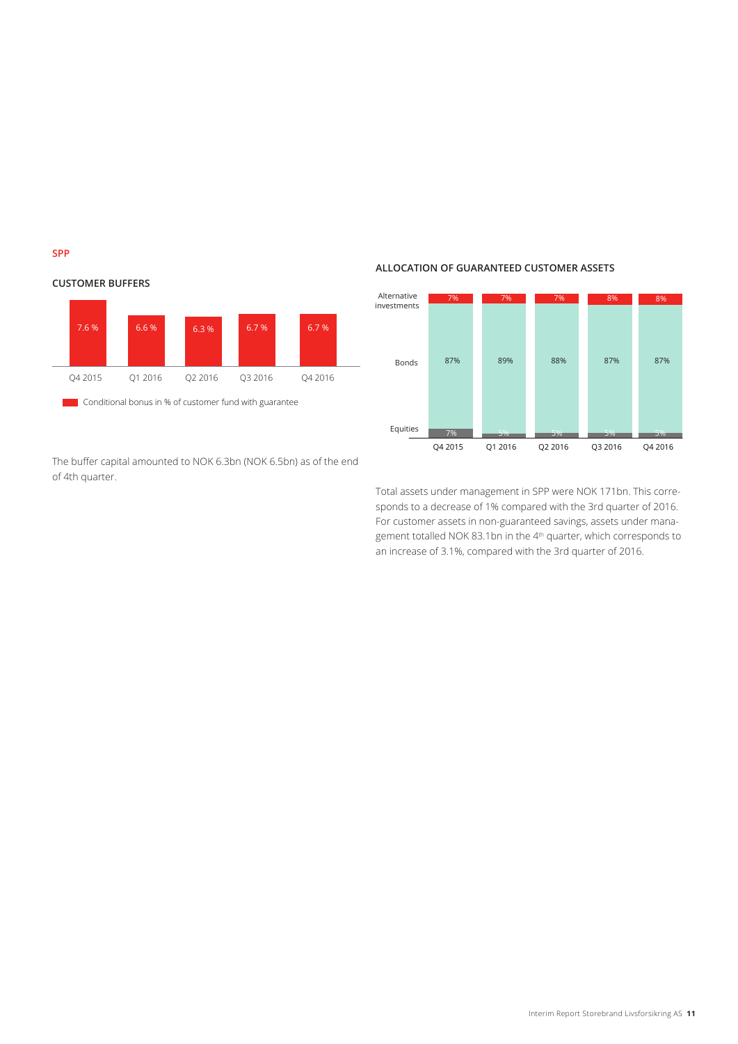## SPP

### CUSTOMER BUFFERS

| | Q4 2015 | Q1 2016 | Q2 2016 | Q3 2016 | Q4 2016 |
|---|---|---|---|---|---|
| Conditional bonus in % of customer fund with guarantee | 7.6 % | 6.6 % | 6.3 % | 6.7 % | 6.7 % |

The buffer capital amounted to NOK 6.3bn (NOK 6.5bn) as of the end of 4th quarter.

### ALLOCATION OF GUARANTEED CUSTOMER ASSETS

| | Q4 2015 | Q1 2016 | Q2 2016 | Q3 2016 | Q4 2016 |
|---|---|---|---|---|---|
| Alternative investments | 7% | 7% | 7% | 8% | 8% |
| Bonds | 87% | 89% | 88% | 87% | 87% |
| Equities | 7% | 3% | 5% | 5% | 5% |

Total assets under management in SPP were NOK 171bn. This corresponds to a decrease of 1% compared with the 3rd quarter of 2016. For customer assets in non-guaranteed savings, assets under management totalled NOK 83.1bn in the 4th quarter, which corresponds to an increase of 3.1%, compared with the 3rd quarter of 2016.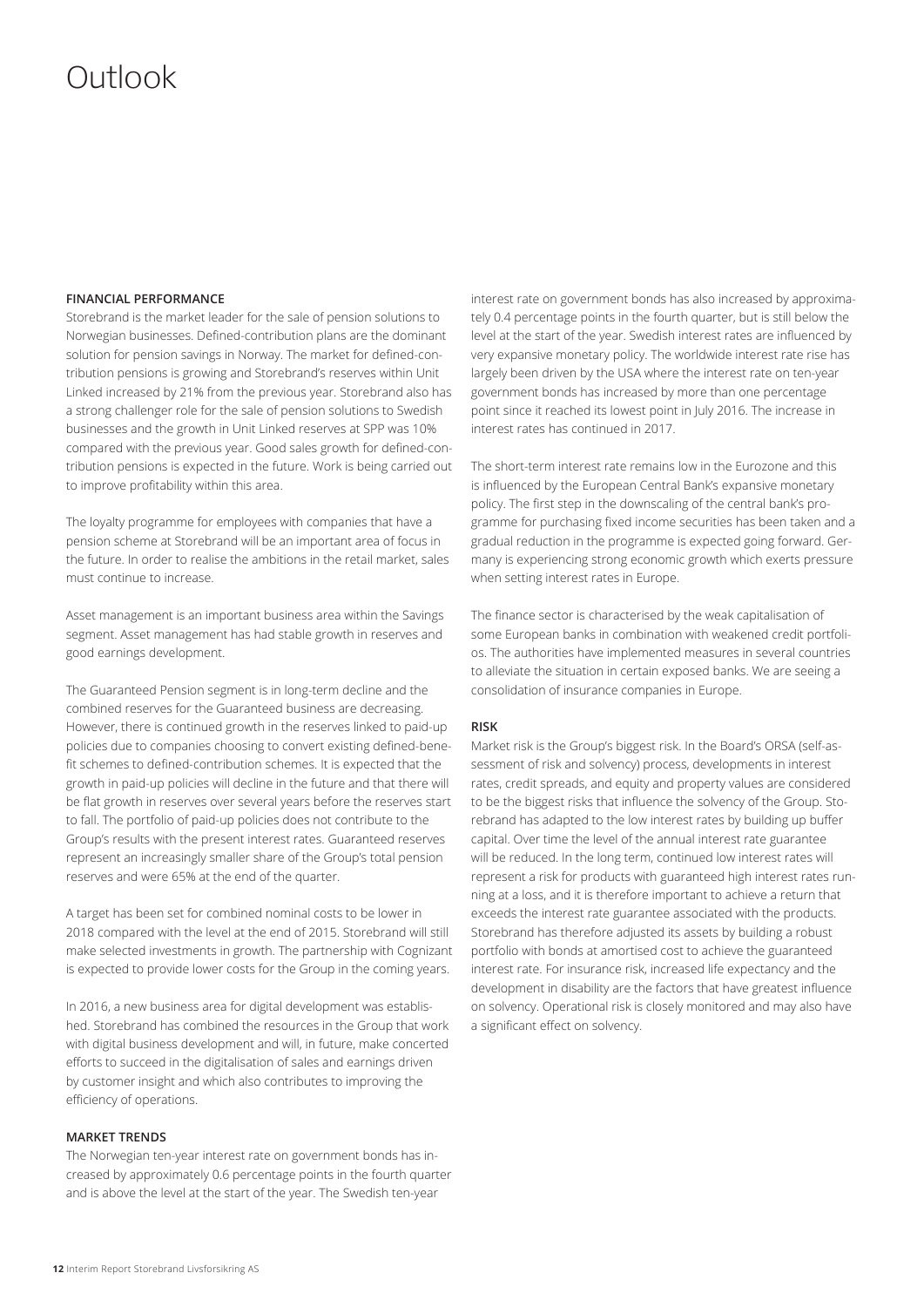# Outlook

### FINANCIAL PERFORMANCE

Storebrand is the market leader for the sale of pension solutions to Norwegian businesses. Defined-contribution plans are the dominant solution for pension savings in Norway. The market for defined-contribution pensions is growing and Storebrand's reserves within Unit Linked increased by 21% from the previous year. Storebrand also has a strong challenger role for the sale of pension solutions to Swedish businesses and the growth in Unit Linked reserves at SPP was 10% compared with the previous year. Good sales growth for defined-contribution pensions is expected in the future. Work is being carried out to improve profitability within this area.

The loyalty programme for employees with companies that have a pension scheme at Storebrand will be an important area of focus in the future. In order to realise the ambitions in the retail market, sales must continue to increase.

Asset management is an important business area within the Savings segment. Asset management has had stable growth in reserves and good earnings development.

The Guaranteed Pension segment is in long-term decline and the combined reserves for the Guaranteed business are decreasing. However, there is continued growth in the reserves linked to paid-up policies due to companies choosing to convert existing defined-benefit schemes to defined-contribution schemes. It is expected that the growth in paid-up policies will decline in the future and that there will be flat growth in reserves over several years before the reserves start to fall. The portfolio of paid-up policies does not contribute to the Group's results with the present interest rates. Guaranteed reserves represent an increasingly smaller share of the Group's total pension reserves and were 65% at the end of the quarter.

A target has been set for combined nominal costs to be lower in 2018 compared with the level at the end of 2015. Storebrand will still make selected investments in growth. The partnership with Cognizant is expected to provide lower costs for the Group in the coming years.

In 2016, a new business area for digital development was established. Storebrand has combined the resources in the Group that work with digital business development and will, in future, make concerted efforts to succeed in the digitalisation of sales and earnings driven by customer insight and which also contributes to improving the efficiency of operations.

### MARKET TRENDS

The Norwegian ten-year interest rate on government bonds has increased by approximately 0.6 percentage points in the fourth quarter and is above the level at the start of the year. The Swedish ten-year interest rate on government bonds has also increased by approximately 0.4 percentage points in the fourth quarter, but is still below the level at the start of the year. Swedish interest rates are influenced by very expansive monetary policy. The worldwide interest rate rise has largely been driven by the USA where the interest rate on ten-year government bonds has increased by more than one percentage point since it reached its lowest point in July 2016. The increase in interest rates has continued in 2017.

The short-term interest rate remains low in the Eurozone and this is influenced by the European Central Bank's expansive monetary policy. The first step in the downscaling of the central bank's programme for purchasing fixed income securities has been taken and a gradual reduction in the programme is expected going forward. Germany is experiencing strong economic growth which exerts pressure when setting interest rates in Europe.

The finance sector is characterised by the weak capitalisation of some European banks in combination with weakened credit portfolios. The authorities have implemented measures in several countries to alleviate the situation in certain exposed banks. We are seeing a consolidation of insurance companies in Europe.

### RISK

Market risk is the Group's biggest risk. In the Board's ORSA (self-assessment of risk and solvency) process, developments in interest rates, credit spreads, and equity and property values are considered to be the biggest risks that influence the solvency of the Group. Storebrand has adapted to the low interest rates by building up buffer capital. Over time the level of the annual interest rate guarantee will be reduced. In the long term, continued low interest rates will represent a risk for products with guaranteed high interest rates running at a loss, and it is therefore important to achieve a return that exceeds the interest rate guarantee associated with the products. Storebrand has therefore adjusted its assets by building a robust portfolio with bonds at amortised cost to achieve the guaranteed interest rate. For insurance risk, increased life expectancy and the development in disability are the factors that have greatest influence on solvency. Operational risk is closely monitored and may also have a significant effect on solvency.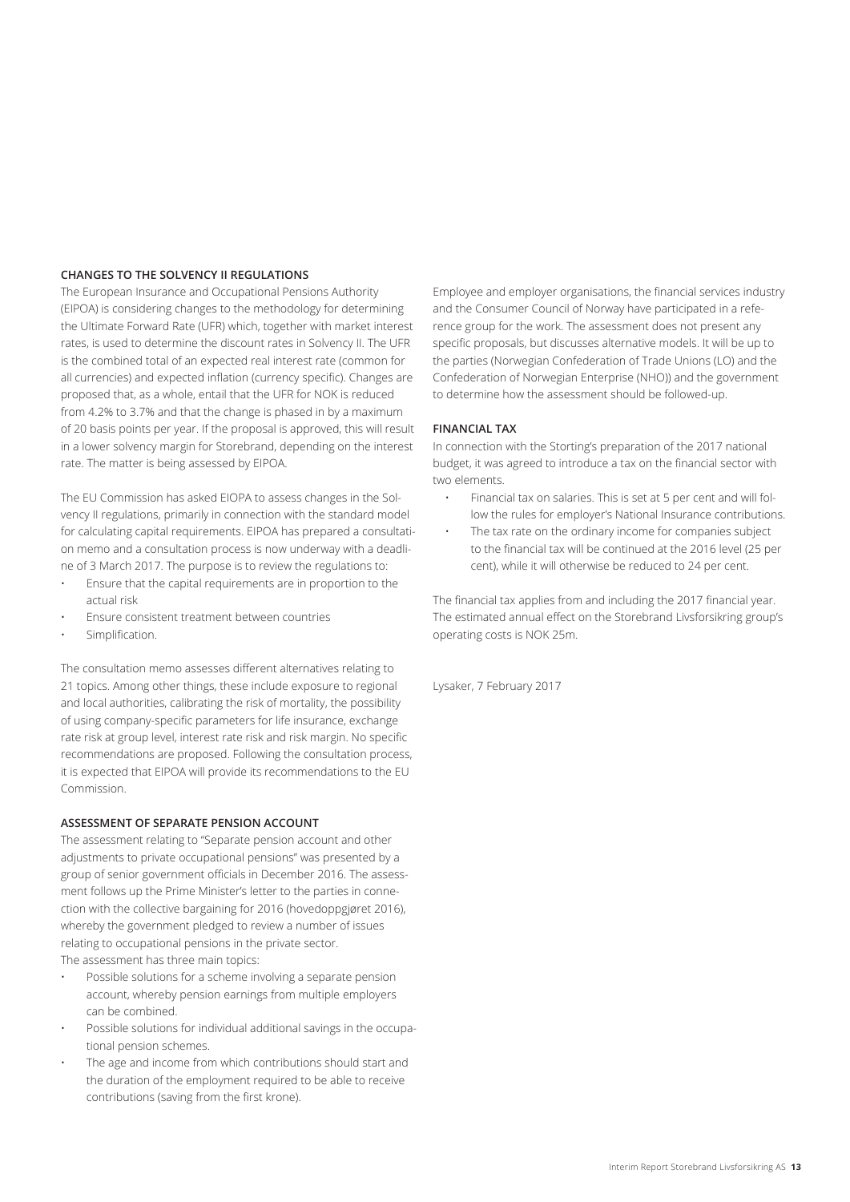## CHANGES TO THE SOLVENCY II REGULATIONS

The European Insurance and Occupational Pensions Authority (EIPOA) is considering changes to the methodology for determining the Ultimate Forward Rate (UFR) which, together with market interest rates, is used to determine the discount rates in Solvency II. The UFR is the combined total of an expected real interest rate (common for all currencies) and expected inflation (currency specific). Changes are proposed that, as a whole, entail that the UFR for NOK is reduced from 4.2% to 3.7% and that the change is phased in by a maximum of 20 basis points per year. If the proposal is approved, this will result in a lower solvency margin for Storebrand, depending on the interest rate. The matter is being assessed by EIPOA.

The EU Commission has asked EIOPA to assess changes in the Solvency II regulations, primarily in connection with the standard model for calculating capital requirements. EIPOA has prepared a consultation memo and a consultation process is now underway with a deadline of 3 March 2017. The purpose is to review the regulations to:

- Ensure that the capital requirements are in proportion to the actual risk
- Ensure consistent treatment between countries
- Simplification.

The consultation memo assesses different alternatives relating to 21 topics. Among other things, these include exposure to regional and local authorities, calibrating the risk of mortality, the possibility of using company-specific parameters for life insurance, exchange rate risk at group level, interest rate risk and risk margin. No specific recommendations are proposed. Following the consultation process, it is expected that EIPOA will provide its recommendations to the EU Commission.

## ASSESSMENT OF SEPARATE PENSION ACCOUNT

The assessment relating to "Separate pension account and other adjustments to private occupational pensions" was presented by a group of senior government officials in December 2016. The assessment follows up the Prime Minister's letter to the parties in connection with the collective bargaining for 2016 (hovedoppgjøret 2016), whereby the government pledged to review a number of issues relating to occupational pensions in the private sector.
The assessment has three main topics:

- Possible solutions for a scheme involving a separate pension account, whereby pension earnings from multiple employers can be combined.
- Possible solutions for individual additional savings in the occupational pension schemes.
- The age and income from which contributions should start and the duration of the employment required to be able to receive contributions (saving from the first krone).

Employee and employer organisations, the financial services industry and the Consumer Council of Norway have participated in a reference group for the work. The assessment does not present any specific proposals, but discusses alternative models. It will be up to the parties (Norwegian Confederation of Trade Unions (LO) and the Confederation of Norwegian Enterprise (NHO)) and the government to determine how the assessment should be followed-up.

## FINANCIAL TAX

In connection with the Storting's preparation of the 2017 national budget, it was agreed to introduce a tax on the financial sector with two elements.

- Financial tax on salaries. This is set at 5 per cent and will follow the rules for employer's National Insurance contributions.
- The tax rate on the ordinary income for companies subject to the financial tax will be continued at the 2016 level (25 per cent), while it will otherwise be reduced to 24 per cent.

The financial tax applies from and including the 2017 financial year. The estimated annual effect on the Storebrand Livsforsikring group's operating costs is NOK 25m.

Lysaker, 7 February 2017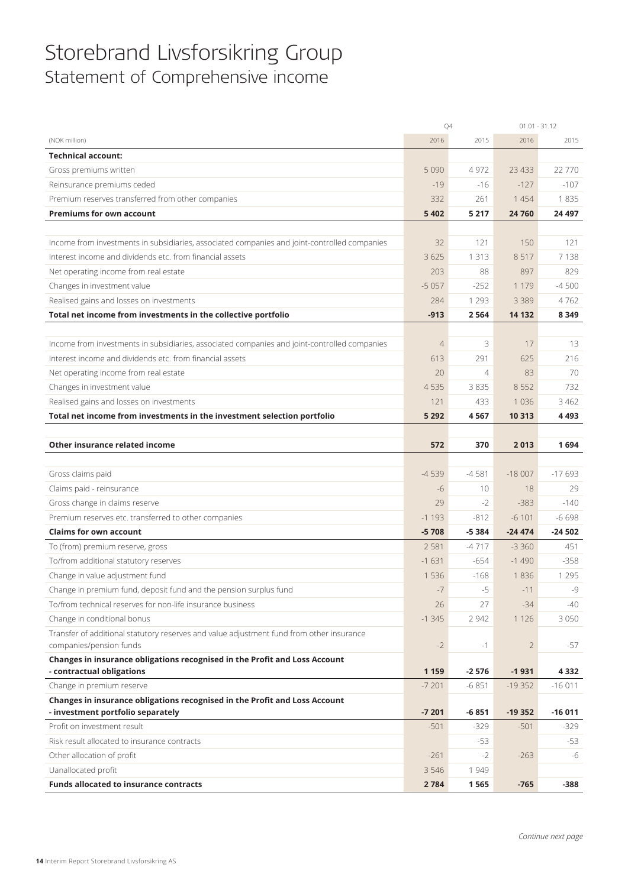# Storebrand Livsforsikring Group

## Statement of Comprehensive income

| (NOK million) | Q4 2016 | Q4 2015 | 01.01 - 31.12 2016 | 01.01 - 31.12 2015 |
|---|---|---|---|---|
| **Technical account:** | | | | |
| Gross premiums written | 5 090 | 4 972 | 23 433 | 22 770 |
| Reinsurance premiums ceded | -19 | -16 | -127 | -107 |
| Premium reserves transferred from other companies | 332 | 261 | 1 454 | 1 835 |
| **Premiums for own account** | **5 402** | **5 217** | **24 760** | **24 497** |
| | | | | |
| Income from investments in subsidiaries, associated companies and joint-controlled companies | 32 | 121 | 150 | 121 |
| Interest income and dividends etc. from financial assets | 3 625 | 1 313 | 8 517 | 7 138 |
| Net operating income from real estate | 203 | 88 | 897 | 829 |
| Changes in investment value | -5 057 | -252 | 1 179 | -4 500 |
| Realised gains and losses on investments | 284 | 1 293 | 3 389 | 4 762 |
| **Total net income from investments in the collective portfolio** | **-913** | **2 564** | **14 132** | **8 349** |
| | | | | |
| Income from investments in subsidiaries, associated companies and joint-controlled companies | 4 | 3 | 17 | 13 |
| Interest income and dividends etc. from financial assets | 613 | 291 | 625 | 216 |
| Net operating income from real estate | 20 | 4 | 83 | 70 |
| Changes in investment value | 4 535 | 3 835 | 8 552 | 732 |
| Realised gains and losses on investments | 121 | 433 | 1 036 | 3 462 |
| **Total net income from investments in the investment selection portfolio** | **5 292** | **4 567** | **10 313** | **4 493** |
| | | | | |
| **Other insurance related income** | **572** | **370** | **2 013** | **1 694** |
| | | | | |
| Gross claims paid | -4 539 | -4 581 | -18 007 | -17 693 |
| Claims paid - reinsurance | -6 | 10 | 18 | 29 |
| Gross change in claims reserve | 29 | -2 | -383 | -140 |
| Premium reserves etc. transferred to other companies | -1 193 | -812 | -6 101 | -6 698 |
| **Claims for own account** | **-5 708** | **-5 384** | **-24 474** | **-24 502** |
| To (from) premium reserve, gross | 2 581 | -4 717 | -3 360 | 451 |
| To/from additional statutory reserves | -1 631 | -654 | -1 490 | -358 |
| Change in value adjustment fund | 1 536 | -168 | 1 836 | 1 295 |
| Change in premium fund, deposit fund and the pension surplus fund | -7 | -5 | -11 | -9 |
| To/from technical reserves for non-life insurance business | 26 | 27 | -34 | -40 |
| Change in conditional bonus | -1 345 | 2 942 | 1 126 | 3 050 |
| Transfer of additional statutory reserves and value adjustment fund from other insurance companies/pension funds | -2 | -1 | 2 | -57 |
| **Changes in insurance obligations recognised in the Profit and Loss Account - contractual obligations** | **1 159** | **-2 576** | **-1 931** | **4 332** |
| Change in premium reserve | -7 201 | -6 851 | -19 352 | -16 011 |
| **Changes in insurance obligations recognised in the Profit and Loss Account - investment portfolio separately** | **-7 201** | **-6 851** | **-19 352** | **-16 011** |
| Profit on investment result | -501 | -329 | -501 | -329 |
| Risk result allocated to insurance contracts | | -53 | | -53 |
| Other allocation of profit | -261 | -2 | -263 | -6 |
| Uanallocated profit | 3 546 | 1 949 | | |
| **Funds allocated to insurance contracts** | **2 784** | **1 565** | **-765** | **-388** |

*Continue next page*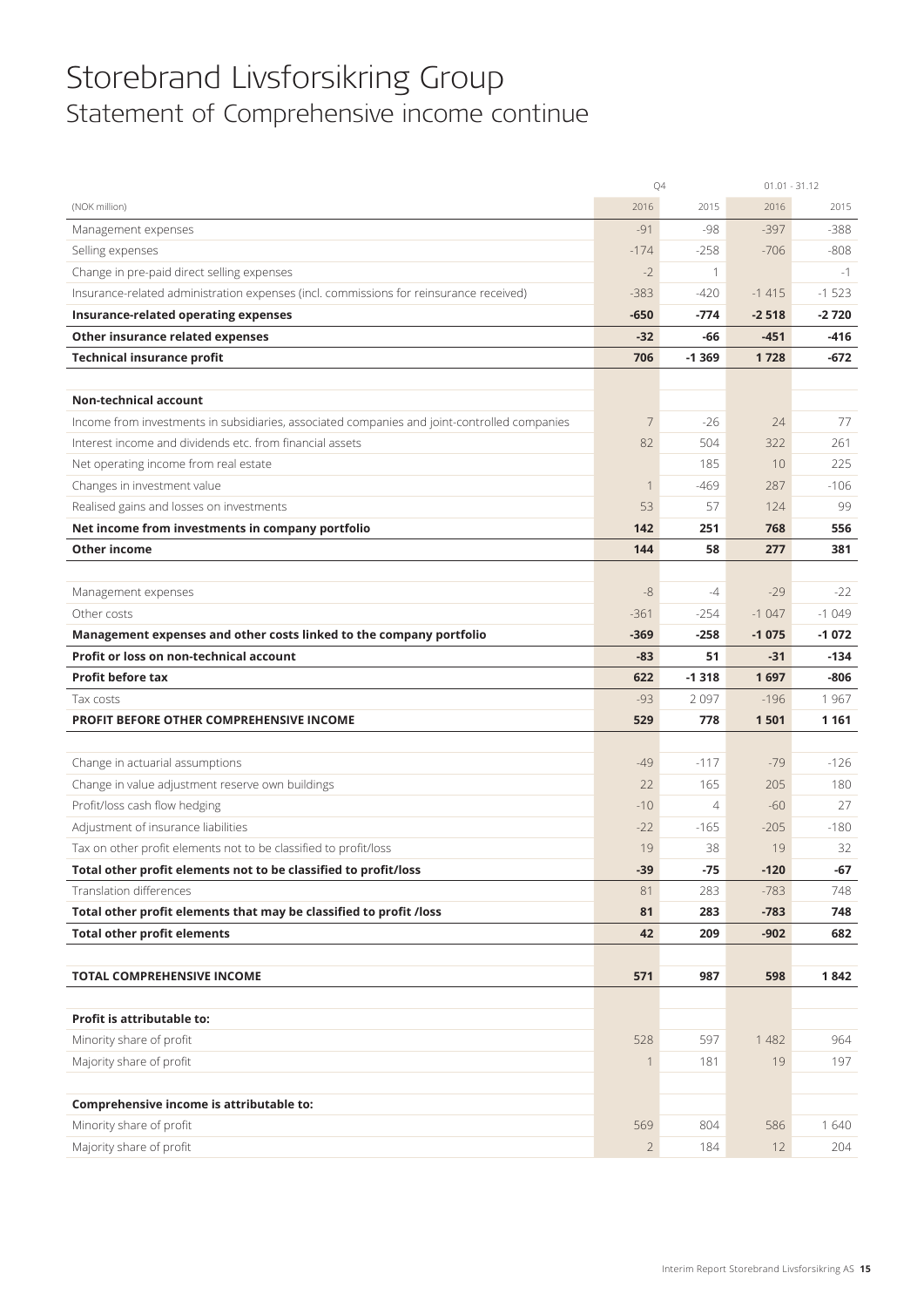# Storebrand Livsforsikring Group

## Statement of Comprehensive income continue

| (NOK million) | Q4 2016 | Q4 2015 | 01.01 - 31.12 2016 | 01.01 - 31.12 2015 |
|---|---|---|---|---|
| Management expenses | -91 | -98 | -397 | -388 |
| Selling expenses | -174 | -258 | -706 | -808 |
| Change in pre-paid direct selling expenses | -2 | 1 | | -1 |
| Insurance-related administration expenses (incl. commissions for reinsurance received) | -383 | -420 | -1 415 | -1 523 |
| **Insurance-related operating expenses** | **-650** | **-774** | **-2 518** | **-2 720** |
| **Other insurance related expenses** | **-32** | **-66** | **-451** | **-416** |
| **Technical insurance profit** | **706** | **-1 369** | **1 728** | **-672** |
| | | | | |
| **Non-technical account** | | | | |
| Income from investments in subsidiaries, associated companies and joint-controlled companies | 7 | -26 | 24 | 77 |
| Interest income and dividends etc. from financial assets | 82 | 504 | 322 | 261 |
| Net operating income from real estate | | 185 | 10 | 225 |
| Changes in investment value | 1 | -469 | 287 | -106 |
| Realised gains and losses on investments | 53 | 57 | 124 | 99 |
| **Net income from investments in company portfolio** | **142** | **251** | **768** | **556** |
| **Other income** | **144** | **58** | **277** | **381** |
| | | | | |
| Management expenses | -8 | -4 | -29 | -22 |
| Other costs | -361 | -254 | -1 047 | -1 049 |
| **Management expenses and other costs linked to the company portfolio** | **-369** | **-258** | **-1 075** | **-1 072** |
| **Profit or loss on non-technical account** | **-83** | **51** | **-31** | **-134** |
| **Profit before tax** | **622** | **-1 318** | **1 697** | **-806** |
| Tax costs | -93 | 2 097 | -196 | 1 967 |
| **PROFIT BEFORE OTHER COMPREHENSIVE INCOME** | **529** | **778** | **1 501** | **1 161** |
| | | | | |
| Change in actuarial assumptions | -49 | -117 | -79 | -126 |
| Change in value adjustment reserve own buildings | 22 | 165 | 205 | 180 |
| Profit/loss cash flow hedging | -10 | 4 | -60 | 27 |
| Adjustment of insurance liabilities | -22 | -165 | -205 | -180 |
| Tax on other profit elements not to be classified to profit/loss | 19 | 38 | 19 | 32 |
| **Total other profit elements not to be classified to profit/loss** | **-39** | **-75** | **-120** | **-67** |
| Translation differences | 81 | 283 | -783 | 748 |
| **Total other profit elements that may be classified to profit /loss** | **81** | **283** | **-783** | **748** |
| **Total other profit elements** | **42** | **209** | **-902** | **682** |
| | | | | |
| **TOTAL COMPREHENSIVE INCOME** | **571** | **987** | **598** | **1 842** |
| | | | | |
| **Profit is attributable to:** | | | | |
| Minority share of profit | 528 | 597 | 1 482 | 964 |
| Majority share of profit | 1 | 181 | 19 | 197 |
| | | | | |
| **Comprehensive income is attributable to:** | | | | |
| Minority share of profit | 569 | 804 | 586 | 1 640 |
| Majority share of profit | 2 | 184 | 12 | 204 |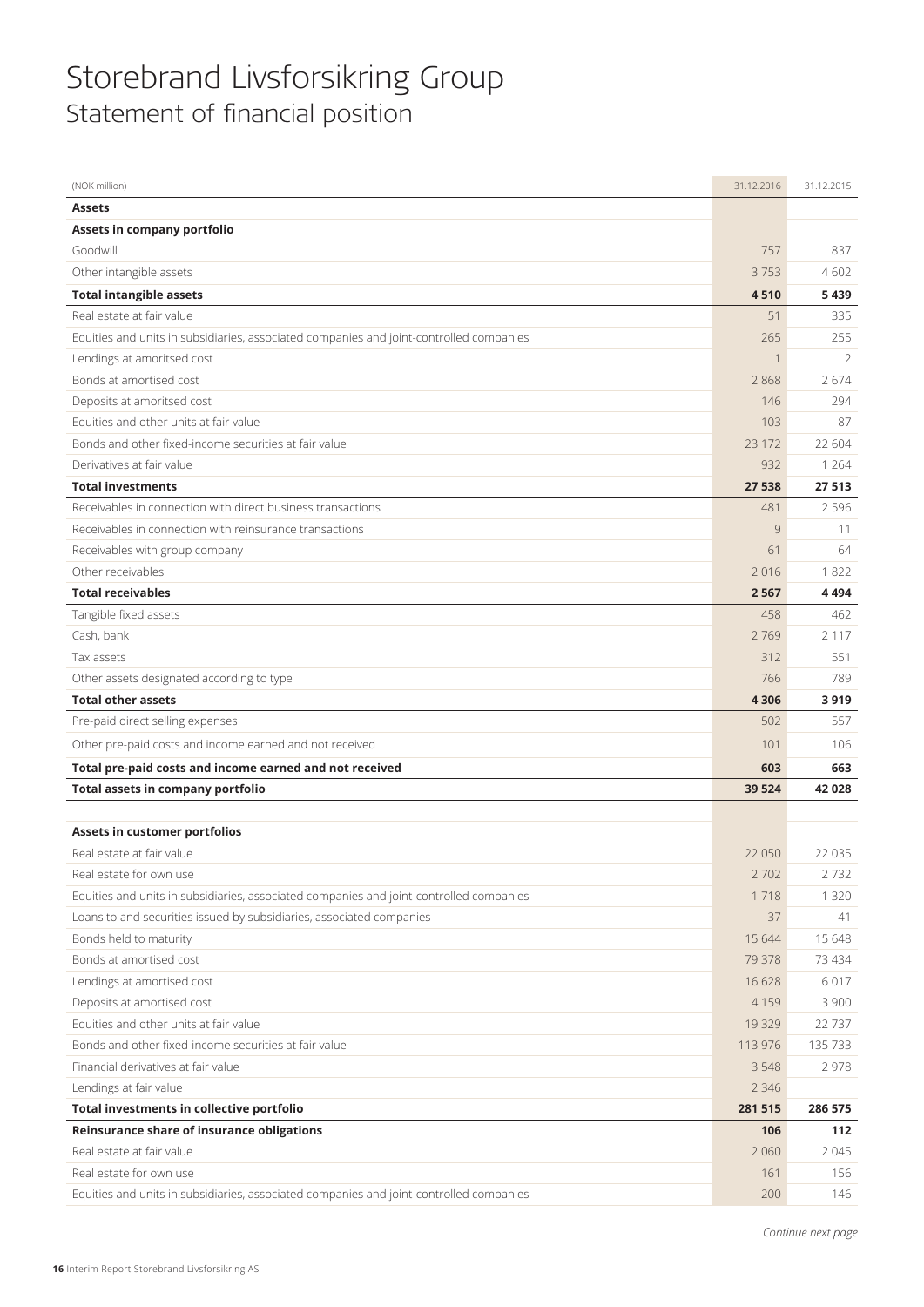# Storebrand Livsforsikring Group
## Statement of financial position

| (NOK million) | 31.12.2016 | 31.12.2015 |
|---|---|---|
| **Assets** | | |
| **Assets in company portfolio** | | |
| Goodwill | 757 | 837 |
| Other intangible assets | 3 753 | 4 602 |
| **Total intangible assets** | **4 510** | **5 439** |
| Real estate at fair value | 51 | 335 |
| Equities and units in subsidiaries, associated companies and joint-controlled companies | 265 | 255 |
| Lendings at amoritsed cost | 1 | 2 |
| Bonds at amortised cost | 2 868 | 2 674 |
| Deposits at amoritsed cost | 146 | 294 |
| Equities and other units at fair value | 103 | 87 |
| Bonds and other fixed-income securities at fair value | 23 172 | 22 604 |
| Derivatives at fair value | 932 | 1 264 |
| **Total investments** | **27 538** | **27 513** |
| Receivables in connection with direct business transactions | 481 | 2 596 |
| Receivables in connection with reinsurance transactions | 9 | 11 |
| Receivables with group company | 61 | 64 |
| Other receivables | 2 016 | 1 822 |
| **Total receivables** | **2 567** | **4 494** |
| Tangible fixed assets | 458 | 462 |
| Cash, bank | 2 769 | 2 117 |
| Tax assets | 312 | 551 |
| Other assets designated according to type | 766 | 789 |
| **Total other assets** | **4 306** | **3 919** |
| Pre-paid direct selling expenses | 502 | 557 |
| Other pre-paid costs and income earned and not received | 101 | 106 |
| **Total pre-paid costs and income earned and not received** | **603** | **663** |
| **Total assets in company portfolio** | **39 524** | **42 028** |
| | | |
| **Assets in customer portfolios** | | |
| Real estate at fair value | 22 050 | 22 035 |
| Real estate for own use | 2 702 | 2 732 |
| Equities and units in subsidiaries, associated companies and joint-controlled companies | 1 718 | 1 320 |
| Loans to and securities issued by subsidiaries, associated companies | 37 | 41 |
| Bonds held to maturity | 15 644 | 15 648 |
| Bonds at amortised cost | 79 378 | 73 434 |
| Lendings at amortised cost | 16 628 | 6 017 |
| Deposits at amortised cost | 4 159 | 3 900 |
| Equities and other units at fair value | 19 329 | 22 737 |
| Bonds and other fixed-income securities at fair value | 113 976 | 135 733 |
| Financial derivatives at fair value | 3 548 | 2 978 |
| Lendings at fair value | 2 346 | |
| **Total investments in collective portfolio** | **281 515** | **286 575** |
| **Reinsurance share of insurance obligations** | **106** | **112** |
| Real estate at fair value | 2 060 | 2 045 |
| Real estate for own use | 161 | 156 |
| Equities and units in subsidiaries, associated companies and joint-controlled companies | 200 | 146 |

*Continue next page*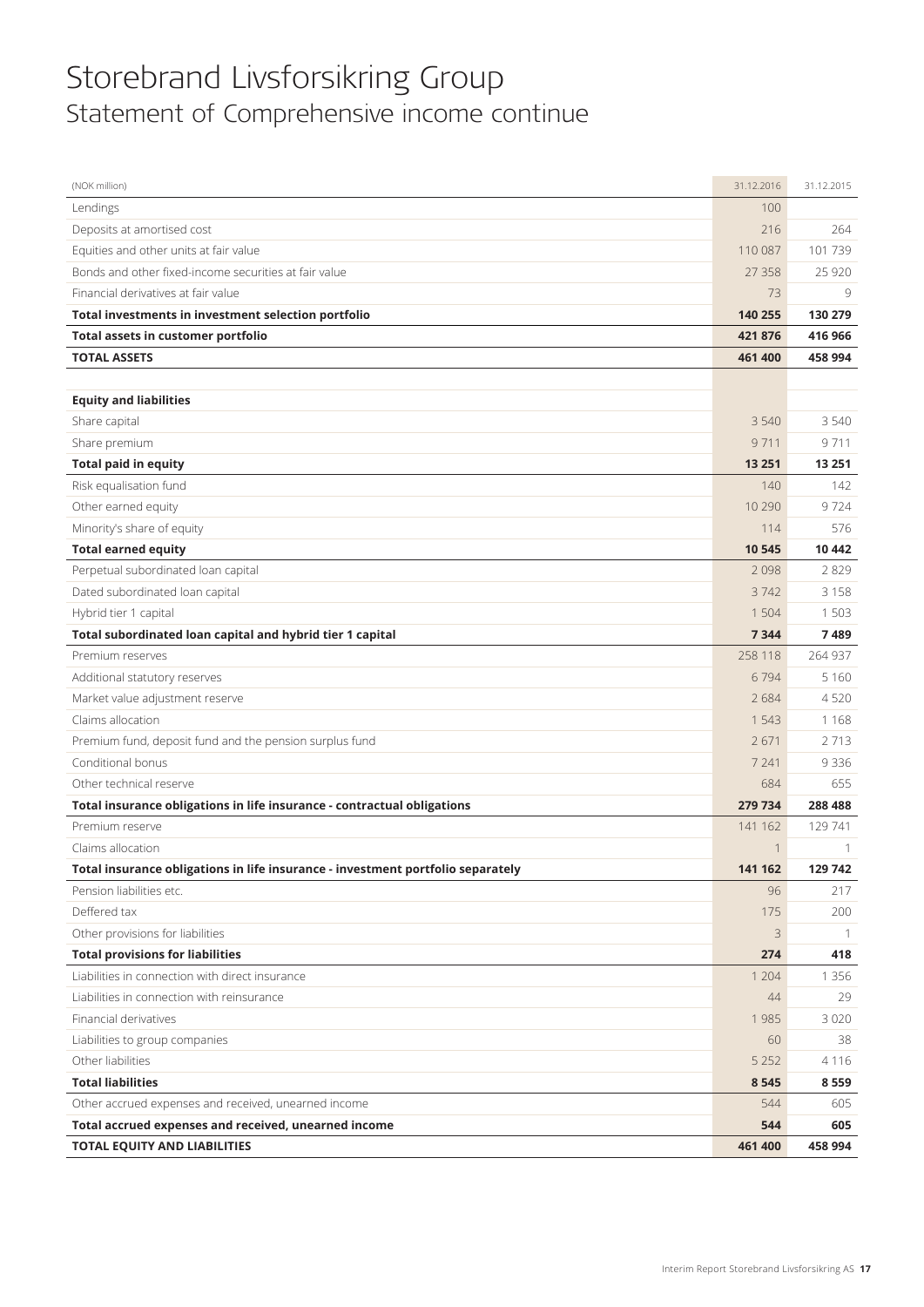# Storebrand Livsforsikring Group
## Statement of Comprehensive income continue

| (NOK million) | 31.12.2016 | 31.12.2015 |
|---|---|---|
| Lendings | 100 | |
| Deposits at amortised cost | 216 | 264 |
| Equities and other units at fair value | 110 087 | 101 739 |
| Bonds and other fixed-income securities at fair value | 27 358 | 25 920 |
| Financial derivatives at fair value | 73 | 9 |
| **Total investments in investment selection portfolio** | **140 255** | **130 279** |
| **Total assets in customer portfolio** | **421 876** | **416 966** |
| **TOTAL ASSETS** | **461 400** | **458 994** |
| | | |
| **Equity and liabilities** | | |
| Share capital | 3 540 | 3 540 |
| Share premium | 9 711 | 9 711 |
| **Total paid in equity** | **13 251** | **13 251** |
| Risk equalisation fund | 140 | 142 |
| Other earned equity | 10 290 | 9 724 |
| Minority's share of equity | 114 | 576 |
| **Total earned equity** | **10 545** | **10 442** |
| Perpetual subordinated loan capital | 2 098 | 2 829 |
| Dated subordinated loan capital | 3 742 | 3 158 |
| Hybrid tier 1 capital | 1 504 | 1 503 |
| **Total subordinated loan capital and hybrid tier 1 capital** | **7 344** | **7 489** |
| Premium reserves | 258 118 | 264 937 |
| Additional statutory reserves | 6 794 | 5 160 |
| Market value adjustment reserve | 2 684 | 4 520 |
| Claims allocation | 1 543 | 1 168 |
| Premium fund, deposit fund and the pension surplus fund | 2 671 | 2 713 |
| Conditional bonus | 7 241 | 9 336 |
| Other technical reserve | 684 | 655 |
| **Total insurance obligations in life insurance - contractual obligations** | **279 734** | **288 488** |
| Premium reserve | 141 162 | 129 741 |
| Claims allocation | 1 | 1 |
| **Total insurance obligations in life insurance - investment portfolio separately** | **141 162** | **129 742** |
| Pension liabilities etc. | 96 | 217 |
| Deffered tax | 175 | 200 |
| Other provisions for liabilities | 3 | 1 |
| **Total provisions for liabilities** | **274** | **418** |
| Liabilities in connection with direct insurance | 1 204 | 1 356 |
| Liabilities in connection with reinsurance | 44 | 29 |
| Financial derivatives | 1 985 | 3 020 |
| Liabilities to group companies | 60 | 38 |
| Other liabilities | 5 252 | 4 116 |
| **Total liabilities** | **8 545** | **8 559** |
| Other accrued expenses and received, unearned income | 544 | 605 |
| **Total accrued expenses and received, unearned income** | **544** | **605** |
| **TOTAL EQUITY AND LIABILITIES** | **461 400** | **458 994** |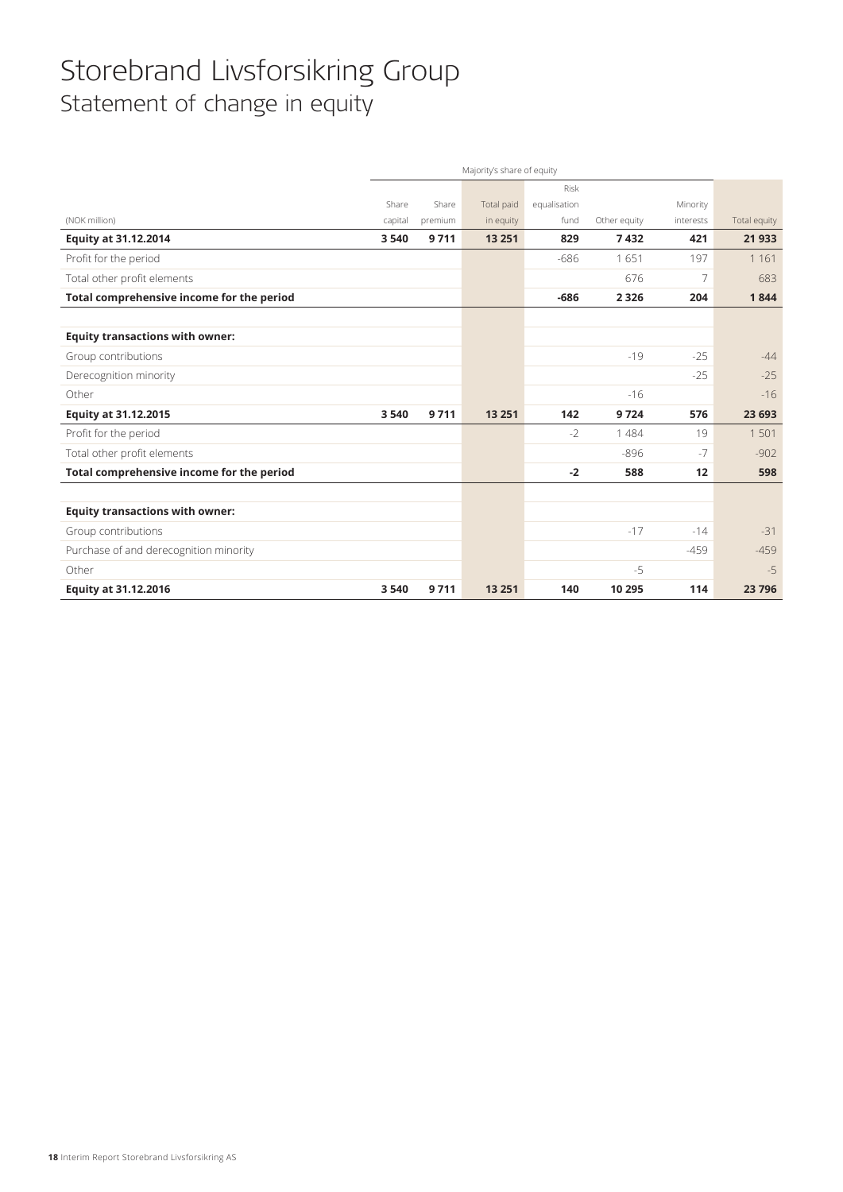# Storebrand Livsforsikring Group

## Statement of change in equity

| | Majority's share of equity | | | | | | |
|---|---|---|---|---|---|---|---|
| (NOK million) | Share capital | Share premium | Total paid in equity | Risk equalisation fund | Other equity | Minority interests | Total equity |
| **Equity at 31.12.2014** | **3 540** | **9 711** | **13 251** | **829** | **7 432** | **421** | **21 933** |
| Profit for the period | | | | -686 | 1 651 | 197 | 1 161 |
| Total other profit elements | | | | | 676 | 7 | 683 |
| **Total comprehensive income for the period** | | | | **-686** | **2 326** | **204** | **1 844** |
| | | | | | | | |
| **Equity transactions with owner:** | | | | | | | |
| Group contributions | | | | | -19 | -25 | -44 |
| Derecognition minority | | | | | | -25 | -25 |
| Other | | | | | -16 | | -16 |
| **Equity at 31.12.2015** | **3 540** | **9 711** | **13 251** | **142** | **9 724** | **576** | **23 693** |
| Profit for the period | | | | -2 | 1 484 | 19 | 1 501 |
| Total other profit elements | | | | | -896 | -7 | -902 |
| **Total comprehensive income for the period** | | | | **-2** | **588** | **12** | **598** |
| | | | | | | | |
| **Equity transactions with owner:** | | | | | | | |
| Group contributions | | | | | -17 | -14 | -31 |
| Purchase of and derecognition minority | | | | | | -459 | -459 |
| Other | | | | | -5 | | -5 |
| **Equity at 31.12.2016** | **3 540** | **9 711** | **13 251** | **140** | **10 295** | **114** | **23 796** |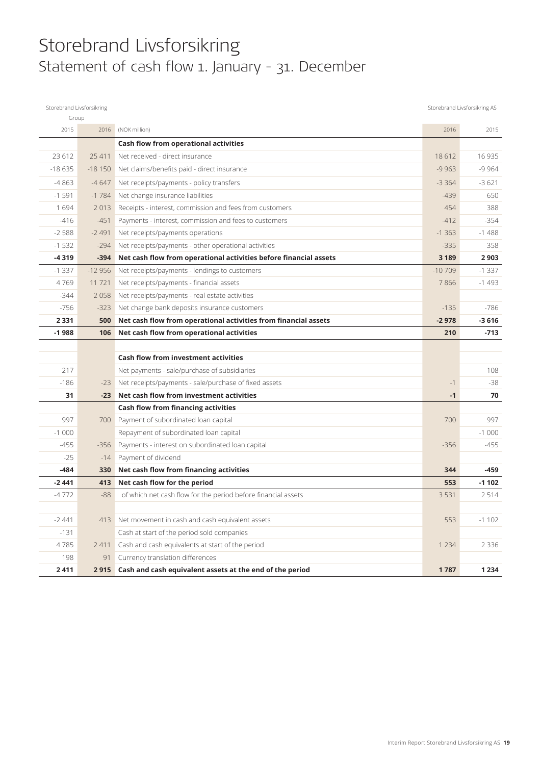# Storebrand Livsforsikring

## Statement of cash flow 1. January - 31. December

| Storebrand Livsforsikring Group | | | Storebrand Livsforsikring AS | |
|---|---|---|---|---|
| 2015 | 2016 | (NOK million) | 2016 | 2015 |
| | | **Cash flow from operational activities** | | |
| 23 612 | 25 411 | Net received - direct insurance | 18 612 | 16 935 |
| -18 635 | -18 150 | Net claims/benefits paid - direct insurance | -9 963 | -9 964 |
| -4 863 | -4 647 | Net receipts/payments - policy transfers | -3 364 | -3 621 |
| -1 591 | -1 784 | Net change insurance liabilities | -439 | 650 |
| 1 694 | 2 013 | Receipts - interest, commission and fees from customers | 454 | 388 |
| -416 | -451 | Payments - interest, commission and fees to customers | -412 | -354 |
| -2 588 | -2 491 | Net receipts/payments operations | -1 363 | -1 488 |
| -1 532 | -294 | Net receipts/payments - other operational activities | -335 | 358 |
| **-4 319** | **-394** | **Net cash flow from operational activities before financial assets** | **3 189** | **2 903** |
| -1 337 | -12 956 | Net receipts/payments - lendings to customers | -10 709 | -1 337 |
| 4 769 | 11 721 | Net receipts/payments - financial assets | 7 866 | -1 493 |
| -344 | 2 058 | Net receipts/payments - real estate activities | | |
| -756 | -323 | Net change bank deposits insurance customers | -135 | -786 |
| **2 331** | **500** | **Net cash flow from operational activities from financial assets** | **-2 978** | **-3 616** |
| **-1 988** | **106** | **Net cash flow from operational activities** | **210** | **-713** |
| | | | | |
| | | **Cash flow from investment activities** | | |
| 217 | | Net payments - sale/purchase of subsidiaries | | 108 |
| -186 | -23 | Net receipts/payments - sale/purchase of fixed assets | -1 | -38 |
| **31** | **-23** | **Net cash flow from investment activities** | **-1** | **70** |
| | | **Cash flow from financing activities** | | |
| 997 | 700 | Payment of subordinated loan capital | 700 | 997 |
| -1 000 | | Repayment of subordinated loan capital | | -1 000 |
| -455 | -356 | Payments - interest on subordinated loan capital | -356 | -455 |
| -25 | -14 | Payment of dividend | | |
| **-484** | **330** | **Net cash flow from financing activities** | **344** | **-459** |
| **-2 441** | **413** | **Net cash flow for the period** | **553** | **-1 102** |
| -4 772 | -88 | of which net cash flow for the period before financial assets | 3 531 | 2 514 |
| | | | | |
| -2 441 | 413 | Net movement in cash and cash equivalent assets | 553 | -1 102 |
| -131 | | Cash at start of the period sold companies | | |
| 4 785 | 2 411 | Cash and cash equivalents at start of the period | 1 234 | 2 336 |
| 198 | 91 | Currency translation differences | | |
| **2 411** | **2 915** | **Cash and cash equivalent assets at the end of the period** | **1 787** | **1 234** |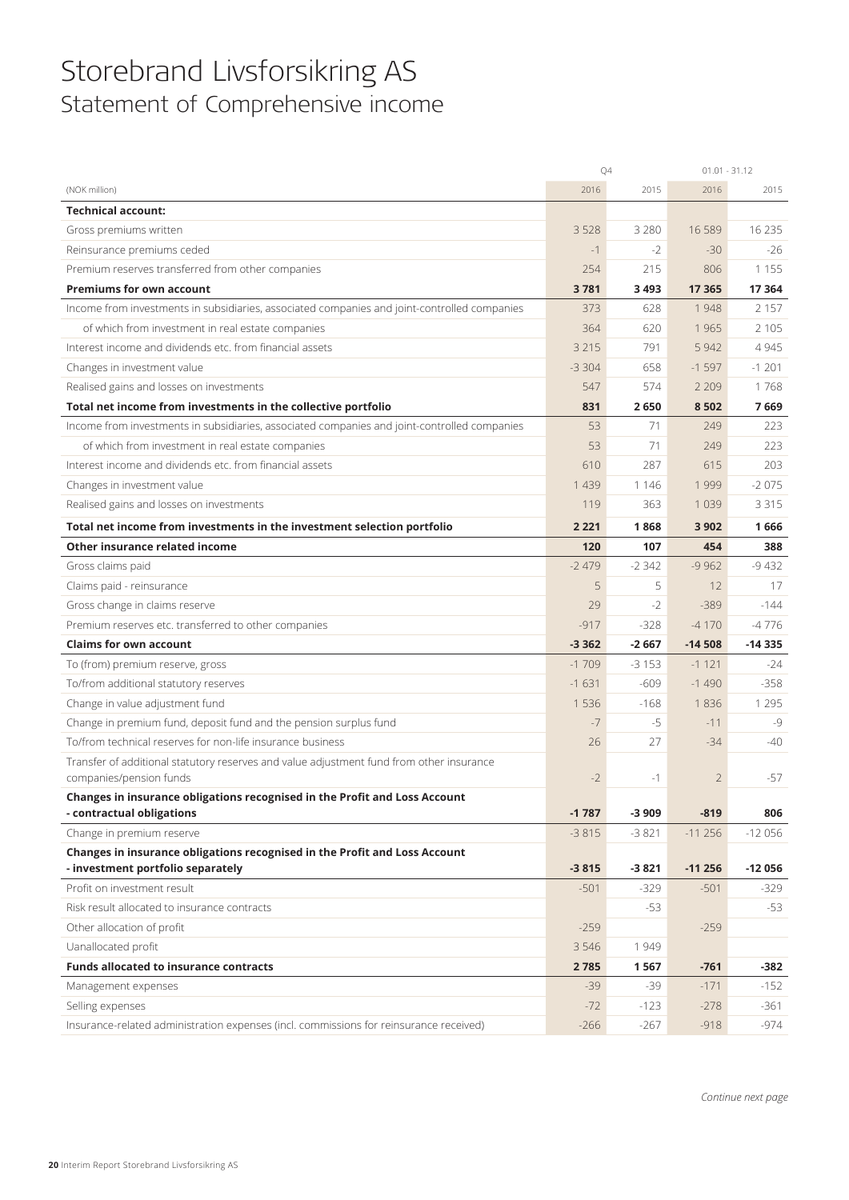# Storebrand Livsforsikring AS

## Statement of Comprehensive income

| (NOK million) | Q4 2016 | Q4 2015 | 01.01 - 31.12 2016 | 01.01 - 31.12 2015 |
|---|---|---|---|---|
| **Technical account:** | | | | |
| Gross premiums written | 3 528 | 3 280 | 16 589 | 16 235 |
| Reinsurance premiums ceded | -1 | -2 | -30 | -26 |
| Premium reserves transferred from other companies | 254 | 215 | 806 | 1 155 |
| **Premiums for own account** | **3 781** | **3 493** | **17 365** | **17 364** |
| Income from investments in subsidiaries, associated companies and joint-controlled companies | 373 | 628 | 1 948 | 2 157 |
| of which from investment in real estate companies | 364 | 620 | 1 965 | 2 105 |
| Interest income and dividends etc. from financial assets | 3 215 | 791 | 5 942 | 4 945 |
| Changes in investment value | -3 304 | 658 | -1 597 | -1 201 |
| Realised gains and losses on investments | 547 | 574 | 2 209 | 1 768 |
| **Total net income from investments in the collective portfolio** | **831** | **2 650** | **8 502** | **7 669** |
| Income from investments in subsidiaries, associated companies and joint-controlled companies | 53 | 71 | 249 | 223 |
| of which from investment in real estate companies | 53 | 71 | 249 | 223 |
| Interest income and dividends etc. from financial assets | 610 | 287 | 615 | 203 |
| Changes in investment value | 1 439 | 1 146 | 1 999 | -2 075 |
| Realised gains and losses on investments | 119 | 363 | 1 039 | 3 315 |
| **Total net income from investments in the investment selection portfolio** | **2 221** | **1 868** | **3 902** | **1 666** |
| **Other insurance related income** | **120** | **107** | **454** | **388** |
| Gross claims paid | -2 479 | -2 342 | -9 962 | -9 432 |
| Claims paid - reinsurance | 5 | 5 | 12 | 17 |
| Gross change in claims reserve | 29 | -2 | -389 | -144 |
| Premium reserves etc. transferred to other companies | -917 | -328 | -4 170 | -4 776 |
| **Claims for own account** | **-3 362** | **-2 667** | **-14 508** | **-14 335** |
| To (from) premium reserve, gross | -1 709 | -3 153 | -1 121 | -24 |
| To/from additional statutory reserves | -1 631 | -609 | -1 490 | -358 |
| Change in value adjustment fund | 1 536 | -168 | 1 836 | 1 295 |
| Change in premium fund, deposit fund and the pension surplus fund | -7 | -5 | -11 | -9 |
| To/from technical reserves for non-life insurance business | 26 | 27 | -34 | -40 |
| Transfer of additional statutory reserves and value adjustment fund from other insurance companies/pension funds | -2 | -1 | 2 | -57 |
| **Changes in insurance obligations recognised in the Profit and Loss Account - contractual obligations** | **-1 787** | **-3 909** | **-819** | **806** |
| Change in premium reserve | -3 815 | -3 821 | -11 256 | -12 056 |
| **Changes in insurance obligations recognised in the Profit and Loss Account - investment portfolio separately** | **-3 815** | **-3 821** | **-11 256** | **-12 056** |
| Profit on investment result | -501 | -329 | -501 | -329 |
| Risk result allocated to insurance contracts | | -53 | | -53 |
| Other allocation of profit | -259 | | -259 | |
| Uanallocated profit | 3 546 | 1 949 | | |
| **Funds allocated to insurance contracts** | **2 785** | **1 567** | **-761** | **-382** |
| Management expenses | -39 | -39 | -171 | -152 |
| Selling expenses | -72 | -123 | -278 | -361 |
| Insurance-related administration expenses (incl. commissions for reinsurance received) | -266 | -267 | -918 | -974 |

*Continue next page*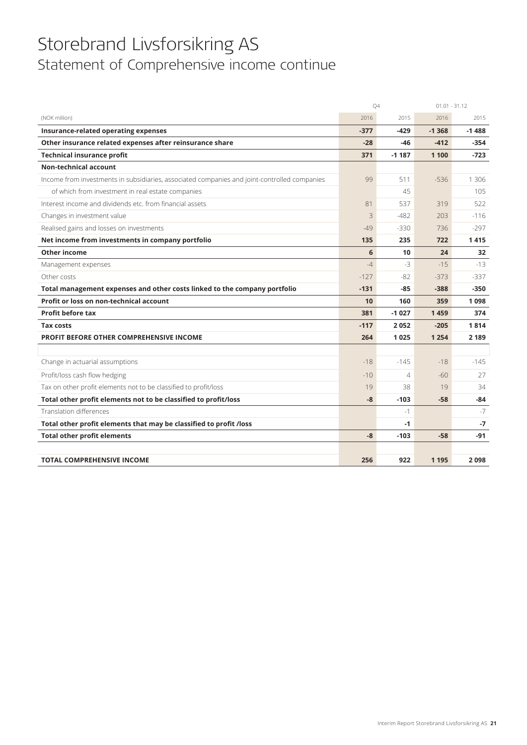# Storebrand Livsforsikring AS

## Statement of Comprehensive income continue

| | Q4 | | 01.01 - 31.12 | |
|---|---|---|---|---|
| (NOK million) | 2016 | 2015 | 2016 | 2015 |
| **Insurance-related operating expenses** | **-377** | **-429** | **-1 368** | **-1 488** |
| **Other insurance related expenses after reinsurance share** | **-28** | **-46** | **-412** | **-354** |
| **Technical insurance profit** | **371** | **-1 187** | **1 100** | **-723** |
| **Non-technical account** | | | | |
| Income from investments in subsidiaries, associated companies and joint-controlled companies | 99 | 511 | -536 | 1 306 |
| of which from investment in real estate companies | | 45 | | 105 |
| Interest income and dividends etc. from financial assets | 81 | 537 | 319 | 522 |
| Changes in investment value | 3 | -482 | 203 | -116 |
| Realised gains and losses on investments | -49 | -330 | 736 | -297 |
| **Net income from investments in company portfolio** | **135** | **235** | **722** | **1 415** |
| **Other income** | **6** | **10** | **24** | **32** |
| Management expenses | -4 | -3 | -15 | -13 |
| Other costs | -127 | -82 | -373 | -337 |
| **Total management expenses and other costs linked to the company portfolio** | **-131** | **-85** | **-388** | **-350** |
| **Profit or loss on non-technical account** | **10** | **160** | **359** | **1 098** |
| **Profit before tax** | **381** | **-1 027** | **1 459** | **374** |
| **Tax costs** | **-117** | **2 052** | **-205** | **1 814** |
| **PROFIT BEFORE OTHER COMPREHENSIVE INCOME** | **264** | **1 025** | **1 254** | **2 189** |
| | | | | |
| Change in actuarial assumptions | -18 | -145 | -18 | -145 |
| Profit/loss cash flow hedging | -10 | 4 | -60 | 27 |
| Tax on other profit elements not to be classified to profit/loss | 19 | 38 | 19 | 34 |
| **Total other profit elements not to be classified to profit/loss** | **-8** | **-103** | **-58** | **-84** |
| Translation differences | | -1 | | -7 |
| **Total other profit elements that may be classified to profit /loss** | | **-1** | | **-7** |
| **Total other profit elements** | **-8** | **-103** | **-58** | **-91** |
| | | | | |
| **TOTAL COMPREHENSIVE INCOME** | **256** | **922** | **1 195** | **2 098** |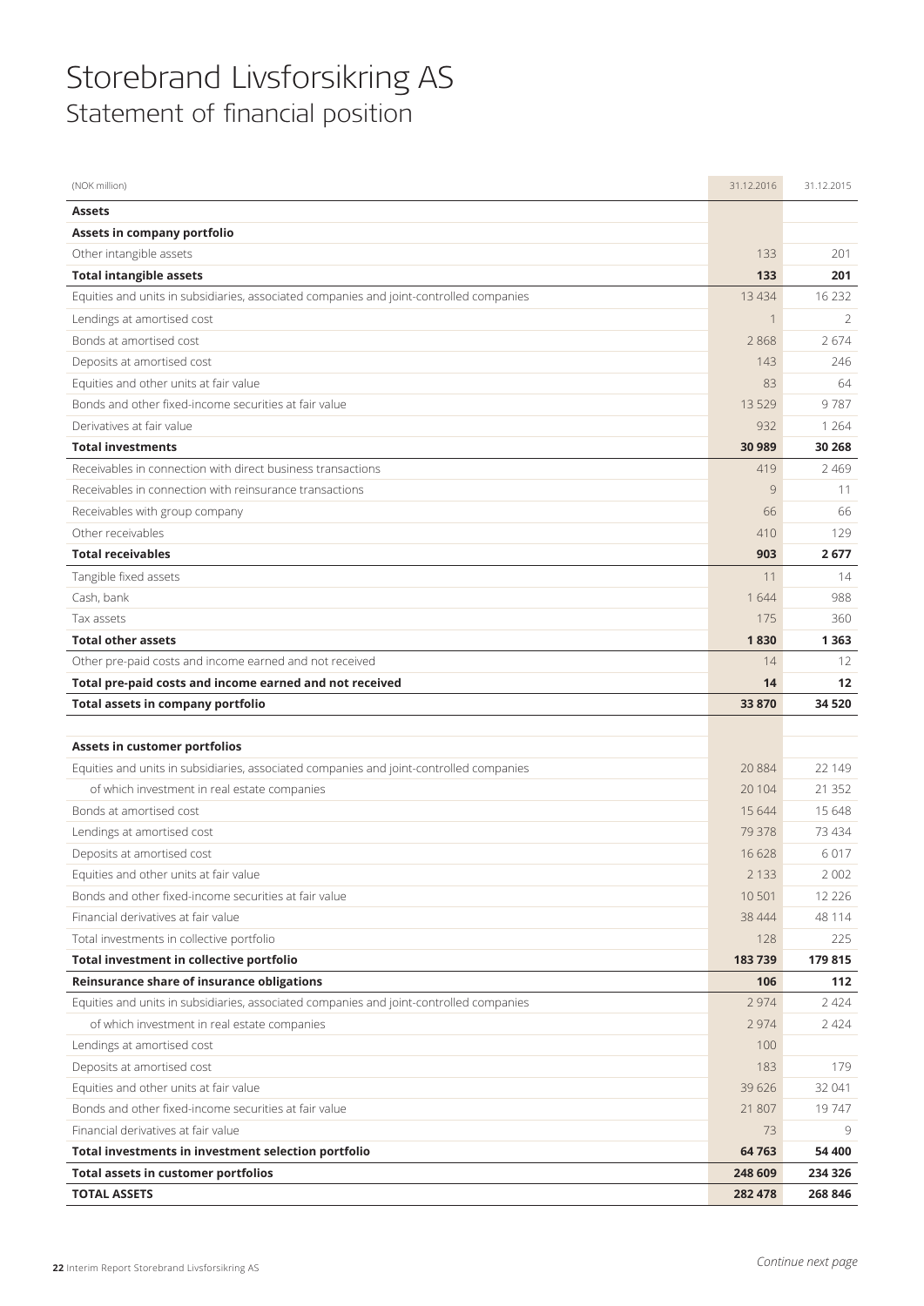# Storebrand Livsforsikring AS
## Statement of financial position

| (NOK million) | 31.12.2016 | 31.12.2015 |
|---|---|---|
| **Assets** | | |
| **Assets in company portfolio** | | |
| Other intangible assets | 133 | 201 |
| **Total intangible assets** | **133** | **201** |
| Equities and units in subsidiaries, associated companies and joint-controlled companies | 13 434 | 16 232 |
| Lendings at amortised cost | 1 | 2 |
| Bonds at amortised cost | 2 868 | 2 674 |
| Deposits at amortised cost | 143 | 246 |
| Equities and other units at fair value | 83 | 64 |
| Bonds and other fixed-income securities at fair value | 13 529 | 9 787 |
| Derivatives at fair value | 932 | 1 264 |
| **Total investments** | **30 989** | **30 268** |
| Receivables in connection with direct business transactions | 419 | 2 469 |
| Receivables in connection with reinsurance transactions | 9 | 11 |
| Receivables with group company | 66 | 66 |
| Other receivables | 410 | 129 |
| **Total receivables** | **903** | **2 677** |
| Tangible fixed assets | 11 | 14 |
| Cash, bank | 1 644 | 988 |
| Tax assets | 175 | 360 |
| **Total other assets** | **1 830** | **1 363** |
| Other pre-paid costs and income earned and not received | 14 | 12 |
| **Total pre-paid costs and income earned and not received** | **14** | **12** |
| **Total assets in company portfolio** | **33 870** | **34 520** |
| | | |
| **Assets in customer portfolios** | | |
| Equities and units in subsidiaries, associated companies and joint-controlled companies | 20 884 | 22 149 |
| of which investment in real estate companies | 20 104 | 21 352 |
| Bonds at amortised cost | 15 644 | 15 648 |
| Lendings at amortised cost | 79 378 | 73 434 |
| Deposits at amortised cost | 16 628 | 6 017 |
| Equities and other units at fair value | 2 133 | 2 002 |
| Bonds and other fixed-income securities at fair value | 10 501 | 12 226 |
| Financial derivatives at fair value | 38 444 | 48 114 |
| Total investments in collective portfolio | 128 | 225 |
| **Total investment in collective portfolio** | **183 739** | **179 815** |
| **Reinsurance share of insurance obligations** | **106** | **112** |
| Equities and units in subsidiaries, associated companies and joint-controlled companies | 2 974 | 2 424 |
| of which investment in real estate companies | 2 974 | 2 424 |
| Lendings at amortised cost | 100 | |
| Deposits at amortised cost | 183 | 179 |
| Equities and other units at fair value | 39 626 | 32 041 |
| Bonds and other fixed-income securities at fair value | 21 807 | 19 747 |
| Financial derivatives at fair value | 73 | 9 |
| **Total investments in investment selection portfolio** | **64 763** | **54 400** |
| **Total assets in customer portfolios** | **248 609** | **234 326** |
| **TOTAL ASSETS** | **282 478** | **268 846** |

*Continue next page*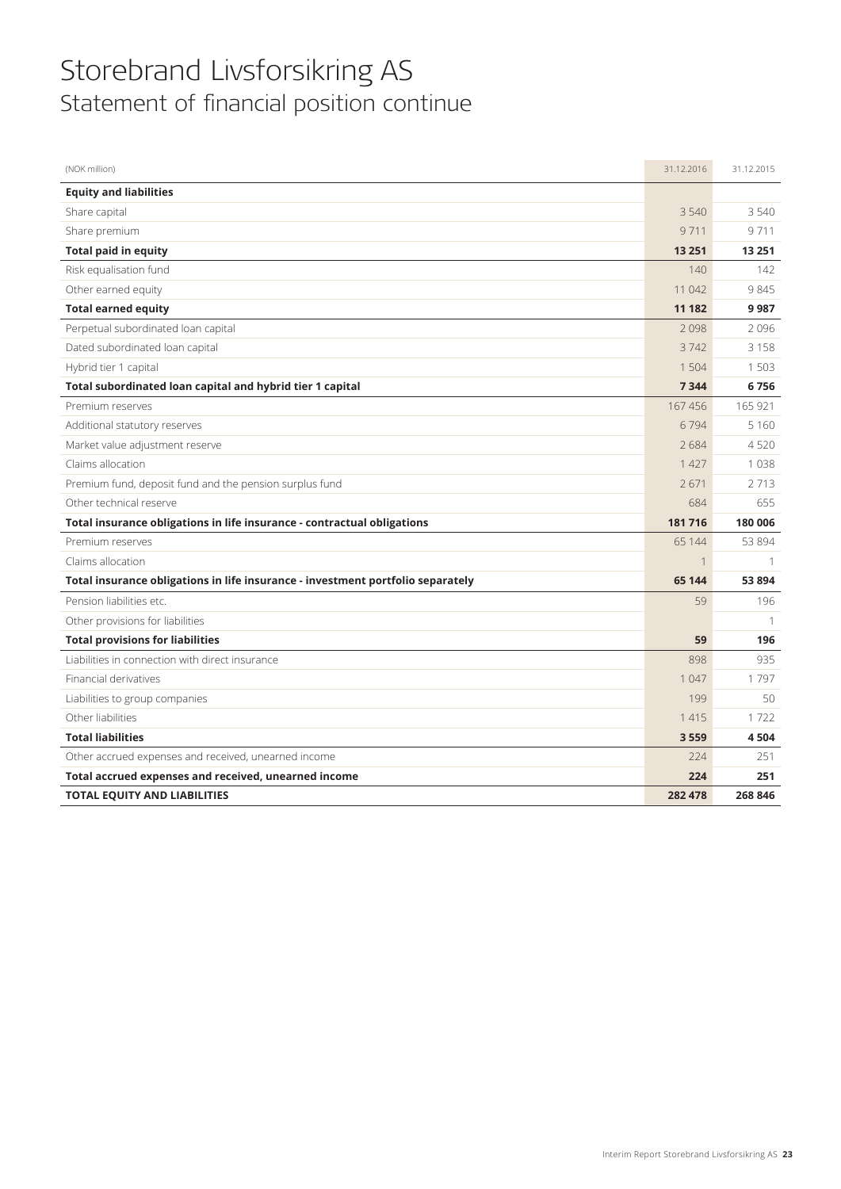# Storebrand Livsforsikring AS

## Statement of financial position continue

| (NOK million) | 31.12.2016 | 31.12.2015 |
|---|---|---|
| **Equity and liabilities** | | |
| Share capital | 3 540 | 3 540 |
| Share premium | 9 711 | 9 711 |
| **Total paid in equity** | **13 251** | **13 251** |
| Risk equalisation fund | 140 | 142 |
| Other earned equity | 11 042 | 9 845 |
| **Total earned equity** | **11 182** | **9 987** |
| Perpetual subordinated loan capital | 2 098 | 2 096 |
| Dated subordinated loan capital | 3 742 | 3 158 |
| Hybrid tier 1 capital | 1 504 | 1 503 |
| **Total subordinated loan capital and hybrid tier 1 capital** | **7 344** | **6 756** |
| Premium reserves | 167 456 | 165 921 |
| Additional statutory reserves | 6 794 | 5 160 |
| Market value adjustment reserve | 2 684 | 4 520 |
| Claims allocation | 1 427 | 1 038 |
| Premium fund, deposit fund and the pension surplus fund | 2 671 | 2 713 |
| Other technical reserve | 684 | 655 |
| **Total insurance obligations in life insurance - contractual obligations** | **181 716** | **180 006** |
| Premium reserves | 65 144 | 53 894 |
| Claims allocation | 1 | 1 |
| **Total insurance obligations in life insurance - investment portfolio separately** | **65 144** | **53 894** |
| Pension liabilities etc. | 59 | 196 |
| Other provisions for liabilities | | 1 |
| **Total provisions for liabilities** | **59** | **196** |
| Liabilities in connection with direct insurance | 898 | 935 |
| Financial derivatives | 1 047 | 1 797 |
| Liabilities to group companies | 199 | 50 |
| Other liabilities | 1 415 | 1 722 |
| **Total liabilities** | **3 559** | **4 504** |
| Other accrued expenses and received, unearned income | 224 | 251 |
| **Total accrued expenses and received, unearned income** | **224** | **251** |
| **TOTAL EQUITY AND LIABILITIES** | **282 478** | **268 846** |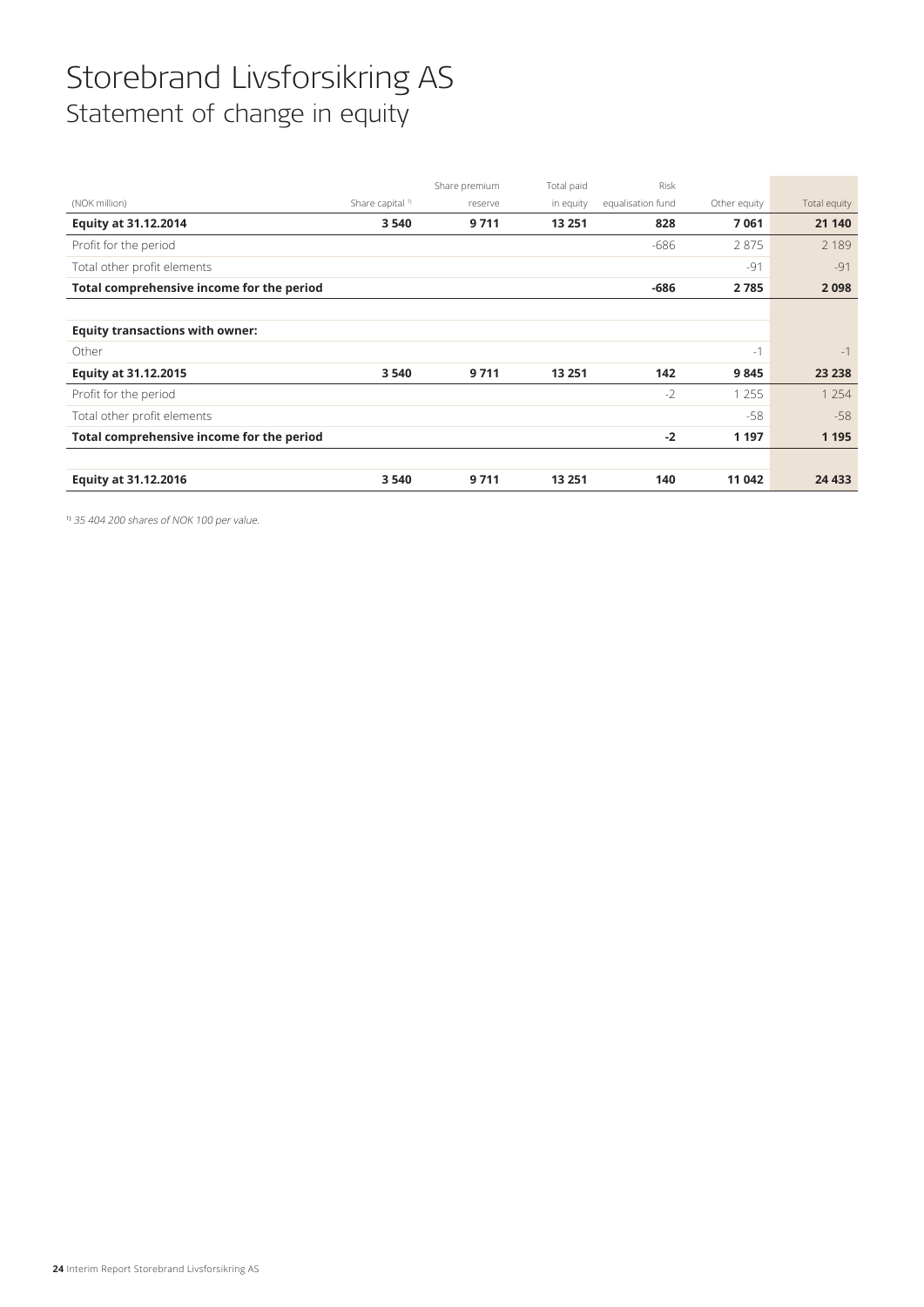# Storebrand Livsforsikring AS

## Statement of change in equity

| (NOK million) | Share capital [1] | Share premium reserve | Total paid in equity | Risk equalisation fund | Other equity | Total equity |
|---|---|---|---|---|---|---|
| **Equity at 31.12.2014** | **3 540** | **9 711** | **13 251** | **828** | **7 061** | **21 140** |
| Profit for the period | | | | -686 | 2 875 | 2 189 |
| Total other profit elements | | | | | -91 | -91 |
| **Total comprehensive income for the period** | | | | **-686** | **2 785** | **2 098** |
| | | | | | | |
| **Equity transactions with owner:** | | | | | | |
| Other | | | | | -1 | -1 |
| **Equity at 31.12.2015** | **3 540** | **9 711** | **13 251** | **142** | **9 845** | **23 238** |
| Profit for the period | | | | -2 | 1 255 | 1 254 |
| Total other profit elements | | | | | -58 | -58 |
| **Total comprehensive income for the period** | | | | **-2** | **1 197** | **1 195** |
| | | | | | | |
| **Equity at 31.12.2016** | **3 540** | **9 711** | **13 251** | **140** | **11 042** | **24 433** |

[1] *35 404 200 shares of NOK 100 per value.*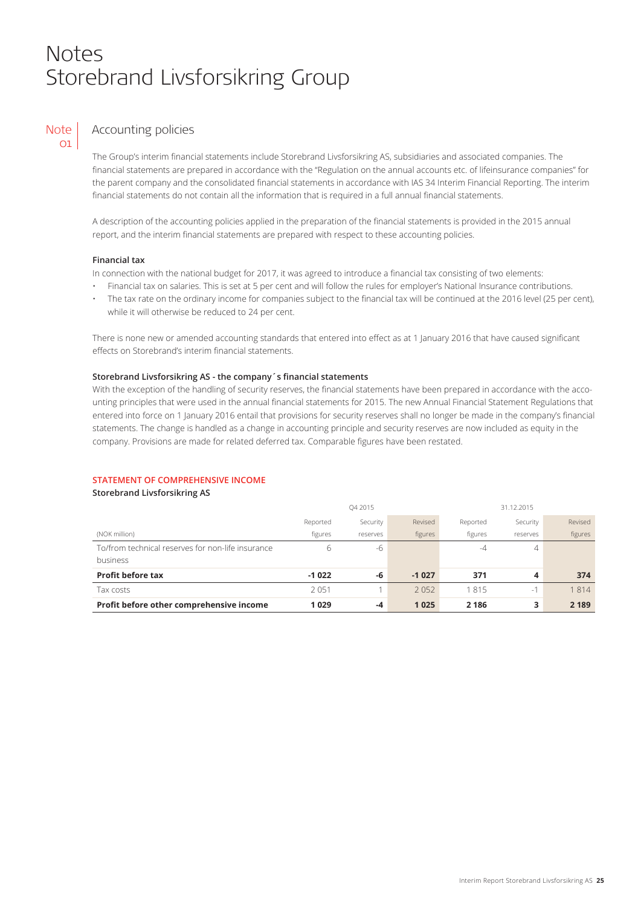# Notes
# Storebrand Livsforsikring Group

## Note 01 Accounting policies

The Group's interim financial statements include Storebrand Livsforsikring AS, subsidiaries and associated companies. The financial statements are prepared in accordance with the "Regulation on the annual accounts etc. of lifeinsurance companies" for the parent company and the consolidated financial statements in accordance with IAS 34 Interim Financial Reporting. The interim financial statements do not contain all the information that is required in a full annual financial statements.

A description of the accounting policies applied in the preparation of the financial statements is provided in the 2015 annual report, and the interim financial statements are prepared with respect to these accounting policies.

**Financial tax**

In connection with the national budget for 2017, it was agreed to introduce a financial tax consisting of two elements:

- Financial tax on salaries. This is set at 5 per cent and will follow the rules for employer's National Insurance contributions.
- The tax rate on the ordinary income for companies subject to the financial tax will be continued at the 2016 level (25 per cent), while it will otherwise be reduced to 24 per cent.

There is none new or amended accounting standards that entered into effect as at 1 January 2016 that have caused significant effects on Storebrand's interim financial statements.

**Storebrand Livsforsikring AS - the company´s financial statements**

With the exception of the handling of security reserves, the financial statements have been prepared in accordance with the accounting principles that were used in the annual financial statements for 2015. The new Annual Financial Statement Regulations that entered into force on 1 January 2016 entail that provisions for security reserves shall no longer be made in the company's financial statements. The change is handled as a change in accounting principle and security reserves are now included as equity in the company. Provisions are made for related deferred tax. Comparable figures have been restated.

**STATEMENT OF COMPREHENSIVE INCOME**

**Storebrand Livsforsikring AS**

| | Q4 2015 | | | 31.12.2015 | | |
|---|---|---|---|---|---|---|
| (NOK million) | Reported figures | Security reserves | Revised figures | Reported figures | Security reserves | Revised figures |
| To/from technical reserves for non-life insurance business | 6 | -6 | | -4 | 4 | |
| **Profit before tax** | **-1 022** | **-6** | **-1 027** | **371** | **4** | **374** |
| Tax costs | 2 051 | 1 | 2 052 | 1 815 | -1 | 1 814 |
| **Profit before other comprehensive income** | **1 029** | **-4** | **1 025** | **2 186** | **3** | **2 189** |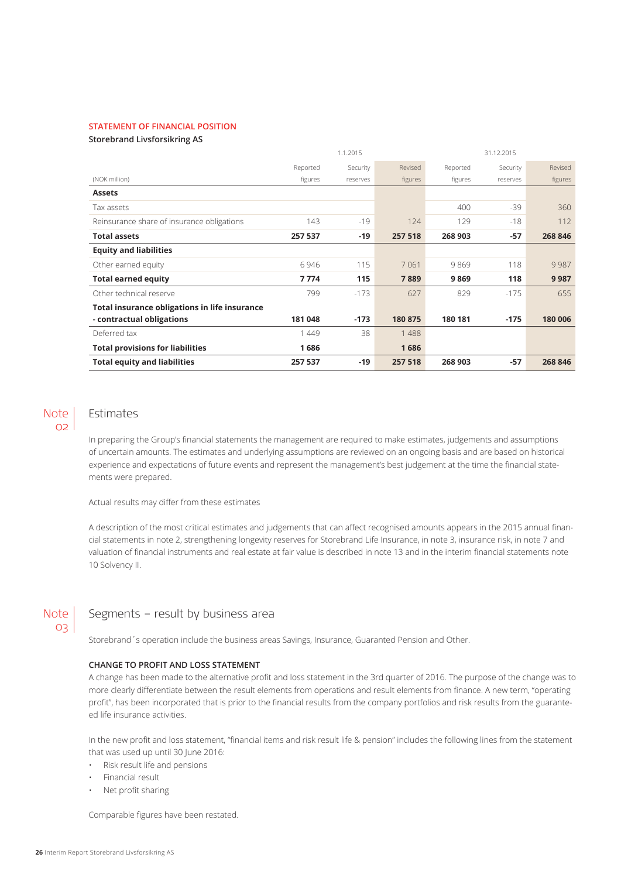**STATEMENT OF FINANCIAL POSITION**

**Storebrand Livsforsikring AS**

| (NOK million) | 1.1.2015 Reported figures | Security reserves | Revised figures | 31.12.2015 Reported figures | Security reserves | Revised figures |
|---|---|---|---|---|---|---|
| **Assets** | | | | | | |
| Tax assets | | | | 400 | -39 | 360 |
| Reinsurance share of insurance obligations | 143 | -19 | 124 | 129 | -18 | 112 |
| **Total assets** | **257 537** | **-19** | **257 518** | **268 903** | **-57** | **268 846** |
| **Equity and liabilities** | | | | | | |
| Other earned equity | 6 946 | 115 | 7 061 | 9 869 | 118 | 9 987 |
| **Total earned equity** | **7 774** | **115** | **7 889** | **9 869** | **118** | **9 987** |
| Other technical reserve | 799 | -173 | 627 | 829 | -175 | 655 |
| **Total insurance obligations in life insurance - contractual obligations** | **181 048** | **-173** | **180 875** | **180 181** | **-175** | **180 006** |
| Deferred tax | 1 449 | 38 | 1 488 | | | |
| **Total provisions for liabilities** | **1 686** | | **1 686** | | | |
| **Total equity and liabilities** | **257 537** | **-19** | **257 518** | **268 903** | **-57** | **268 846** |

## Note 02 Estimates

In preparing the Group's financial statements the management are required to make estimates, judgements and assumptions of uncertain amounts. The estimates and underlying assumptions are reviewed on an ongoing basis and are based on historical experience and expectations of future events and represent the management's best judgement at the time the financial statements were prepared.

Actual results may differ from these estimates

A description of the most critical estimates and judgements that can affect recognised amounts appears in the 2015 annual financial statements in note 2, strengthening longevity reserves for Storebrand Life Insurance, in note 3, insurance risk, in note 7 and valuation of financial instruments and real estate at fair value is described in note 13 and in the interim financial statements note 10 Solvency II.

## Note 03 Segments – result by business area

Storebrand´s operation include the business areas Savings, Insurance, Guaranted Pension and Other.

**CHANGE TO PROFIT AND LOSS STATEMENT**

A change has been made to the alternative profit and loss statement in the 3rd quarter of 2016. The purpose of the change was to more clearly differentiate between the result elements from operations and result elements from finance. A new term, "operating profit", has been incorporated that is prior to the financial results from the company portfolios and risk results from the guaranteed life insurance activities.

In the new profit and loss statement, "financial items and risk result life & pension" includes the following lines from the statement that was used up until 30 June 2016:

- Risk result life and pensions
- Financial result
- Net profit sharing

Comparable figures have been restated.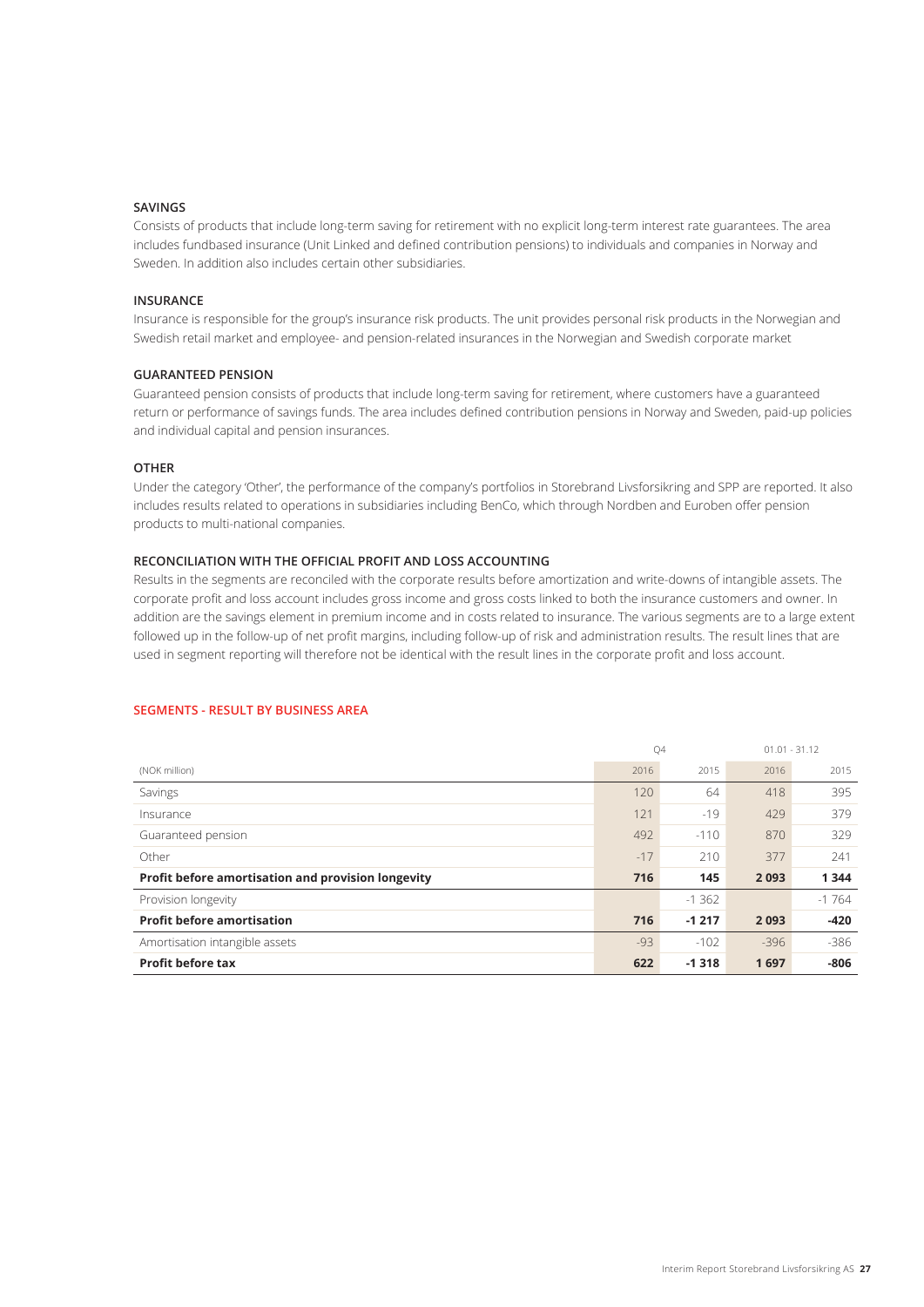## SAVINGS

Consists of products that include long-term saving for retirement with no explicit long-term interest rate guarantees. The area includes fundbased insurance (Unit Linked and defined contribution pensions) to individuals and companies in Norway and Sweden. In addition also includes certain other subsidiaries.

## INSURANCE

Insurance is responsible for the group's insurance risk products. The unit provides personal risk products in the Norwegian and Swedish retail market and employee- and pension-related insurances in the Norwegian and Swedish corporate market

## GUARANTEED PENSION

Guaranteed pension consists of products that include long-term saving for retirement, where customers have a guaranteed return or performance of savings funds. The area includes defined contribution pensions in Norway and Sweden, paid-up policies and individual capital and pension insurances.

## OTHER

Under the category 'Other', the performance of the company's portfolios in Storebrand Livsforsikring and SPP are reported. It also includes results related to operations in subsidiaries including BenCo, which through Nordben and Euroben offer pension products to multi-national companies.

## RECONCILIATION WITH THE OFFICIAL PROFIT AND LOSS ACCOUNTING

Results in the segments are reconciled with the corporate results before amortization and write-downs of intangible assets. The corporate profit and loss account includes gross income and gross costs linked to both the insurance customers and owner. In addition are the savings element in premium income and in costs related to insurance. The various segments are to a large extent followed up in the follow-up of net profit margins, including follow-up of risk and administration results. The result lines that are used in segment reporting will therefore not be identical with the result lines in the corporate profit and loss account.

## SEGMENTS - RESULT BY BUSINESS AREA

| | Q4 | | 01.01 - 31.12 | |
|---|---|---|---|---|
| (NOK million) | 2016 | 2015 | 2016 | 2015 |
| Savings | 120 | 64 | 418 | 395 |
| Insurance | 121 | -19 | 429 | 379 |
| Guaranteed pension | 492 | -110 | 870 | 329 |
| Other | -17 | 210 | 377 | 241 |
| **Profit before amortisation and provision longevity** | **716** | **145** | **2 093** | **1 344** |
| Provision longevity | | -1 362 | | -1 764 |
| **Profit before amortisation** | **716** | **-1 217** | **2 093** | **-420** |
| Amortisation intangible assets | -93 | -102 | -396 | -386 |
| **Profit before tax** | **622** | **-1 318** | **1 697** | **-806** |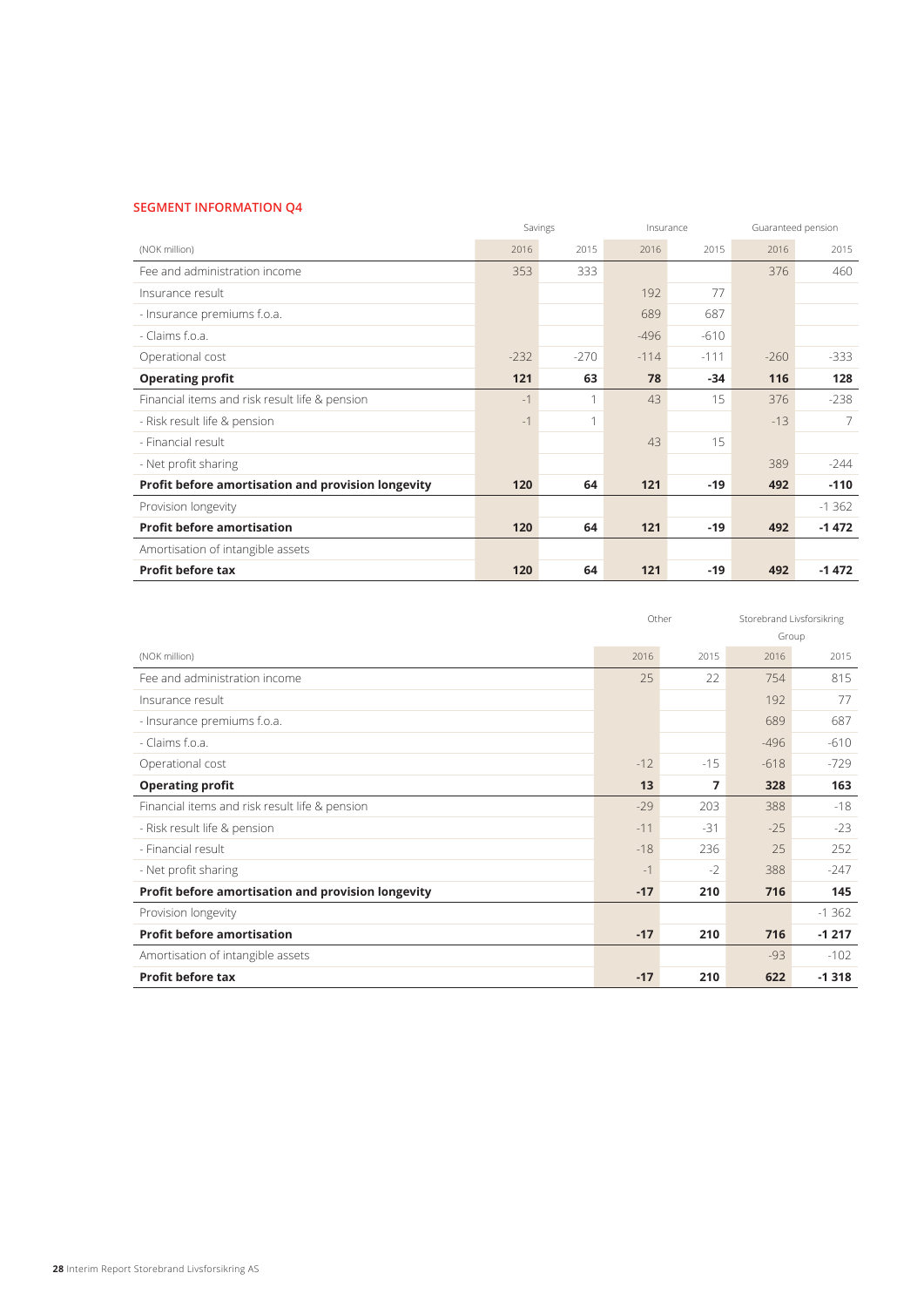## SEGMENT INFORMATION Q4

| | Savings | | Insurance | | Guaranteed pension | |
|---|---|---|---|---|---|---|
| (NOK million) | 2016 | 2015 | 2016 | 2015 | 2016 | 2015 |
| Fee and administration income | 353 | 333 | | | 376 | 460 |
| Insurance result | | | 192 | 77 | | |
| - Insurance premiums f.o.a. | | | 689 | 687 | | |
| - Claims f.o.a. | | | -496 | -610 | | |
| Operational cost | -232 | -270 | -114 | -111 | -260 | -333 |
| **Operating profit** | **121** | **63** | **78** | **-34** | **116** | **128** |
| Financial items and risk result life & pension | -1 | 1 | 43 | 15 | 376 | -238 |
| - Risk result life & pension | -1 | 1 | | | -13 | 7 |
| - Financial result | | | 43 | 15 | | |
| - Net profit sharing | | | | | 389 | -244 |
| **Profit before amortisation and provision longevity** | **120** | **64** | **121** | **-19** | **492** | **-110** |
| Provision longevity | | | | | | -1 362 |
| **Profit before amortisation** | **120** | **64** | **121** | **-19** | **492** | **-1 472** |
| Amortisation of intangible assets | | | | | | |
| **Profit before tax** | **120** | **64** | **121** | **-19** | **492** | **-1 472** |

| | Other | | Storebrand Livsforsikring Group | |
|---|---|---|---|---|
| (NOK million) | 2016 | 2015 | 2016 | 2015 |
| Fee and administration income | 25 | 22 | 754 | 815 |
| Insurance result | | | 192 | 77 |
| - Insurance premiums f.o.a. | | | 689 | 687 |
| - Claims f.o.a. | | | -496 | -610 |
| Operational cost | -12 | -15 | -618 | -729 |
| **Operating profit** | **13** | **7** | **328** | **163** |
| Financial items and risk result life & pension | -29 | 203 | 388 | -18 |
| - Risk result life & pension | -11 | -31 | -25 | -23 |
| - Financial result | -18 | 236 | 25 | 252 |
| - Net profit sharing | -1 | -2 | 388 | -247 |
| **Profit before amortisation and provision longevity** | **-17** | **210** | **716** | **145** |
| Provision longevity | | | | -1 362 |
| **Profit before amortisation** | **-17** | **210** | **716** | **-1 217** |
| Amortisation of intangible assets | | | -93 | -102 |
| **Profit before tax** | **-17** | **210** | **622** | **-1 318** |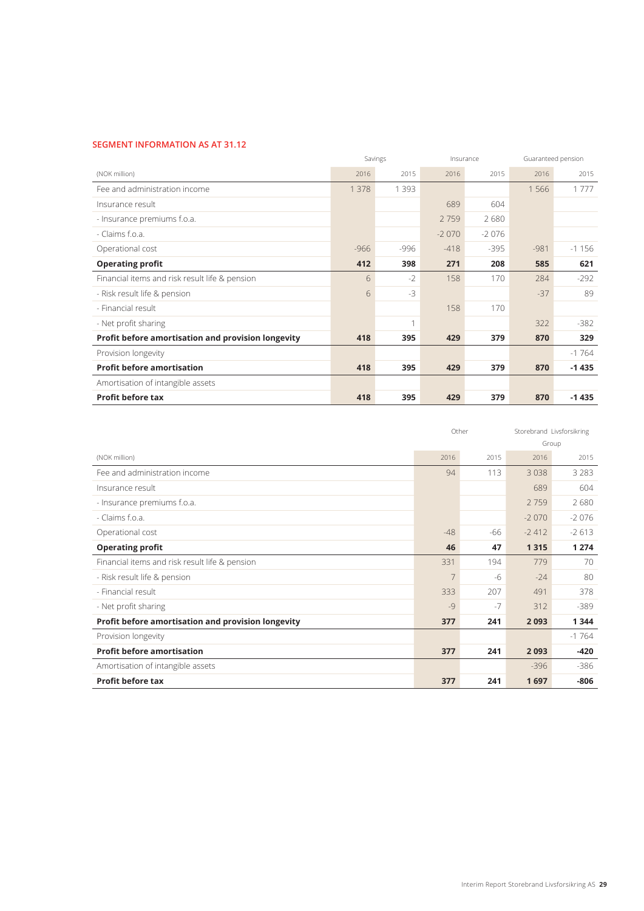## SEGMENT INFORMATION AS AT 31.12

| (NOK million) | Savings 2016 | Savings 2015 | Insurance 2016 | Insurance 2015 | Guaranteed pension 2016 | Guaranteed pension 2015 |
|---|---|---|---|---|---|---|
| Fee and administration income | 1 378 | 1 393 | | | 1 566 | 1 777 |
| Insurance result | | | 689 | 604 | | |
| - Insurance premiums f.o.a. | | | 2 759 | 2 680 | | |
| - Claims f.o.a. | | | -2 070 | -2 076 | | |
| Operational cost | -966 | -996 | -418 | -395 | -981 | -1 156 |
| **Operating profit** | **412** | **398** | **271** | **208** | **585** | **621** |
| Financial items and risk result life & pension | 6 | -2 | 158 | 170 | 284 | -292 |
| - Risk result life & pension | 6 | -3 | | | -37 | 89 |
| - Financial result | | | 158 | 170 | | |
| - Net profit sharing | | 1 | | | 322 | -382 |
| **Profit before amortisation and provision longevity** | **418** | **395** | **429** | **379** | **870** | **329** |
| Provision longevity | | | | | | -1 764 |
| **Profit before amortisation** | **418** | **395** | **429** | **379** | **870** | **-1 435** |
| Amortisation of intangible assets | | | | | | |
| **Profit before tax** | **418** | **395** | **429** | **379** | **870** | **-1 435** |

| (NOK million) | Other 2016 | Other 2015 | Storebrand Livsforsikring Group 2016 | Storebrand Livsforsikring Group 2015 |
|---|---|---|---|---|
| Fee and administration income | 94 | 113 | 3 038 | 3 283 |
| Insurance result | | | 689 | 604 |
| - Insurance premiums f.o.a. | | | 2 759 | 2 680 |
| - Claims f.o.a. | | | -2 070 | -2 076 |
| Operational cost | -48 | -66 | -2 412 | -2 613 |
| **Operating profit** | **46** | **47** | **1 315** | **1 274** |
| Financial items and risk result life & pension | 331 | 194 | 779 | 70 |
| - Risk result life & pension | 7 | -6 | -24 | 80 |
| - Financial result | 333 | 207 | 491 | 378 |
| - Net profit sharing | -9 | -7 | 312 | -389 |
| **Profit before amortisation and provision longevity** | **377** | **241** | **2 093** | **1 344** |
| Provision longevity | | | | -1 764 |
| **Profit before amortisation** | **377** | **241** | **2 093** | **-420** |
| Amortisation of intangible assets | | | -396 | -386 |
| **Profit before tax** | **377** | **241** | **1 697** | **-806** |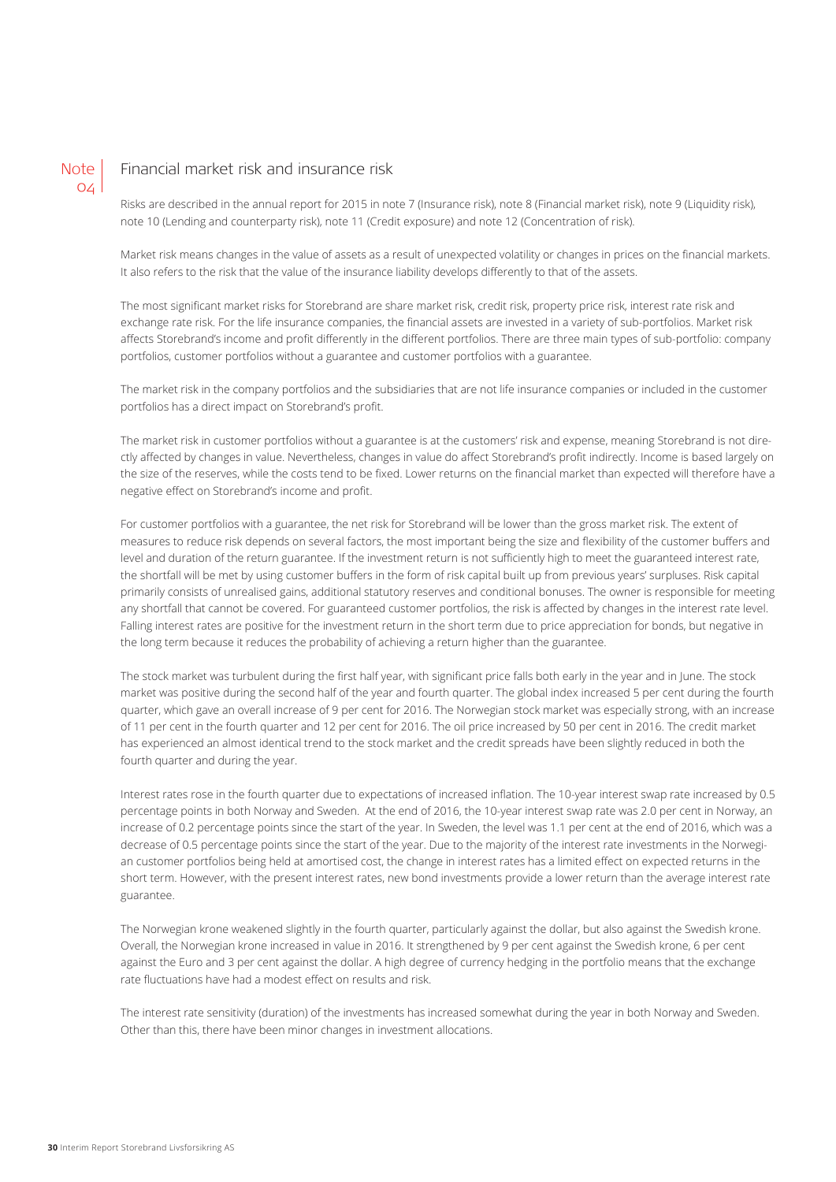# Note 04 Financial market risk and insurance risk

Risks are described in the annual report for 2015 in note 7 (Insurance risk), note 8 (Financial market risk), note 9 (Liquidity risk), note 10 (Lending and counterparty risk), note 11 (Credit exposure) and note 12 (Concentration of risk).

Market risk means changes in the value of assets as a result of unexpected volatility or changes in prices on the financial markets. It also refers to the risk that the value of the insurance liability develops differently to that of the assets.

The most significant market risks for Storebrand are share market risk, credit risk, property price risk, interest rate risk and exchange rate risk. For the life insurance companies, the financial assets are invested in a variety of sub-portfolios. Market risk affects Storebrand's income and profit differently in the different portfolios. There are three main types of sub-portfolio: company portfolios, customer portfolios without a guarantee and customer portfolios with a guarantee.

The market risk in the company portfolios and the subsidiaries that are not life insurance companies or included in the customer portfolios has a direct impact on Storebrand's profit.

The market risk in customer portfolios without a guarantee is at the customers' risk and expense, meaning Storebrand is not directly affected by changes in value. Nevertheless, changes in value do affect Storebrand's profit indirectly. Income is based largely on the size of the reserves, while the costs tend to be fixed. Lower returns on the financial market than expected will therefore have a negative effect on Storebrand's income and profit.

For customer portfolios with a guarantee, the net risk for Storebrand will be lower than the gross market risk. The extent of measures to reduce risk depends on several factors, the most important being the size and flexibility of the customer buffers and level and duration of the return guarantee. If the investment return is not sufficiently high to meet the guaranteed interest rate, the shortfall will be met by using customer buffers in the form of risk capital built up from previous years' surpluses. Risk capital primarily consists of unrealised gains, additional statutory reserves and conditional bonuses. The owner is responsible for meeting any shortfall that cannot be covered. For guaranteed customer portfolios, the risk is affected by changes in the interest rate level. Falling interest rates are positive for the investment return in the short term due to price appreciation for bonds, but negative in the long term because it reduces the probability of achieving a return higher than the guarantee.

The stock market was turbulent during the first half year, with significant price falls both early in the year and in June. The stock market was positive during the second half of the year and fourth quarter. The global index increased 5 per cent during the fourth quarter, which gave an overall increase of 9 per cent for 2016. The Norwegian stock market was especially strong, with an increase of 11 per cent in the fourth quarter and 12 per cent for 2016. The oil price increased by 50 per cent in 2016. The credit market has experienced an almost identical trend to the stock market and the credit spreads have been slightly reduced in both the fourth quarter and during the year.

Interest rates rose in the fourth quarter due to expectations of increased inflation. The 10-year interest swap rate increased by 0.5 percentage points in both Norway and Sweden. At the end of 2016, the 10-year interest swap rate was 2.0 per cent in Norway, an increase of 0.2 percentage points since the start of the year. In Sweden, the level was 1.1 per cent at the end of 2016, which was a decrease of 0.5 percentage points since the start of the year. Due to the majority of the interest rate investments in the Norwegian customer portfolios being held at amortised cost, the change in interest rates has a limited effect on expected returns in the short term. However, with the present interest rates, new bond investments provide a lower return than the average interest rate guarantee.

The Norwegian krone weakened slightly in the fourth quarter, particularly against the dollar, but also against the Swedish krone. Overall, the Norwegian krone increased in value in 2016. It strengthened by 9 per cent against the Swedish krone, 6 per cent against the Euro and 3 per cent against the dollar. A high degree of currency hedging in the portfolio means that the exchange rate fluctuations have had a modest effect on results and risk.

The interest rate sensitivity (duration) of the investments has increased somewhat during the year in both Norway and Sweden. Other than this, there have been minor changes in investment allocations.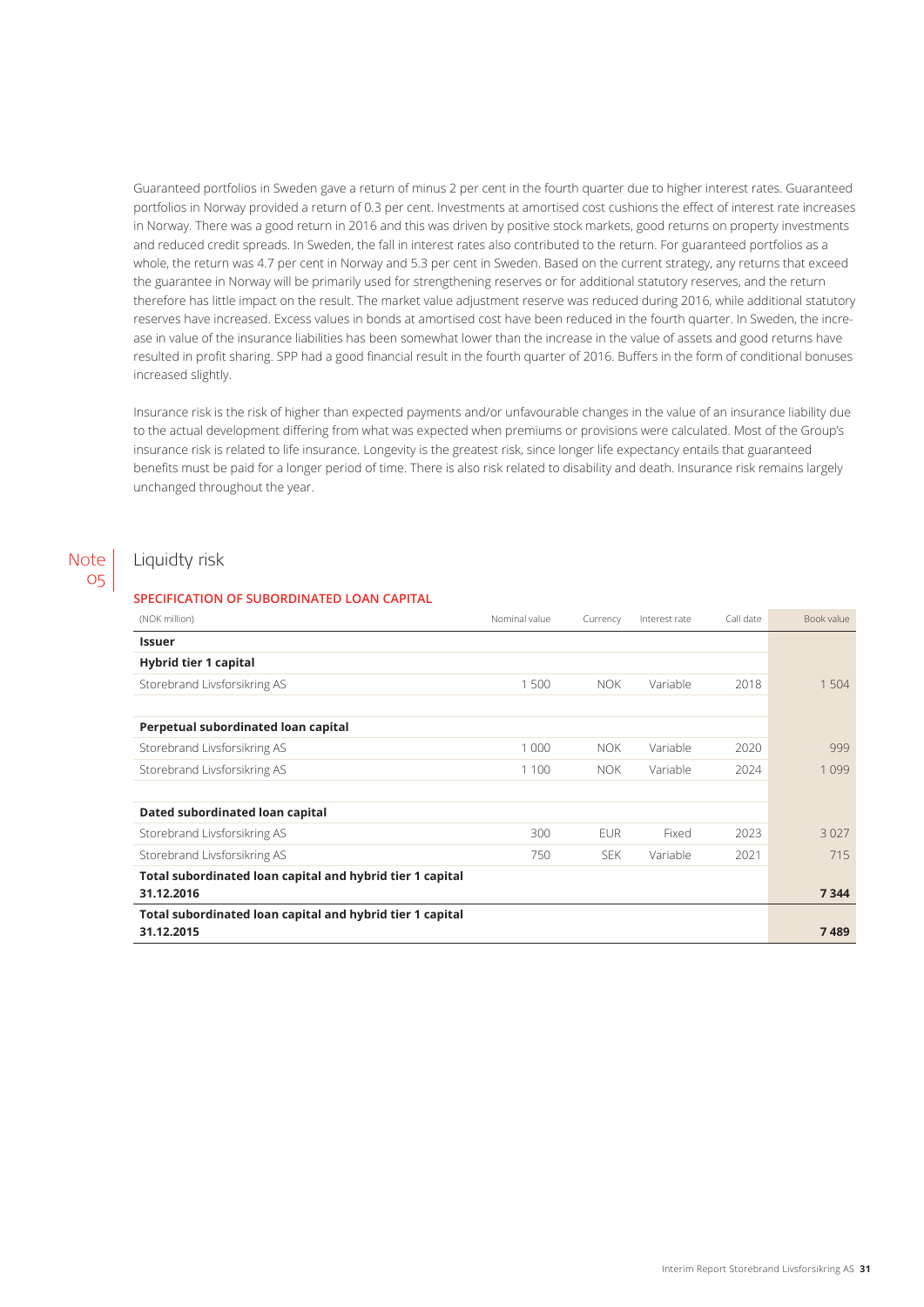Guaranteed portfolios in Sweden gave a return of minus 2 per cent in the fourth quarter due to higher interest rates. Guaranteed portfolios in Norway provided a return of 0.3 per cent. Investments at amortised cost cushions the effect of interest rate increases in Norway. There was a good return in 2016 and this was driven by positive stock markets, good returns on property investments and reduced credit spreads. In Sweden, the fall in interest rates also contributed to the return. For guaranteed portfolios as a whole, the return was 4.7 per cent in Norway and 5.3 per cent in Sweden. Based on the current strategy, any returns that exceed the guarantee in Norway will be primarily used for strengthening reserves or for additional statutory reserves, and the return therefore has little impact on the result. The market value adjustment reserve was reduced during 2016, while additional statutory reserves have increased. Excess values in bonds at amortised cost have been reduced in the fourth quarter. In Sweden, the increase in value of the insurance liabilities has been somewhat lower than the increase in the value of assets and good returns have resulted in profit sharing. SPP had a good financial result in the fourth quarter of 2016. Buffers in the form of conditional bonuses increased slightly.

Insurance risk is the risk of higher than expected payments and/or unfavourable changes in the value of an insurance liability due to the actual development differing from what was expected when premiums or provisions were calculated. Most of the Group's insurance risk is related to life insurance. Longevity is the greatest risk, since longer life expectancy entails that guaranteed benefits must be paid for a longer period of time. There is also risk related to disability and death. Insurance risk remains largely unchanged throughout the year.

## Note 05 Liquidty risk

### SPECIFICATION OF SUBORDINATED LOAN CAPITAL

| (NOK million) | Nominal value | Currency | Interest rate | Call date | Book value |
|---|---|---|---|---|---|
| **Issuer** | | | | | |
| **Hybrid tier 1 capital** | | | | | |
| Storebrand Livsforsikring AS | 1 500 | NOK | Variable | 2018 | 1 504 |
| | | | | | |
| **Perpetual subordinated loan capital** | | | | | |
| Storebrand Livsforsikring AS | 1 000 | NOK | Variable | 2020 | 999 |
| Storebrand Livsforsikring AS | 1 100 | NOK | Variable | 2024 | 1 099 |
| | | | | | |
| **Dated subordinated loan capital** | | | | | |
| Storebrand Livsforsikring AS | 300 | EUR | Fixed | 2023 | 3 027 |
| Storebrand Livsforsikring AS | 750 | SEK | Variable | 2021 | 715 |
| **Total subordinated loan capital and hybrid tier 1 capital 31.12.2016** | | | | | **7 344** |
| **Total subordinated loan capital and hybrid tier 1 capital 31.12.2015** | | | | | **7 489** |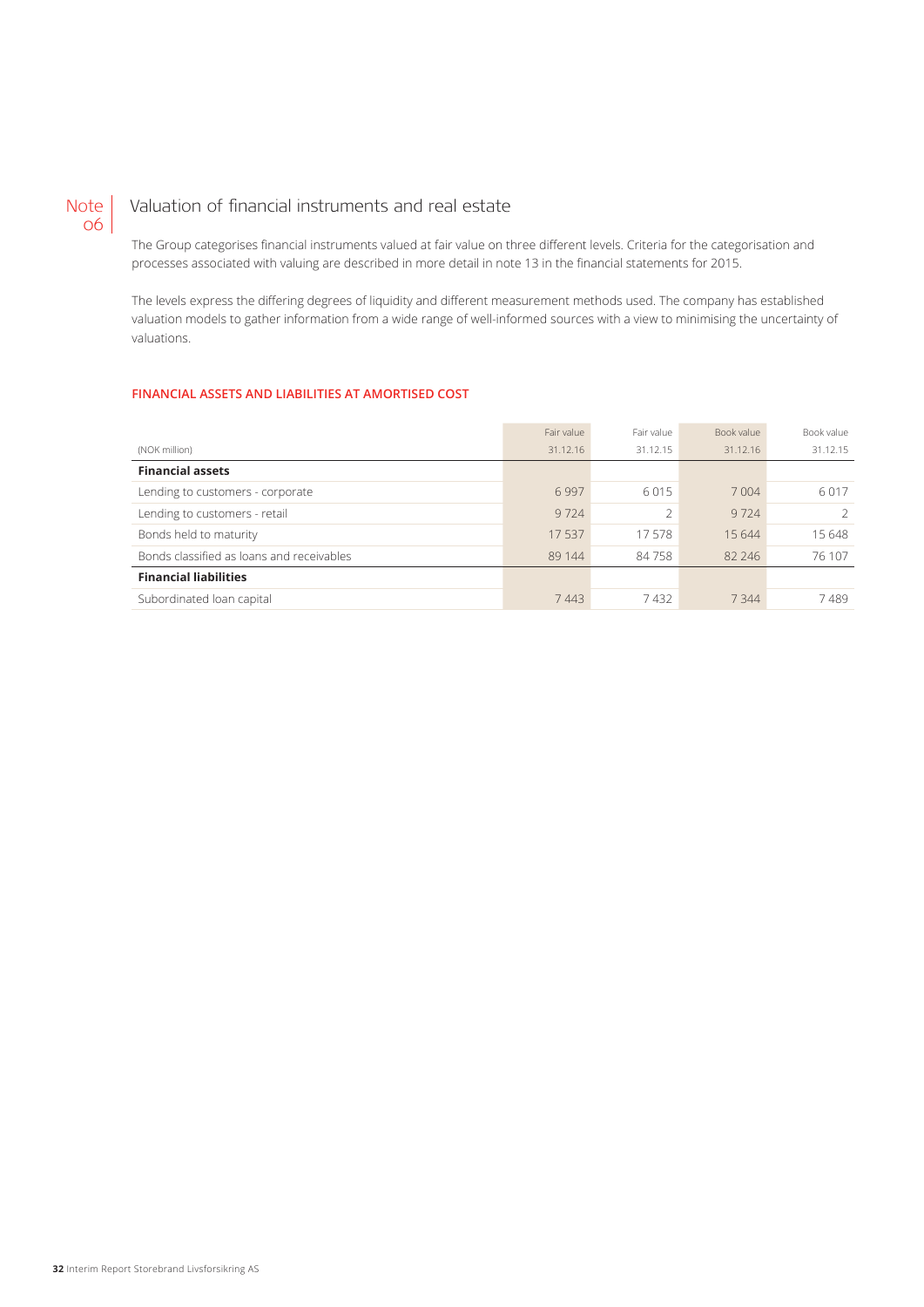## Note 06 Valuation of financial instruments and real estate

The Group categorises financial instruments valued at fair value on three different levels. Criteria for the categorisation and processes associated with valuing are described in more detail in note 13 in the financial statements for 2015.

The levels express the differing degrees of liquidity and different measurement methods used. The company has established valuation models to gather information from a wide range of well-informed sources with a view to minimising the uncertainty of valuations.

### FINANCIAL ASSETS AND LIABILITIES AT AMORTISED COST

| (NOK million) | Fair value 31.12.16 | Fair value 31.12.15 | Book value 31.12.16 | Book value 31.12.15 |
|---|---|---|---|---|
| **Financial assets** | | | | |
| Lending to customers - corporate | 6 997 | 6 015 | 7 004 | 6 017 |
| Lending to customers - retail | 9 724 | 2 | 9 724 | 2 |
| Bonds held to maturity | 17 537 | 17 578 | 15 644 | 15 648 |
| Bonds classified as loans and receivables | 89 144 | 84 758 | 82 246 | 76 107 |
| **Financial liabilities** | | | | |
| Subordinated loan capital | 7 443 | 7 432 | 7 344 | 7 489 |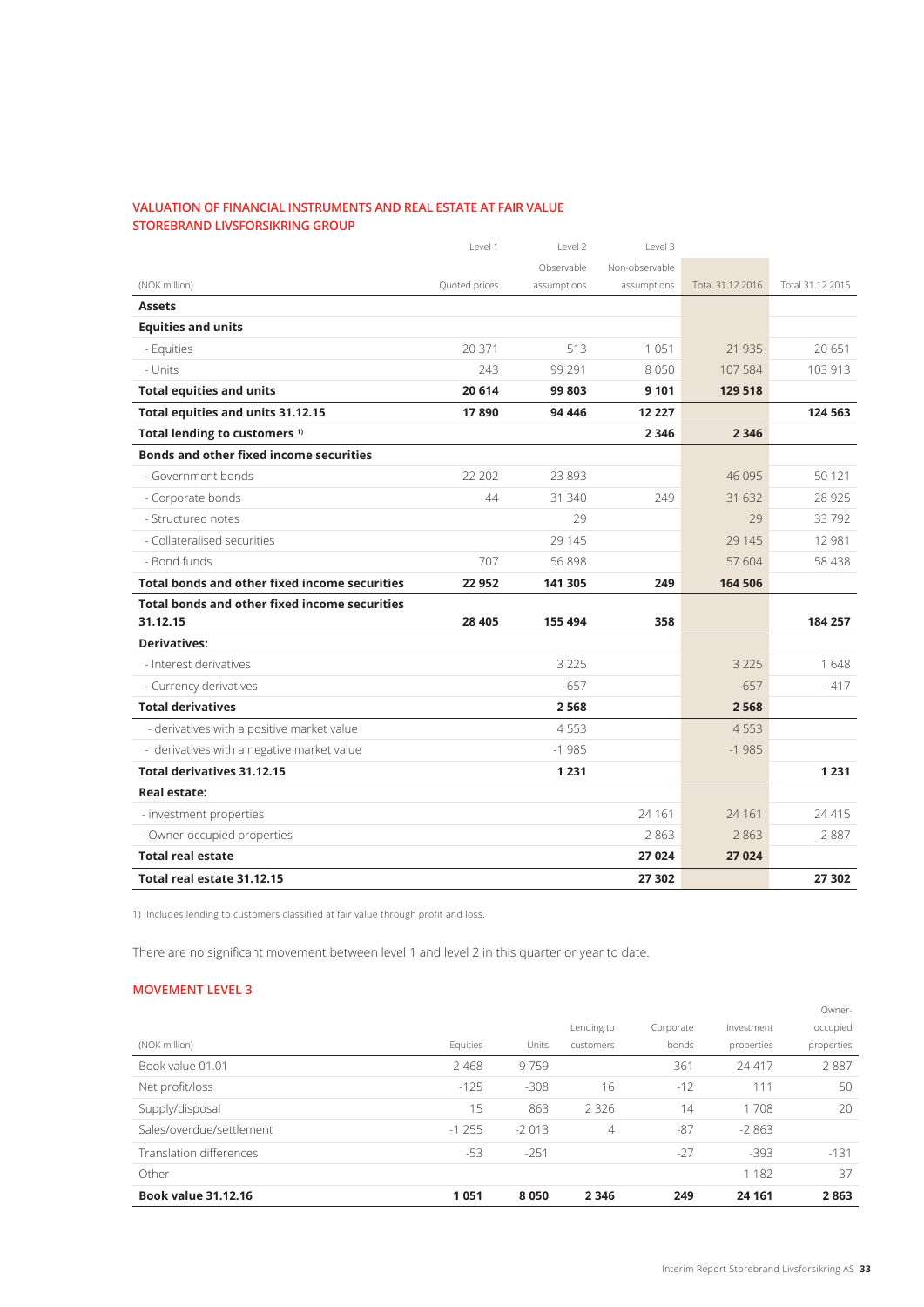## VALUATION OF FINANCIAL INSTRUMENTS AND REAL ESTATE AT FAIR VALUE
## STOREBRAND LIVSFORSIKRING GROUP

| (NOK million) | Level 1<br>Quoted prices | Level 2<br>Observable assumptions | Level 3<br>Non-observable assumptions | Total 31.12.2016 | Total 31.12.2015 |
|---|---|---|---|---|---|
| **Assets** | | | | | |
| **Equities and units** | | | | | |
| - Equities | 20 371 | 513 | 1 051 | 21 935 | 20 651 |
| - Units | 243 | 99 291 | 8 050 | 107 584 | 103 913 |
| **Total equities and units** | **20 614** | **99 803** | **9 101** | **129 518** | |
| **Total equities and units 31.12.15** | **17 890** | **94 446** | **12 227** | | **124 563** |
| **Total lending to customers [1]** | | | **2 346** | **2 346** | |
| **Bonds and other fixed income securities** | | | | | |
| - Government bonds | 22 202 | 23 893 | | 46 095 | 50 121 |
| - Corporate bonds | 44 | 31 340 | 249 | 31 632 | 28 925 |
| - Structured notes | | 29 | | 29 | 33 792 |
| - Collateralised securities | | 29 145 | | 29 145 | 12 981 |
| - Bond funds | 707 | 56 898 | | 57 604 | 58 438 |
| **Total bonds and other fixed income securities** | **22 952** | **141 305** | **249** | **164 506** | |
| **Total bonds and other fixed income securities 31.12.15** | **28 405** | **155 494** | **358** | | **184 257** |
| **Derivatives:** | | | | | |
| - Interest derivatives | | 3 225 | | 3 225 | 1 648 |
| - Currency derivatives | | -657 | | -657 | -417 |
| **Total derivatives** | | **2 568** | | **2 568** | |
| - derivatives with a positive market value | | 4 553 | | 4 553 | |
| - derivatives with a negative market value | | -1 985 | | -1 985 | |
| **Total derivatives 31.12.15** | | **1 231** | | | **1 231** |
| **Real estate:** | | | | | |
| - investment properties | | | 24 161 | 24 161 | 24 415 |
| - Owner-occupied properties | | | 2 863 | 2 863 | 2 887 |
| **Total real estate** | | | **27 024** | **27 024** | |
| **Total real estate 31.12.15** | | | **27 302** | | **27 302** |

1) Includes lending to customers classified at fair value through profit and loss.

There are no significant movement between level 1 and level 2 in this quarter or year to date.

## MOVEMENT LEVEL 3

| (NOK million) | Equities | Units | Lending to customers | Corporate bonds | Investment properties | Owner-occupied properties |
|---|---|---|---|---|---|---|
| Book value 01.01 | 2 468 | 9 759 | | 361 | 24 417 | 2 887 |
| Net profit/loss | -125 | -308 | 16 | -12 | 111 | 50 |
| Supply/disposal | 15 | 863 | 2 326 | 14 | 1 708 | 20 |
| Sales/overdue/settlement | -1 255 | -2 013 | 4 | -87 | -2 863 | |
| Translation differences | -53 | -251 | | -27 | -393 | -131 |
| Other | | | | | 1 182 | 37 |
| **Book value 31.12.16** | **1 051** | **8 050** | **2 346** | **249** | **24 161** | **2 863** |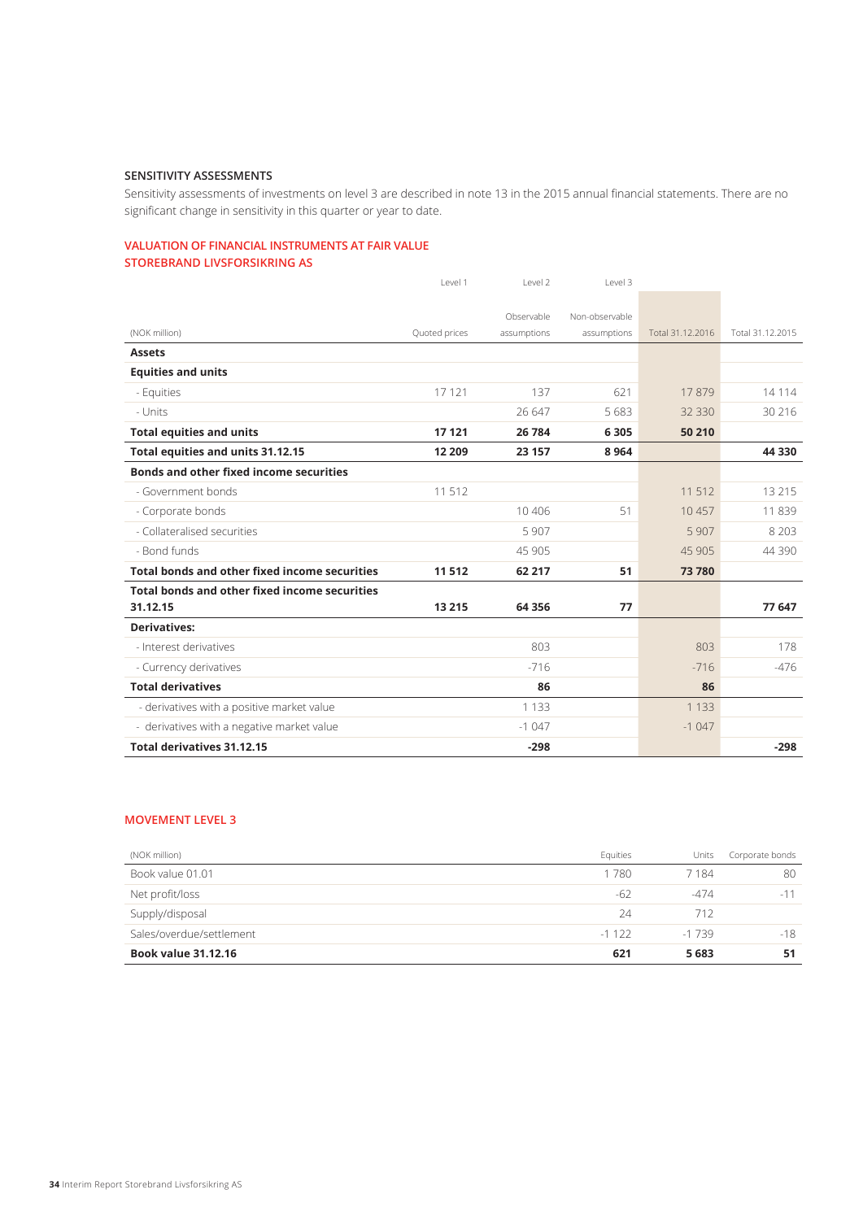### SENSITIVITY ASSESSMENTS

Sensitivity assessments of investments on level 3 are described in note 13 in the 2015 annual financial statements. There are no significant change in sensitivity in this quarter or year to date.

### VALUATION OF FINANCIAL INSTRUMENTS AT FAIR VALUE
### STOREBRAND LIVSFORSIKRING AS

| (NOK million) | Level 1<br>Quoted prices | Level 2<br>Observable assumptions | Level 3<br>Non-observable assumptions | Total 31.12.2016 | Total 31.12.2015 |
|---|---|---|---|---|---|
| **Assets** | | | | | |
| **Equities and units** | | | | | |
| - Equities | 17 121 | 137 | 621 | 17 879 | 14 114 |
| - Units | | 26 647 | 5 683 | 32 330 | 30 216 |
| **Total equities and units** | **17 121** | **26 784** | **6 305** | **50 210** | |
| **Total equities and units 31.12.15** | **12 209** | **23 157** | **8 964** | | **44 330** |
| **Bonds and other fixed income securities** | | | | | |
| - Government bonds | 11 512 | | | 11 512 | 13 215 |
| - Corporate bonds | | 10 406 | 51 | 10 457 | 11 839 |
| - Collateralised securities | | 5 907 | | 5 907 | 8 203 |
| - Bond funds | | 45 905 | | 45 905 | 44 390 |
| **Total bonds and other fixed income securities** | **11 512** | **62 217** | **51** | **73 780** | |
| **Total bonds and other fixed income securities 31.12.15** | **13 215** | **64 356** | **77** | | **77 647** |
| **Derivatives:** | | | | | |
| - Interest derivatives | | 803 | | 803 | 178 |
| - Currency derivatives | | -716 | | -716 | -476 |
| **Total derivatives** | | **86** | | **86** | |
| - derivatives with a positive market value | | 1 133 | | 1 133 | |
| - derivatives with a negative market value | | -1 047 | | -1 047 | |
| **Total derivatives 31.12.15** | | **-298** | | | **-298** |

### MOVEMENT LEVEL 3

| (NOK million) | Equities | Units | Corporate bonds |
|---|---|---|---|
| Book value 01.01 | 1 780 | 7 184 | 80 |
| Net profit/loss | -62 | -474 | -11 |
| Supply/disposal | 24 | 712 | |
| Sales/overdue/settlement | -1 122 | -1 739 | -18 |
| **Book value 31.12.16** | **621** | **5 683** | **51** |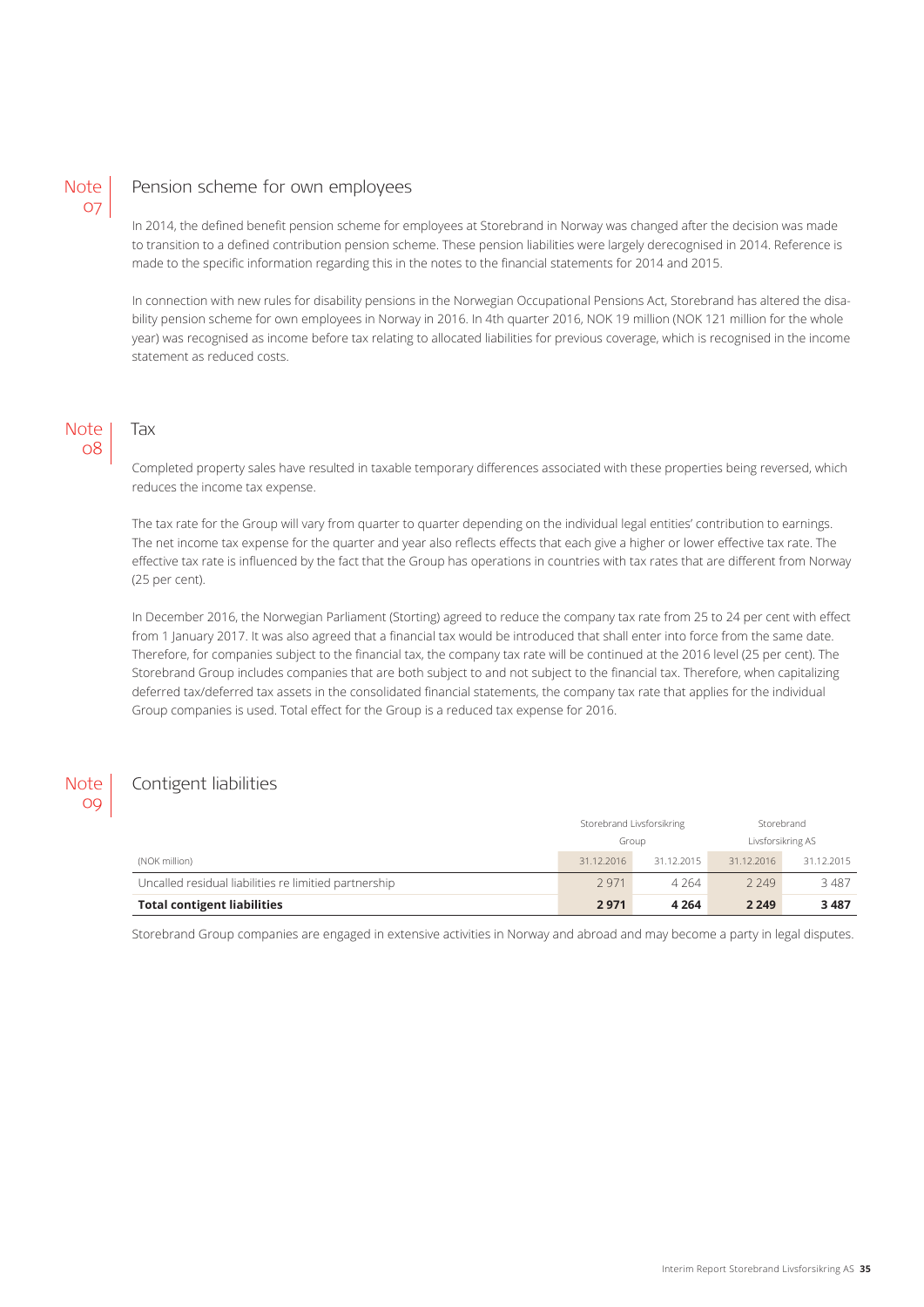## Note 07 Pension scheme for own employees

In 2014, the defined benefit pension scheme for employees at Storebrand in Norway was changed after the decision was made to transition to a defined contribution pension scheme. These pension liabilities were largely derecognised in 2014. Reference is made to the specific information regarding this in the notes to the financial statements for 2014 and 2015.

In connection with new rules for disability pensions in the Norwegian Occupational Pensions Act, Storebrand has altered the disability pension scheme for own employees in Norway in 2016. In 4th quarter 2016, NOK 19 million (NOK 121 million for the whole year) was recognised as income before tax relating to allocated liabilities for previous coverage, which is recognised in the income statement as reduced costs.

## Note 08 Tax

Completed property sales have resulted in taxable temporary differences associated with these properties being reversed, which reduces the income tax expense.

The tax rate for the Group will vary from quarter to quarter depending on the individual legal entities' contribution to earnings. The net income tax expense for the quarter and year also reflects effects that each give a higher or lower effective tax rate. The effective tax rate is influenced by the fact that the Group has operations in countries with tax rates that are different from Norway (25 per cent).

In December 2016, the Norwegian Parliament (Storting) agreed to reduce the company tax rate from 25 to 24 per cent with effect from 1 January 2017. It was also agreed that a financial tax would be introduced that shall enter into force from the same date. Therefore, for companies subject to the financial tax, the company tax rate will be continued at the 2016 level (25 per cent). The Storebrand Group includes companies that are both subject to and not subject to the financial tax. Therefore, when capitalizing deferred tax/deferred tax assets in the consolidated financial statements, the company tax rate that applies for the individual Group companies is used. Total effect for the Group is a reduced tax expense for 2016.

## Note 09 Contigent liabilities

| | Storebrand Livsforsikring Group | | Storebrand Livsforsikring AS | |
|---|---|---|---|---|
| (NOK million) | 31.12.2016 | 31.12.2015 | 31.12.2016 | 31.12.2015 |
| Uncalled residual liabilities re limited partnership | 2 971 | 4 264 | 2 249 | 3 487 |
| **Total contigent liabilities** | **2 971** | **4 264** | **2 249** | **3 487** |

Storebrand Group companies are engaged in extensive activities in Norway and abroad and may become a party in legal disputes.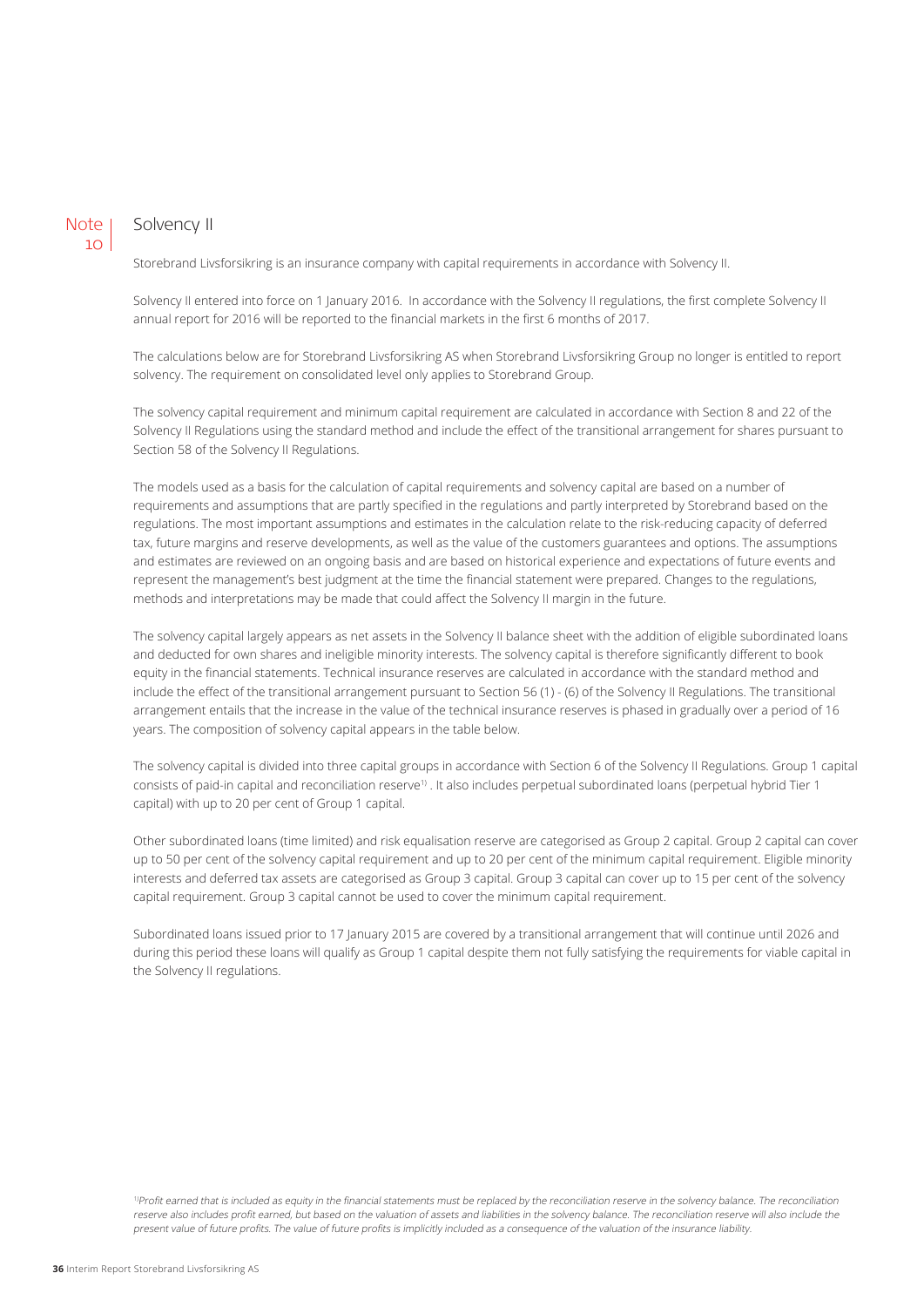## Note 10 Solvency II

Storebrand Livsforsikring is an insurance company with capital requirements in accordance with Solvency II.

Solvency II entered into force on 1 January 2016. In accordance with the Solvency II regulations, the first complete Solvency II annual report for 2016 will be reported to the financial markets in the first 6 months of 2017.

The calculations below are for Storebrand Livsforsikring AS when Storebrand Livsforsikring Group no longer is entitled to report solvency. The requirement on consolidated level only applies to Storebrand Group.

The solvency capital requirement and minimum capital requirement are calculated in accordance with Section 8 and 22 of the Solvency II Regulations using the standard method and include the effect of the transitional arrangement for shares pursuant to Section 58 of the Solvency II Regulations.

The models used as a basis for the calculation of capital requirements and solvency capital are based on a number of requirements and assumptions that are partly specified in the regulations and partly interpreted by Storebrand based on the regulations. The most important assumptions and estimates in the calculation relate to the risk-reducing capacity of deferred tax, future margins and reserve developments, as well as the value of the customers guarantees and options. The assumptions and estimates are reviewed on an ongoing basis and are based on historical experience and expectations of future events and represent the management's best judgment at the time the financial statement were prepared. Changes to the regulations, methods and interpretations may be made that could affect the Solvency II margin in the future.

The solvency capital largely appears as net assets in the Solvency II balance sheet with the addition of eligible subordinated loans and deducted for own shares and ineligible minority interests. The solvency capital is therefore significantly different to book equity in the financial statements. Technical insurance reserves are calculated in accordance with the standard method and include the effect of the transitional arrangement pursuant to Section 56 (1) - (6) of the Solvency II Regulations. The transitional arrangement entails that the increase in the value of the technical insurance reserves is phased in gradually over a period of 16 years. The composition of solvency capital appears in the table below.

The solvency capital is divided into three capital groups in accordance with Section 6 of the Solvency II Regulations. Group 1 capital consists of paid-in capital and reconciliation reserve[1]. It also includes perpetual subordinated loans (perpetual hybrid Tier 1 capital) with up to 20 per cent of Group 1 capital.

Other subordinated loans (time limited) and risk equalisation reserve are categorised as Group 2 capital. Group 2 capital can cover up to 50 per cent of the solvency capital requirement and up to 20 per cent of the minimum capital requirement. Eligible minority interests and deferred tax assets are categorised as Group 3 capital. Group 3 capital can cover up to 15 per cent of the solvency capital requirement. Group 3 capital cannot be used to cover the minimum capital requirement.

Subordinated loans issued prior to 17 January 2015 are covered by a transitional arrangement that will continue until 2026 and during this period these loans will qualify as Group 1 capital despite them not fully satisfying the requirements for viable capital in the Solvency II regulations.

*[1] Profit earned that is included as equity in the financial statements must be replaced by the reconciliation reserve in the solvency balance. The reconciliation reserve also includes profit earned, but based on the valuation of assets and liabilities in the solvency balance. The reconciliation reserve will also include the present value of future profits. The value of future profits is implicitly included as a consequence of the valuation of the insurance liability.*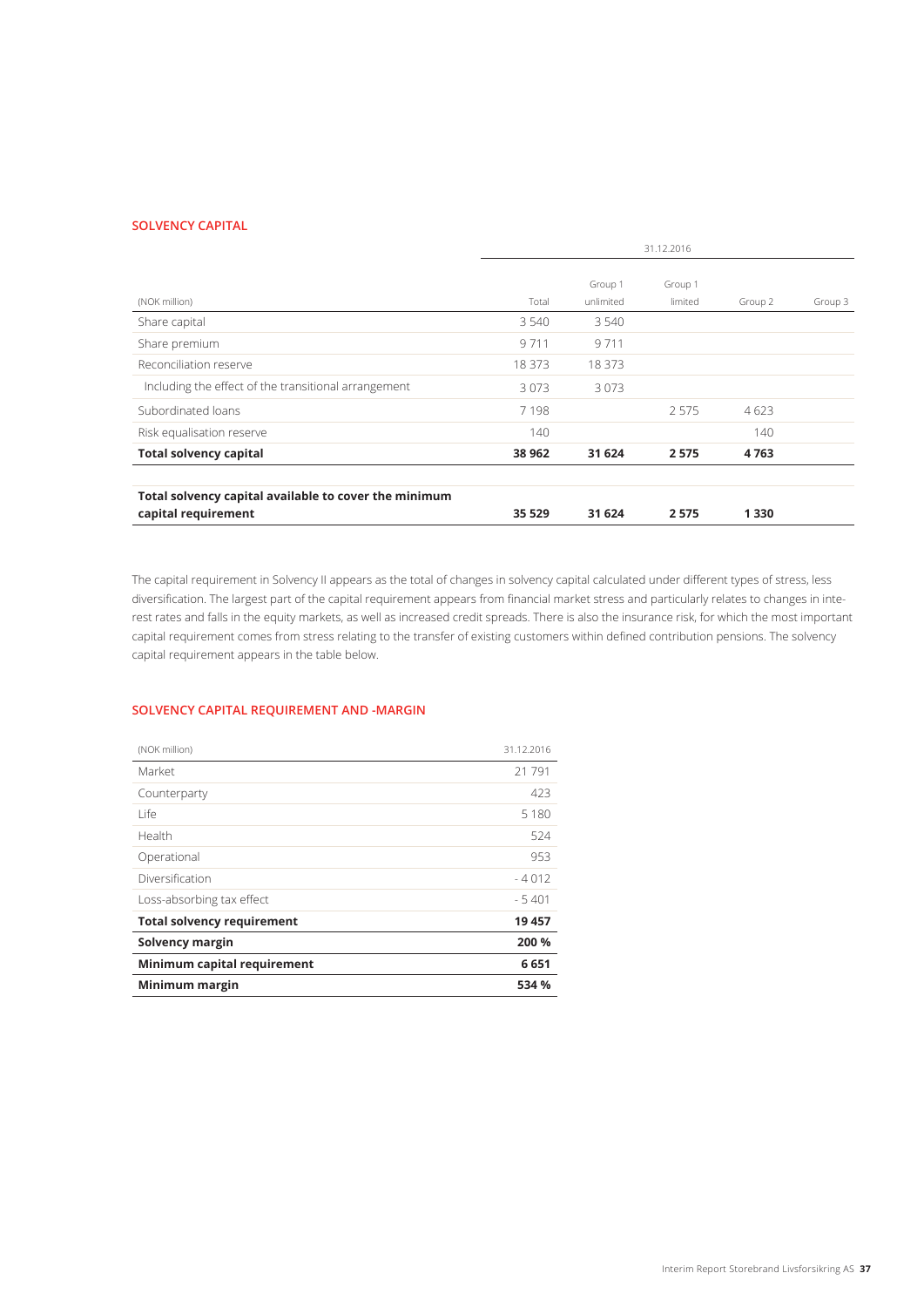## SOLVENCY CAPITAL

| | 31.12.2016 | | | | |
|---|---|---|---|---|---|
| (NOK million) | Total | Group 1 unlimited | Group 1 limited | Group 2 | Group 3 |
| Share capital | 3 540 | 3 540 | | | |
| Share premium | 9 711 | 9 711 | | | |
| Reconciliation reserve | 18 373 | 18 373 | | | |
| Including the effect of the transitional arrangement | 3 073 | 3 073 | | | |
| Subordinated loans | 7 198 | | 2 575 | 4 623 | |
| Risk equalisation reserve | 140 | | | 140 | |
| **Total solvency capital** | **38 962** | **31 624** | **2 575** | **4 763** | |
| | | | | | |
| **Total solvency capital available to cover the minimum capital requirement** | **35 529** | **31 624** | **2 575** | **1 330** | |

The capital requirement in Solvency II appears as the total of changes in solvency capital calculated under different types of stress, less diversification. The largest part of the capital requirement appears from financial market stress and particularly relates to changes in interest rates and falls in the equity markets, as well as increased credit spreads. There is also the insurance risk, for which the most important capital requirement comes from stress relating to the transfer of existing customers within defined contribution pensions. The solvency capital requirement appears in the table below.

## SOLVENCY CAPITAL REQUIREMENT AND -MARGIN

| (NOK million) | 31.12.2016 |
|---|---|
| Market | 21 791 |
| Counterparty | 423 |
| Life | 5 180 |
| Health | 524 |
| Operational | 953 |
| Diversification | - 4 012 |
| Loss-absorbing tax effect | - 5 401 |
| **Total solvency requirement** | **19 457** |
| **Solvency margin** | **200 %** |
| **Minimum capital requirement** | **6 651** |
| **Minimum margin** | **534 %** |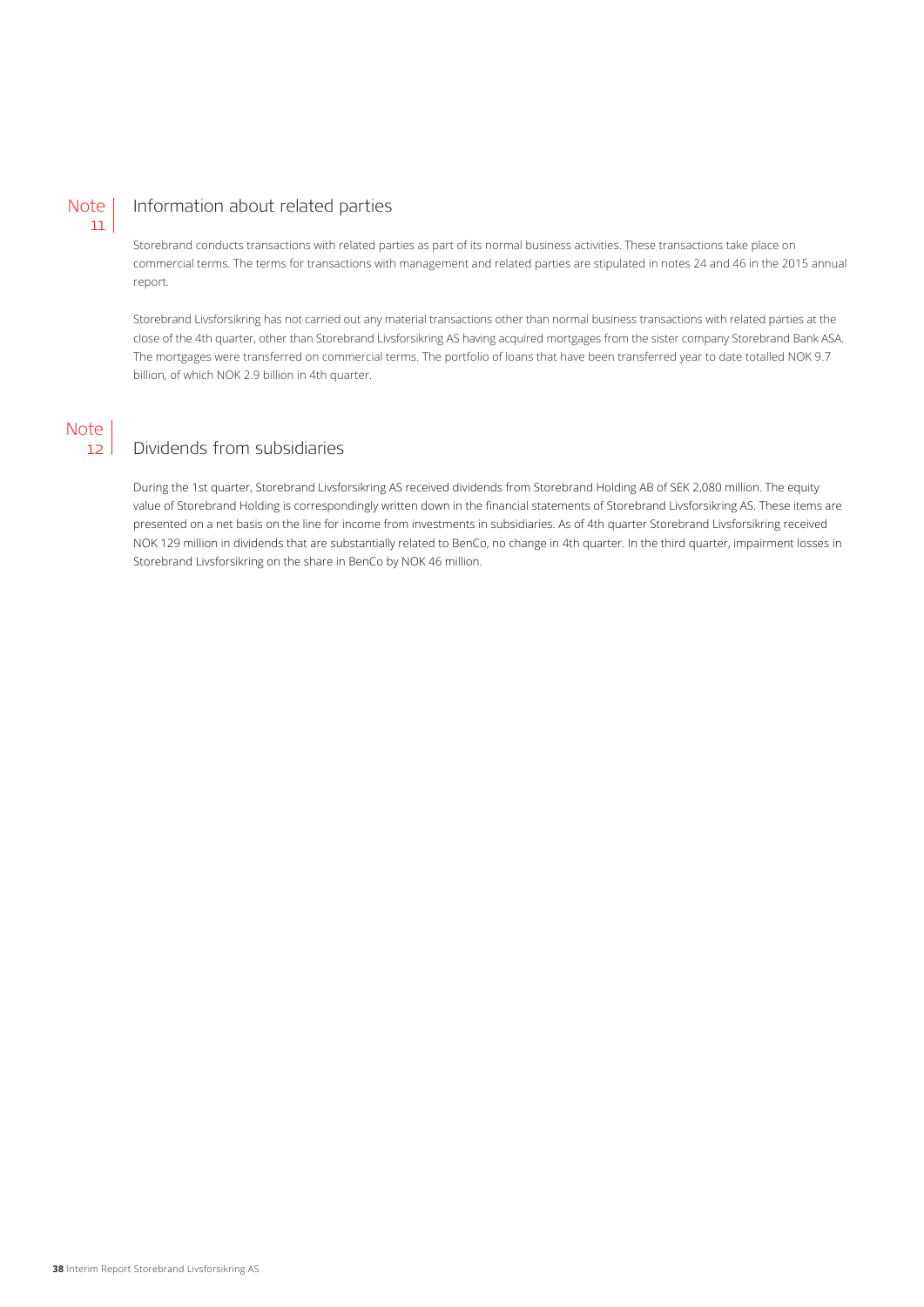## Note 11 Information about related parties

Storebrand conducts transactions with related parties as part of its normal business activities. These transactions take place on commercial terms. The terms for transactions with management and related parties are stipulated in notes 24 and 46 in the 2015 annual report.

Storebrand Livsforsikring has not carried out any material transactions other than normal business transactions with related parties at the close of the 4th quarter, other than Storebrand Livsforsikring AS having acquired mortgages from the sister company Storebrand Bank ASA. The mortgages were transferred on commercial terms. The portfolio of loans that have been transferred year to date totalled NOK 9.7 billion, of which NOK 2.9 billion in 4th quarter.

## Note 12 Dividends from subsidiaries

During the 1st quarter, Storebrand Livsforsikring AS received dividends from Storebrand Holding AB of SEK 2,080 million. The equity value of Storebrand Holding is correspondingly written down in the financial statements of Storebrand Livsforsikring AS. These items are presented on a net basis on the line for income from investments in subsidiaries. As of 4th quarter Storebrand Livsforsikring received NOK 129 million in dividends that are substantially related to BenCo, no change in 4th quarter. In the third quarter, impairment losses in Storebrand Livsforsikring on the share in BenCo by NOK 46 million.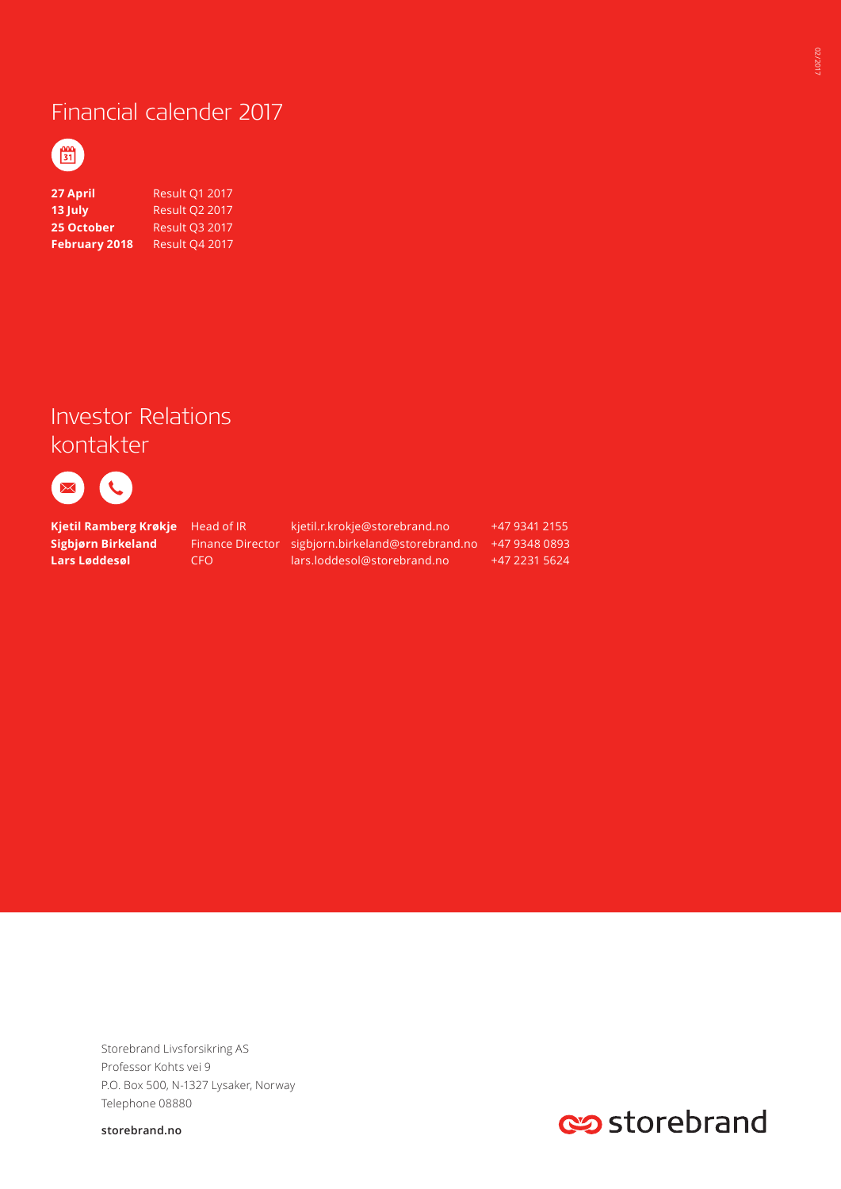## Financial calender 2017

| | |
|---|---|
| **27 April** | Result Q1 2017 |
| **13 July** | Result Q2 2017 |
| **25 October** | Result Q3 2017 |
| **February 2018** | Result Q4 2017 |

## Investor Relations kontakter

| | | | |
|---|---|---|---|
| **Kjetil Ramberg Krøkje** | Head of IR | kjetil.r.krokje@storebrand.no | +47 9341 2155 |
| **Sigbjørn Birkeland** | Finance Director | sigbjorn.birkeland@storebrand.no | +47 9348 0893 |
| **Lars Løddesøl** | CFO | lars.loddesol@storebrand.no | +47 2231 5624 |

Storebrand Livsforsikring AS
Professor Kohts vei 9
P.O. Box 500, N-1327 Lysaker, Norway
Telephone 08880

**storebrand.no**

storebrand